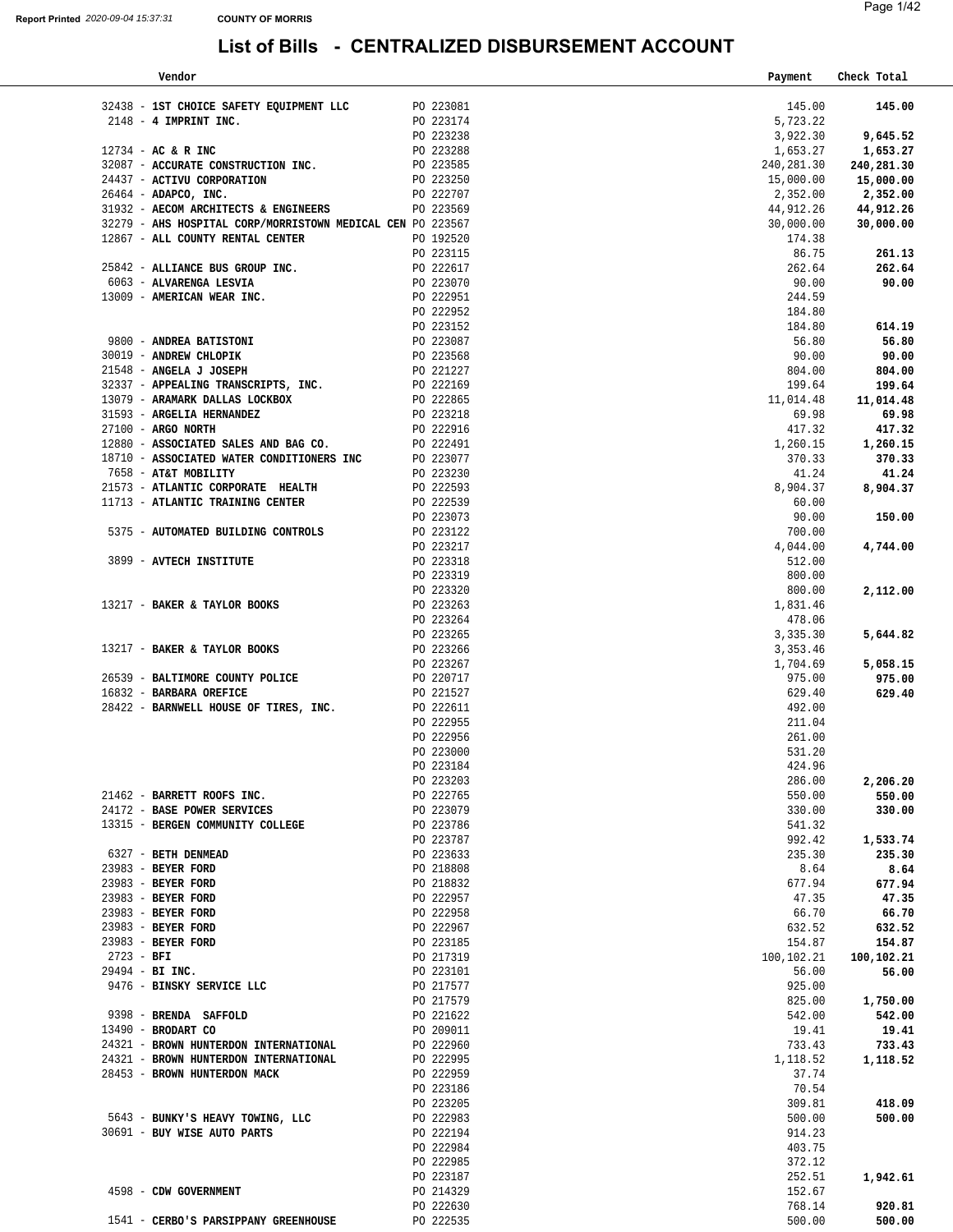Report Printed 2020-09-04 15:37:31 **COUNTY OF MORRIS**

# List of Bills - CENTRALIZED DISBURSEMENT ACCOUNT

| Vendor | | Payment | Check Total |
|---|---|---|---|
| 32438 - **1ST CHOICE SAFETY EQUIPMENT LLC** | PO 223081 | 145.00 | **145.00** |
| 2148 - **4 IMPRINT INC.** | PO 223174 | 5,723.22 | |
| | PO 223238 | 3,922.30 | **9,645.52** |
| 12734 - **AC & R INC** | PO 223288 | 1,653.27 | **1,653.27** |
| 32087 - **ACCURATE CONSTRUCTION INC.** | PO 223585 | 240,281.30 | **240,281.30** |
| 24437 - **ACTIVU CORPORATION** | PO 223250 | 15,000.00 | **15,000.00** |
| 26464 - **ADAPCO, INC.** | PO 222707 | 2,352.00 | **2,352.00** |
| 31932 - **AECOM ARCHITECTS & ENGINEERS** | PO 223569 | 44,912.26 | **44,912.26** |
| 32279 - **AHS HOSPITAL CORP/MORRISTOWN MEDICAL CEN** | PO 223567 | 30,000.00 | **30,000.00** |
| 12867 - **ALL COUNTY RENTAL CENTER** | PO 192520 | 174.38 | |
| | PO 223115 | 86.75 | **261.13** |
| 25842 - **ALLIANCE BUS GROUP INC.** | PO 222617 | 262.64 | **262.64** |
| 6063 - **ALVARENGA LESVIA** | PO 223070 | 90.00 | **90.00** |
| 13009 - **AMERICAN WEAR INC.** | PO 222951 | 244.59 | |
| | PO 222952 | 184.80 | |
| | PO 223152 | 184.80 | **614.19** |
| 9800 - **ANDREA BATISTONI** | PO 223087 | 56.80 | **56.80** |
| 30019 - **ANDREW CHLOPIK** | PO 223568 | 90.00 | **90.00** |
| 21548 - **ANGELA J JOSEPH** | PO 221227 | 804.00 | **804.00** |
| 32337 - **APPEALING TRANSCRIPTS, INC.** | PO 222169 | 199.64 | **199.64** |
| 13079 - **ARAMARK DALLAS LOCKBOX** | PO 222865 | 11,014.48 | **11,014.48** |
| 31593 - **ARGELIA HERNANDEZ** | PO 223218 | 69.98 | **69.98** |
| 27100 - **ARGO NORTH** | PO 222916 | 417.32 | **417.32** |
| 12880 - **ASSOCIATED SALES AND BAG CO.** | PO 222491 | 1,260.15 | **1,260.15** |
| 18710 - **ASSOCIATED WATER CONDITIONERS INC** | PO 223077 | 370.33 | **370.33** |
| 7658 - **AT&T MOBILITY** | PO 223230 | 41.24 | **41.24** |
| 21573 - **ATLANTIC CORPORATE HEALTH** | PO 222593 | 8,904.37 | **8,904.37** |
| 11713 - **ATLANTIC TRAINING CENTER** | PO 222539 | 60.00 | |
| | PO 223073 | 90.00 | **150.00** |
| 5375 - **AUTOMATED BUILDING CONTROLS** | PO 223122 | 700.00 | |
| | PO 223217 | 4,044.00 | **4,744.00** |
| 3899 - **AVTECH INSTITUTE** | PO 223318 | 512.00 | |
| | PO 223319 | 800.00 | |
| | PO 223320 | 800.00 | **2,112.00** |
| 13217 - **BAKER & TAYLOR BOOKS** | PO 223263 | 1,831.46 | |
| | PO 223264 | 478.06 | |
| | PO 223265 | 3,335.30 | **5,644.82** |
| 13217 - **BAKER & TAYLOR BOOKS** | PO 223266 | 3,353.46 | |
| | PO 223267 | 1,704.69 | **5,058.15** |
| 26539 - **BALTIMORE COUNTY POLICE** | PO 220717 | 975.00 | **975.00** |
| 16832 - **BARBARA OREFICE** | PO 221527 | 629.40 | **629.40** |
| 28422 - **BARNWELL HOUSE OF TIRES, INC.** | PO 222611 | 492.00 | |
| | PO 222955 | 211.04 | |
| | PO 222956 | 261.00 | |
| | PO 223000 | 531.20 | |
| | PO 223184 | 424.96 | |
| | PO 223203 | 286.00 | **2,206.20** |
| 21462 - **BARRETT ROOFS INC.** | PO 222765 | 550.00 | **550.00** |
| 24172 - **BASE POWER SERVICES** | PO 223079 | 330.00 | **330.00** |
| 13315 - **BERGEN COMMUNITY COLLEGE** | PO 223786 | 541.32 | |
| | PO 223787 | 992.42 | **1,533.74** |
| 6327 - **BETH DENMEAD** | PO 223633 | 235.30 | **235.30** |
| 23983 - **BEYER FORD** | PO 218808 | 8.64 | **8.64** |
| 23983 - **BEYER FORD** | PO 218832 | 677.94 | **677.94** |
| 23983 - **BEYER FORD** | PO 222957 | 47.35 | **47.35** |
| 23983 - **BEYER FORD** | PO 222958 | 66.70 | **66.70** |
| 23983 - **BEYER FORD** | PO 222967 | 632.52 | **632.52** |
| 23983 - **BEYER FORD** | PO 223185 | 154.87 | **154.87** |
| 2723 - **BFI** | PO 217319 | 100,102.21 | **100,102.21** |
| 29494 - **BI INC.** | PO 223101 | 56.00 | **56.00** |
| 9476 - **BINSKY SERVICE LLC** | PO 217577 | 925.00 | |
| | PO 217579 | 825.00 | **1,750.00** |
| 9398 - **BRENDA SAFFOLD** | PO 221622 | 542.00 | **542.00** |
| 13490 - **BRODART CO** | PO 209011 | 19.41 | **19.41** |
| 24321 - **BROWN HUNTERDON INTERNATIONAL** | PO 222960 | 733.43 | **733.43** |
| 24321 - **BROWN HUNTERDON INTERNATIONAL** | PO 222995 | 1,118.52 | **1,118.52** |
| 28453 - **BROWN HUNTERDON MACK** | PO 222959 | 37.74 | |
| | PO 223186 | 70.54 | |
| | PO 223205 | 309.81 | **418.09** |
| 5643 - **BUNKY'S HEAVY TOWING, LLC** | PO 222983 | 500.00 | **500.00** |
| 30691 - **BUY WISE AUTO PARTS** | PO 222194 | 914.23 | |
| | PO 222984 | 403.75 | |
| | PO 222985 | 372.12 | |
| | PO 223187 | 252.51 | **1,942.61** |
| 4598 - **CDW GOVERNMENT** | PO 214329 | 152.67 | |
| | PO 222630 | 768.14 | **920.81** |
| 1541 - **CERBO'S PARSIPPANY GREENHOUSE** | PO 222535 | 500.00 | **500.00** |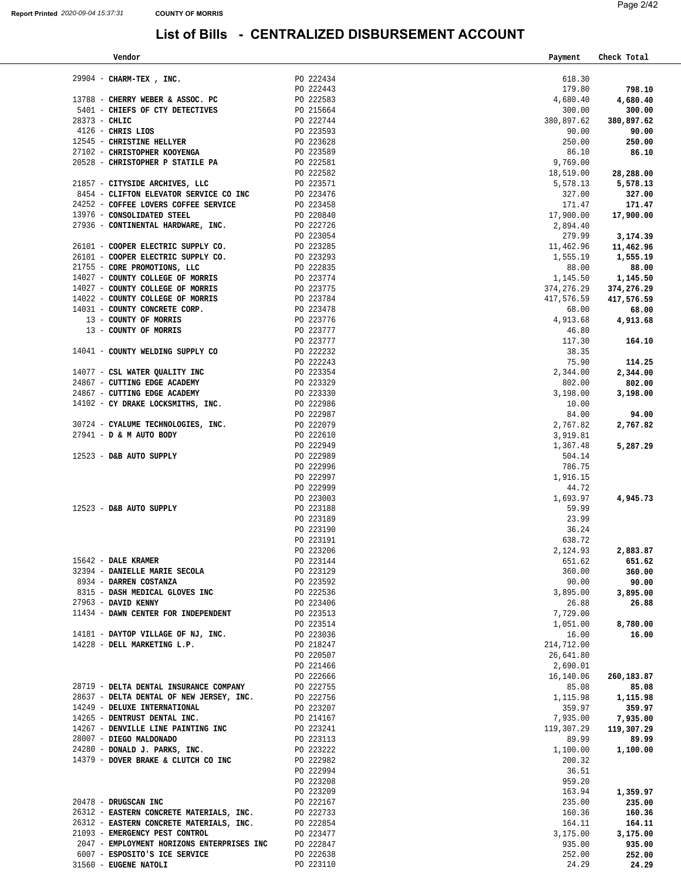Report Printed 2020-09-04 15:37:31 COUNTY OF MORRIS

# List of Bills - CENTRALIZED DISBURSEMENT ACCOUNT

| Vendor | | Payment | Check Total |
|---|---|---|---|
| 29904 - **CHARM-TEX , INC.** | PO 222434 | 618.30 | |
| | PO 222443 | 179.80 | **798.10** |
| 13788 - **CHERRY WEBER & ASSOC. PC** | PO 222583 | 4,680.40 | **4,680.40** |
| 5401 - **CHIEFS OF CTY DETECTIVES** | PO 215664 | 300.00 | **300.00** |
| 28373 - **CHLIC** | PO 222744 | 380,897.62 | **380,897.62** |
| 4126 - **CHRIS LIOS** | PO 223593 | 90.00 | **90.00** |
| 12545 - **CHRISTINE HELLYER** | PO 223628 | 250.00 | **250.00** |
| 27102 - **CHRISTOPHER KOOYENGA** | PO 223589 | 86.10 | **86.10** |
| 20528 - **CHRISTOPHER P STATILE PA** | PO 222581 | 9,769.00 | |
| | PO 222582 | 18,519.00 | **28,288.00** |
| 21857 - **CITYSIDE ARCHIVES, LLC** | PO 223571 | 5,578.13 | **5,578.13** |
| 8454 - **CLIFTON ELEVATOR SERVICE CO INC** | PO 223476 | 327.00 | **327.00** |
| 24252 - **COFFEE LOVERS COFFEE SERVICE** | PO 223458 | 171.47 | **171.47** |
| 13976 - **CONSOLIDATED STEEL** | PO 220840 | 17,900.00 | **17,900.00** |
| 27936 - **CONTINENTAL HARDWARE, INC.** | PO 222726 | 2,894.40 | |
| | PO 223054 | 279.99 | **3,174.39** |
| 26101 - **COOPER ELECTRIC SUPPLY CO.** | PO 223285 | 11,462.96 | **11,462.96** |
| 26101 - **COOPER ELECTRIC SUPPLY CO.** | PO 223293 | 1,555.19 | **1,555.19** |
| 21755 - **CORE PROMOTIONS, LLC** | PO 222835 | 88.00 | **88.00** |
| 14027 - **COUNTY COLLEGE OF MORRIS** | PO 223774 | 1,145.50 | **1,145.50** |
| 14027 - **COUNTY COLLEGE OF MORRIS** | PO 223775 | 374,276.29 | **374,276.29** |
| 14022 - **COUNTY COLLEGE OF MORRIS** | PO 223784 | 417,576.59 | **417,576.59** |
| 14031 - **COUNTY CONCRETE CORP.** | PO 223478 | 68.00 | **68.00** |
| 13 - **COUNTY OF MORRIS** | PO 223776 | 4,913.68 | **4,913.68** |
| 13 - **COUNTY OF MORRIS** | PO 223777 | 46.80 | |
| | PO 223777 | 117.30 | **164.10** |
| 14041 - **COUNTY WELDING SUPPLY CO** | PO 222232 | 38.35 | |
| | PO 222243 | 75.90 | **114.25** |
| 14077 - **CSL WATER QUALITY INC** | PO 223354 | 2,344.00 | **2,344.00** |
| 24867 - **CUTTING EDGE ACADEMY** | PO 223329 | 802.00 | **802.00** |
| 24867 - **CUTTING EDGE ACADEMY** | PO 223330 | 3,198.00 | **3,198.00** |
| 14102 - **CY DRAKE LOCKSMITHS, INC.** | PO 222986 | 10.00 | |
| | PO 222987 | 84.00 | **94.00** |
| 30724 - **CYALUME TECHNOLOGIES, INC.** | PO 222079 | 2,767.82 | **2,767.82** |
| 27941 - **D & M AUTO BODY** | PO 222610 | 3,919.81 | |
| | PO 222949 | 1,367.48 | **5,287.29** |
| 12523 - **D&B AUTO SUPPLY** | PO 222989 | 504.14 | |
| | PO 222996 | 786.75 | |
| | PO 222997 | 1,916.15 | |
| | PO 222999 | 44.72 | |
| | PO 223003 | 1,693.97 | **4,945.73** |
| 12523 - **D&B AUTO SUPPLY** | PO 223188 | 59.99 | |
| | PO 223189 | 23.99 | |
| | PO 223190 | 36.24 | |
| | PO 223191 | 638.72 | |
| | PO 223206 | 2,124.93 | **2,883.87** |
| 15642 - **DALE KRAMER** | PO 223144 | 651.62 | **651.62** |
| 32394 - **DANIELLE MARIE SECOLA** | PO 223129 | 360.00 | **360.00** |
| 8934 - **DARREN COSTANZA** | PO 223592 | 90.00 | **90.00** |
| 8315 - **DASH MEDICAL GLOVES INC** | PO 222536 | 3,895.00 | **3,895.00** |
| 27963 - **DAVID KENNY** | PO 223406 | 26.88 | **26.88** |
| 11434 - **DAWN CENTER FOR INDEPENDENT** | PO 223513 | 7,729.00 | |
| | PO 223514 | 1,051.00 | **8,780.00** |
| 14181 - **DAYTOP VILLAGE OF NJ, INC.** | PO 223036 | 16.00 | **16.00** |
| 14228 - **DELL MARKETING L.P.** | PO 218247 | 214,712.00 | |
| | PO 220507 | 26,641.80 | |
| | PO 221466 | 2,690.01 | |
| | PO 222666 | 16,140.06 | **260,183.87** |
| 28719 - **DELTA DENTAL INSURANCE COMPANY** | PO 222755 | 85.08 | **85.08** |
| 28637 - **DELTA DENTAL OF NEW JERSEY, INC.** | PO 222756 | 1,115.98 | **1,115.98** |
| 14249 - **DELUXE INTERNATIONAL** | PO 223207 | 359.97 | **359.97** |
| 14265 - **DENTRUST DENTAL INC.** | PO 214167 | 7,935.00 | **7,935.00** |
| 14267 - **DENVILLE LINE PAINTING INC** | PO 223241 | 119,307.29 | **119,307.29** |
| 28007 - **DIEGO MALDONADO** | PO 223113 | 89.99 | **89.99** |
| 24280 - **DONALD J. PARKS, INC.** | PO 223222 | 1,100.00 | **1,100.00** |
| 14379 - **DOVER BRAKE & CLUTCH CO INC** | PO 222982 | 200.32 | |
| | PO 222994 | 36.51 | |
| | PO 223208 | 959.20 | |
| | PO 223209 | 163.94 | **1,359.97** |
| 20478 - **DRUGSCAN INC** | PO 222167 | 235.00 | **235.00** |
| 26312 - **EASTERN CONCRETE MATERIALS, INC.** | PO 222733 | 160.36 | **160.36** |
| 26312 - **EASTERN CONCRETE MATERIALS, INC.** | PO 222854 | 164.11 | **164.11** |
| 21093 - **EMERGENCY PEST CONTROL** | PO 223477 | 3,175.00 | **3,175.00** |
| 2047 - **EMPLOYMENT HORIZONS ENTERPRISES INC** | PO 222847 | 935.00 | **935.00** |
| 6007 - **ESPOSITO'S ICE SERVICE** | PO 222638 | 252.00 | **252.00** |
| 31560 - **EUGENE NATOLI** | PO 223110 | 24.29 | **24.29** |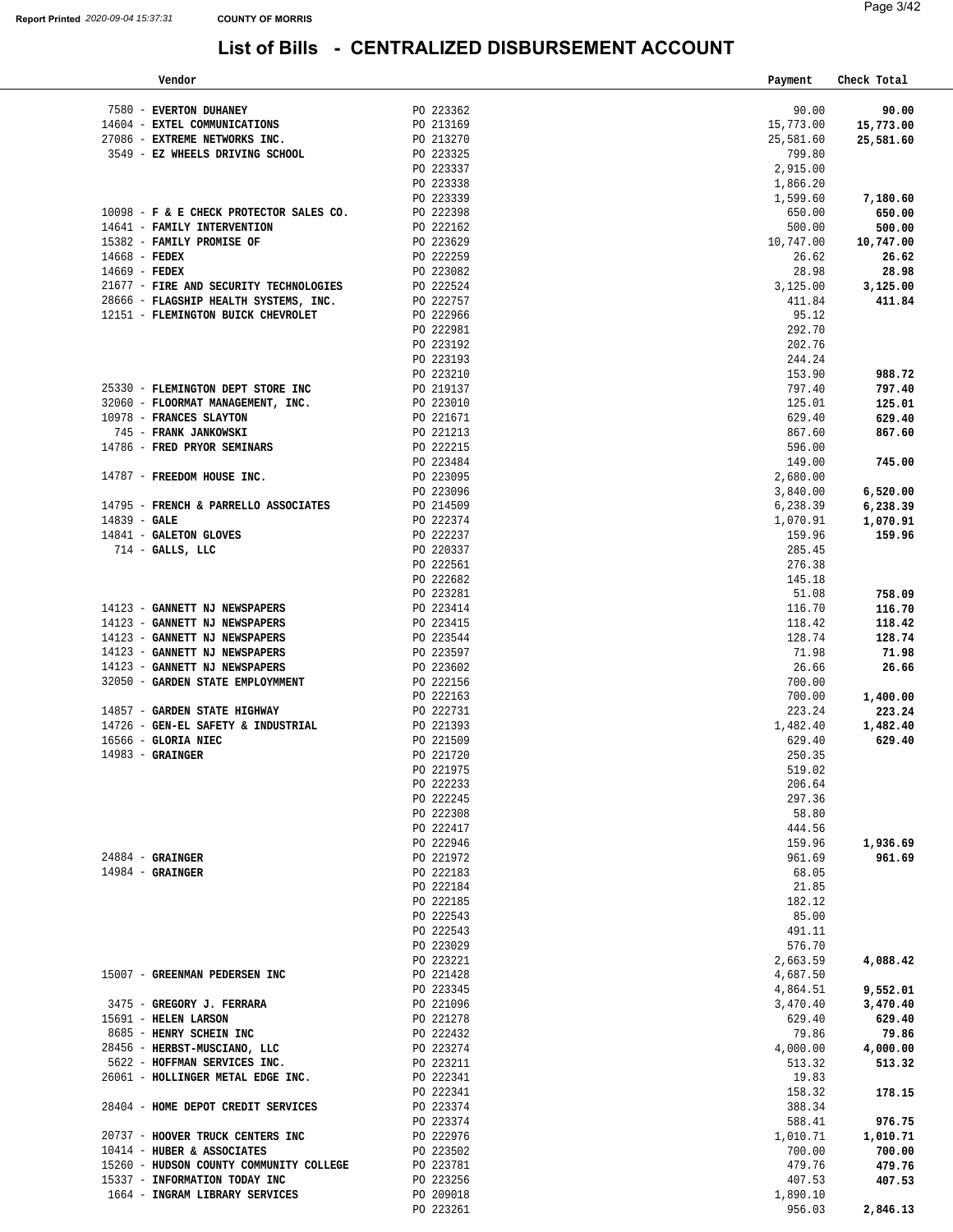Report Printed 2020-09-04 15:37:31 COUNTY OF MORRIS

# List of Bills - CENTRALIZED DISBURSEMENT ACCOUNT

| Vendor | | Payment | Check Total |
|---|---|---|---|
| 7580 - EVERTON DUHANEY | PO 223362 | 90.00 | 90.00 |
| 14604 - EXTEL COMMUNICATIONS | PO 213169 | 15,773.00 | 15,773.00 |
| 27086 - EXTREME NETWORKS INC. | PO 213270 | 25,581.60 | 25,581.60 |
| 3549 - EZ WHEELS DRIVING SCHOOL | PO 223325 | 799.80 | |
| | PO 223337 | 2,915.00 | |
| | PO 223338 | 1,866.20 | |
| | PO 223339 | 1,599.60 | 7,180.60 |
| 10098 - F & E CHECK PROTECTOR SALES CO. | PO 222398 | 650.00 | 650.00 |
| 14641 - FAMILY INTERVENTION | PO 222162 | 500.00 | 500.00 |
| 15382 - FAMILY PROMISE OF | PO 223629 | 10,747.00 | 10,747.00 |
| 14668 - FEDEX | PO 222259 | 26.62 | 26.62 |
| 14669 - FEDEX | PO 223082 | 28.98 | 28.98 |
| 21677 - FIRE AND SECURITY TECHNOLOGIES | PO 222524 | 3,125.00 | 3,125.00 |
| 28666 - FLAGSHIP HEALTH SYSTEMS, INC. | PO 222757 | 411.84 | 411.84 |
| 12151 - FLEMINGTON BUICK CHEVROLET | PO 222966 | 95.12 | |
| | PO 222981 | 292.70 | |
| | PO 223192 | 202.76 | |
| | PO 223193 | 244.24 | |
| | PO 223210 | 153.90 | 988.72 |
| 25330 - FLEMINGTON DEPT STORE INC | PO 219137 | 797.40 | 797.40 |
| 32060 - FLOORMAT MANAGEMENT, INC. | PO 223010 | 125.01 | 125.01 |
| 10978 - FRANCES SLAYTON | PO 221671 | 629.40 | 629.40 |
| 745 - FRANK JANKOWSKI | PO 221213 | 867.60 | 867.60 |
| 14786 - FRED PRYOR SEMINARS | PO 222215 | 596.00 | |
| | PO 223484 | 149.00 | 745.00 |
| 14787 - FREEDOM HOUSE INC. | PO 223095 | 2,680.00 | |
| | PO 223096 | 3,840.00 | 6,520.00 |
| 14795 - FRENCH & PARRELLO ASSOCIATES | PO 214509 | 6,238.39 | 6,238.39 |
| 14839 - GALE | PO 222374 | 1,070.91 | 1,070.91 |
| 14841 - GALETON GLOVES | PO 222237 | 159.96 | 159.96 |
| 714 - GALLS, LLC | PO 220337 | 285.45 | |
| | PO 222561 | 276.38 | |
| | PO 222682 | 145.18 | |
| | PO 223281 | 51.08 | 758.09 |
| 14123 - GANNETT NJ NEWSPAPERS | PO 223414 | 116.70 | 116.70 |
| 14123 - GANNETT NJ NEWSPAPERS | PO 223415 | 118.42 | 118.42 |
| 14123 - GANNETT NJ NEWSPAPERS | PO 223544 | 128.74 | 128.74 |
| 14123 - GANNETT NJ NEWSPAPERS | PO 223597 | 71.98 | 71.98 |
| 14123 - GANNETT NJ NEWSPAPERS | PO 223602 | 26.66 | 26.66 |
| 32050 - GARDEN STATE EMPLOYMMENT | PO 222156 | 700.00 | |
| | PO 222163 | 700.00 | 1,400.00 |
| 14857 - GARDEN STATE HIGHWAY | PO 222731 | 223.24 | 223.24 |
| 14726 - GEN-EL SAFETY & INDUSTRIAL | PO 221393 | 1,482.40 | 1,482.40 |
| 16566 - GLORIA NIEC | PO 221509 | 629.40 | 629.40 |
| 14983 - GRAINGER | PO 221720 | 250.35 | |
| | PO 221975 | 519.02 | |
| | PO 222233 | 206.64 | |
| | PO 222245 | 297.36 | |
| | PO 222308 | 58.80 | |
| | PO 222417 | 444.56 | |
| | PO 222946 | 159.96 | 1,936.69 |
| 24884 - GRAINGER | PO 221972 | 961.69 | 961.69 |
| 14984 - GRAINGER | PO 222183 | 68.05 | |
| | PO 222184 | 21.85 | |
| | PO 222185 | 182.12 | |
| | PO 222543 | 85.00 | |
| | PO 222543 | 491.11 | |
| | PO 223029 | 576.70 | |
| | PO 223221 | 2,663.59 | 4,088.42 |
| 15007 - GREENMAN PEDERSEN INC | PO 221428 | 4,687.50 | |
| | PO 223345 | 4,864.51 | 9,552.01 |
| 3475 - GREGORY J. FERRARA | PO 221096 | 3,470.40 | 3,470.40 |
| 15691 - HELEN LARSON | PO 221278 | 629.40 | 629.40 |
| 8685 - HENRY SCHEIN INC | PO 222432 | 79.86 | 79.86 |
| 28456 - HERBST-MUSCIANO, LLC | PO 223274 | 4,000.00 | 4,000.00 |
| 5622 - HOFFMAN SERVICES INC. | PO 223211 | 513.32 | 513.32 |
| 26061 - HOLLINGER METAL EDGE INC. | PO 222341 | 19.83 | |
| | PO 222341 | 158.32 | 178.15 |
| 28404 - HOME DEPOT CREDIT SERVICES | PO 223374 | 388.34 | |
| | PO 223374 | 588.41 | 976.75 |
| 20737 - HOOVER TRUCK CENTERS INC | PO 222976 | 1,010.71 | 1,010.71 |
| 10414 - HUBER & ASSOCIATES | PO 223502 | 700.00 | 700.00 |
| 15260 - HUDSON COUNTY COMMUNITY COLLEGE | PO 223781 | 479.76 | 479.76 |
| 15337 - INFORMATION TODAY INC | PO 223256 | 407.53 | 407.53 |
| 1664 - INGRAM LIBRARY SERVICES | PO 209018 | 1,890.10 | |
| | PO 223261 | 956.03 | 2,846.13 |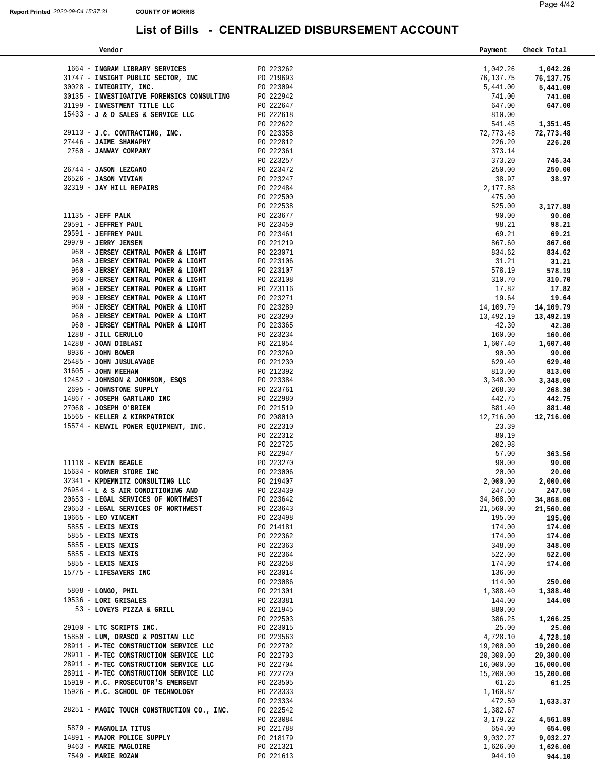# List of Bills - CENTRALIZED DISBURSEMENT ACCOUNT

Report Printed 2020-09-04 15:37:31 COUNTY OF MORRIS

| Vendor | | Payment | Check Total |
|---|---|---|---|
| 1664 - **INGRAM LIBRARY SERVICES** | PO 223262 | 1,042.26 | **1,042.26** |
| 31747 - **INSIGHT PUBLIC SECTOR, INC** | PO 219693 | 76,137.75 | **76,137.75** |
| 30028 - **INTEGRITY, INC.** | PO 223094 | 5,441.00 | **5,441.00** |
| 30135 - **INVESTIGATIVE FORENSICS CONSULTING** | PO 222942 | 741.00 | **741.00** |
| 31199 - **INVESTMENT TITLE LLC** | PO 222647 | 647.00 | **647.00** |
| 15433 - **J & D SALES & SERVICE LLC** | PO 222618 | 810.00 | |
| | PO 222622 | 541.45 | **1,351.45** |
| 29113 - **J.C. CONTRACTING, INC.** | PO 223358 | 72,773.48 | **72,773.48** |
| 27446 - **JAIME SHANAPHY** | PO 222812 | 226.20 | **226.20** |
| 2760 - **JANWAY COMPANY** | PO 222361 | 373.14 | |
| | PO 223257 | 373.20 | **746.34** |
| 26744 - **JASON LEZCANO** | PO 223472 | 250.00 | **250.00** |
| 26526 - **JASON VIVIAN** | PO 223247 | 38.97 | **38.97** |
| 32319 - **JAY HILL REPAIRS** | PO 222484 | 2,177.88 | |
| | PO 222500 | 475.00 | |
| | PO 222538 | 525.00 | **3,177.88** |
| 11135 - **JEFF PALK** | PO 223677 | 90.00 | **90.00** |
| 20591 - **JEFFREY PAUL** | PO 223459 | 98.21 | **98.21** |
| 20591 - **JEFFREY PAUL** | PO 223461 | 69.21 | **69.21** |
| 29979 - **JERRY JENSEN** | PO 221219 | 867.60 | **867.60** |
| 960 - **JERSEY CENTRAL POWER & LIGHT** | PO 223071 | 834.62 | **834.62** |
| 960 - **JERSEY CENTRAL POWER & LIGHT** | PO 223106 | 31.21 | **31.21** |
| 960 - **JERSEY CENTRAL POWER & LIGHT** | PO 223107 | 578.19 | **578.19** |
| 960 - **JERSEY CENTRAL POWER & LIGHT** | PO 223108 | 310.70 | **310.70** |
| 960 - **JERSEY CENTRAL POWER & LIGHT** | PO 223116 | 17.82 | **17.82** |
| 960 - **JERSEY CENTRAL POWER & LIGHT** | PO 223271 | 19.64 | **19.64** |
| 960 - **JERSEY CENTRAL POWER & LIGHT** | PO 223289 | 14,109.79 | **14,109.79** |
| 960 - **JERSEY CENTRAL POWER & LIGHT** | PO 223290 | 13,492.19 | **13,492.19** |
| 960 - **JERSEY CENTRAL POWER & LIGHT** | PO 223365 | 42.30 | **42.30** |
| 1288 - **JILL CERULLO** | PO 223234 | 160.00 | **160.00** |
| 14288 - **JOAN DIBLASI** | PO 221054 | 1,607.40 | **1,607.40** |
| 8936 - **JOHN BOWER** | PO 223269 | 90.00 | **90.00** |
| 25485 - **JOHN JUSULAVAGE** | PO 221230 | 629.40 | **629.40** |
| 31605 - **JOHN MEEHAN** | PO 212392 | 813.00 | **813.00** |
| 12452 - **JOHNSON & JOHNSON, ESQS** | PO 223384 | 3,348.00 | **3,348.00** |
| 2695 - **JOHNSTONE SUPPLY** | PO 223761 | 268.30 | **268.30** |
| 14867 - **JOSEPH GARTLAND INC** | PO 222980 | 442.75 | **442.75** |
| 27068 - **JOSEPH O'BRIEN** | PO 221519 | 881.40 | **881.40** |
| 15565 - **KELLER & KIRKPATRICK** | PO 208010 | 12,716.00 | **12,716.00** |
| 15574 - **KENVIL POWER EQUIPMENT, INC.** | PO 222310 | 23.39 | |
| | PO 222312 | 80.19 | |
| | PO 222725 | 202.98 | |
| | PO 222947 | 57.00 | **363.56** |
| 11118 - **KEVIN BEAGLE** | PO 223270 | 90.00 | **90.00** |
| 15634 - **KORNER STORE INC** | PO 223006 | 20.00 | **20.00** |
| 32341 - **KPDEMNITZ CONSULTING LLC** | PO 219407 | 2,000.00 | **2,000.00** |
| 26954 - **L & S AIR CONDITIONING AND** | PO 223439 | 247.50 | **247.50** |
| 20653 - **LEGAL SERVICES OF NORTHWEST** | PO 223642 | 34,868.00 | **34,868.00** |
| 20653 - **LEGAL SERVICES OF NORTHWEST** | PO 223643 | 21,560.00 | **21,560.00** |
| 10665 - **LEO VINCENT** | PO 223498 | 195.00 | **195.00** |
| 5855 - **LEXIS NEXIS** | PO 214181 | 174.00 | **174.00** |
| 5855 - **LEXIS NEXIS** | PO 222362 | 174.00 | **174.00** |
| 5855 - **LEXIS NEXIS** | PO 222363 | 348.00 | **348.00** |
| 5855 - **LEXIS NEXIS** | PO 222364 | 522.00 | **522.00** |
| 5855 - **LEXIS NEXIS** | PO 223258 | 174.00 | **174.00** |
| 15775 - **LIFESAVERS INC** | PO 223014 | 136.00 | |
| | PO 223086 | 114.00 | **250.00** |
| 5808 - **LONGO, PHIL** | PO 221301 | 1,388.40 | **1,388.40** |
| 10536 - **LORI GRISALES** | PO 223381 | 144.00 | **144.00** |
| 53 - **LOVEYS PIZZA & GRILL** | PO 221945 | 880.00 | |
| | PO 222503 | 386.25 | **1,266.25** |
| 29100 - **LTC SCRIPTS INC.** | PO 223015 | 25.00 | **25.00** |
| 15850 - **LUM, DRASCO & POSITAN LLC** | PO 223563 | 4,728.10 | **4,728.10** |
| 28911 - **M-TEC CONSTRUCTION SERVICE LLC** | PO 222702 | 19,200.00 | **19,200.00** |
| 28911 - **M-TEC CONSTRUCTION SERVICE LLC** | PO 222703 | 20,300.00 | **20,300.00** |
| 28911 - **M-TEC CONSTRUCTION SERVICE LLC** | PO 222704 | 16,000.00 | **16,000.00** |
| 28911 - **M-TEC CONSTRUCTION SERVICE LLC** | PO 222720 | 15,200.00 | **15,200.00** |
| 15919 - **M.C. PROSECUTOR'S EMERGENT** | PO 223505 | 61.25 | **61.25** |
| 15926 - **M.C. SCHOOL OF TECHNOLOGY** | PO 223333 | 1,160.87 | |
| | PO 223334 | 472.50 | **1,633.37** |
| 28251 - **MAGIC TOUCH CONSTRUCTION CO., INC.** | PO 222542 | 1,382.67 | |
| | PO 223084 | 3,179.22 | **4,561.89** |
| 5879 - **MAGNOLIA TITUS** | PO 221788 | 654.00 | **654.00** |
| 14891 - **MAJOR POLICE SUPPLY** | PO 218179 | 9,032.27 | **9,032.27** |
| 9463 - **MARIE MAGLOIRE** | PO 221321 | 1,626.00 | **1,626.00** |
| 7549 - **MARIE ROZAN** | PO 221613 | 944.10 | **944.10** |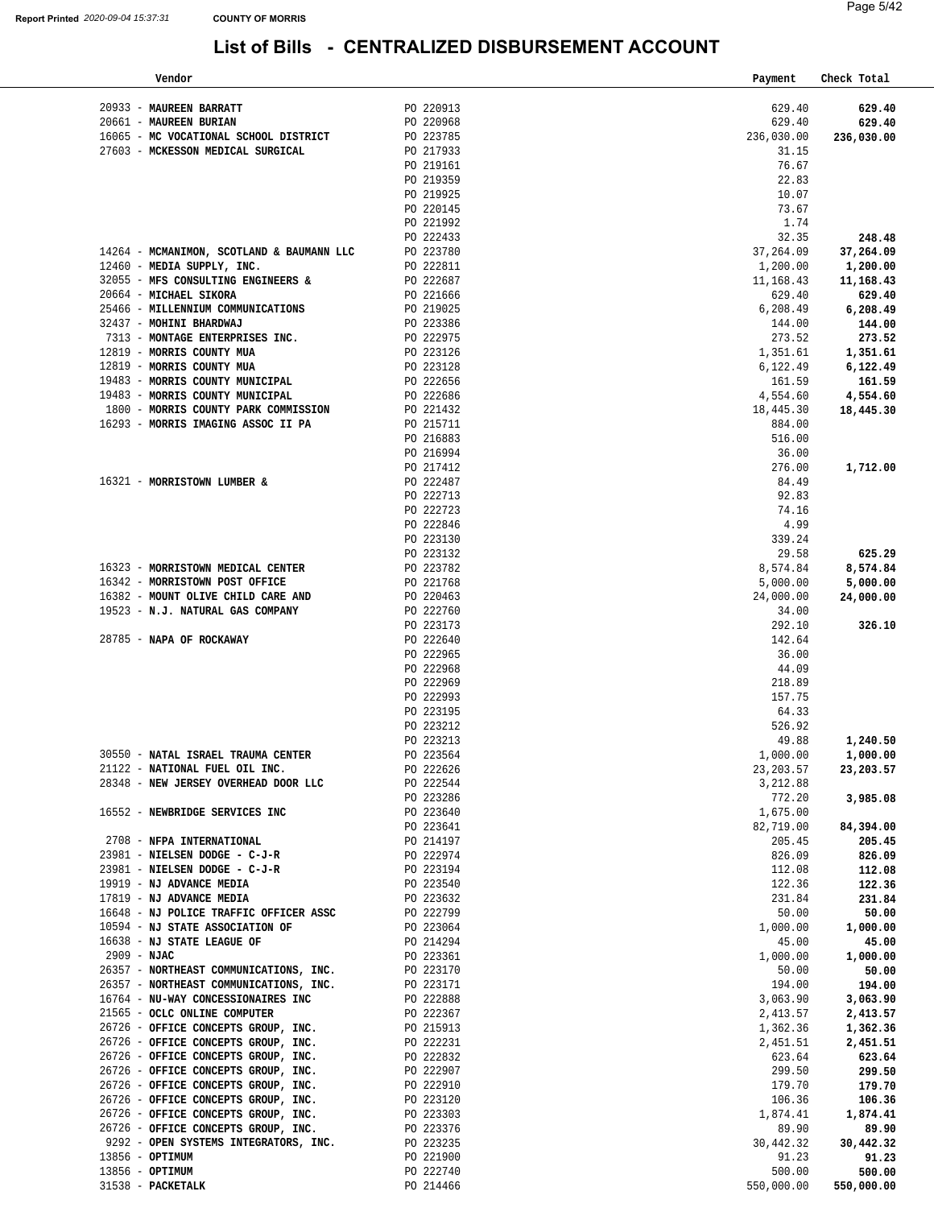Report Printed 2020-09-04 15:37:31 COUNTY OF MORRIS

# List of Bills - CENTRALIZED DISBURSEMENT ACCOUNT

| Vendor | | Payment | Check Total |
|---|---|---|---|
| 20933 - **MAUREEN BARRATT** | PO 220913 | 629.40 | **629.40** |
| 20661 - **MAUREEN BURIAN** | PO 220968 | 629.40 | **629.40** |
| 16065 - **MC VOCATIONAL SCHOOL DISTRICT** | PO 223785 | 236,030.00 | **236,030.00** |
| 27603 - **MCKESSON MEDICAL SURGICAL** | PO 217933 | 31.15 | |
| | PO 219161 | 76.67 | |
| | PO 219359 | 22.83 | |
| | PO 219925 | 10.07 | |
| | PO 220145 | 73.67 | |
| | PO 221992 | 1.74 | |
| | PO 222433 | 32.35 | **248.48** |
| 14264 - **MCMANIMON, SCOTLAND & BAUMANN LLC** | PO 223780 | 37,264.09 | **37,264.09** |
| 12460 - **MEDIA SUPPLY, INC.** | PO 222811 | 1,200.00 | **1,200.00** |
| 32055 - **MFS CONSULTING ENGINEERS &** | PO 222687 | 11,168.43 | **11,168.43** |
| 20664 - **MICHAEL SIKORA** | PO 221666 | 629.40 | **629.40** |
| 25466 - **MILLENNIUM COMMUNICATIONS** | PO 219025 | 6,208.49 | **6,208.49** |
| 32437 - **MOHINI BHARDWAJ** | PO 223386 | 144.00 | **144.00** |
| 7313 - **MONTAGE ENTERPRISES INC.** | PO 222975 | 273.52 | **273.52** |
| 12819 - **MORRIS COUNTY MUA** | PO 223126 | 1,351.61 | **1,351.61** |
| 12819 - **MORRIS COUNTY MUA** | PO 223128 | 6,122.49 | **6,122.49** |
| 19483 - **MORRIS COUNTY MUNICIPAL** | PO 222656 | 161.59 | **161.59** |
| 19483 - **MORRIS COUNTY MUNICIPAL** | PO 222686 | 4,554.60 | **4,554.60** |
| 1800 - **MORRIS COUNTY PARK COMMISSION** | PO 221432 | 18,445.30 | **18,445.30** |
| 16293 - **MORRIS IMAGING ASSOC II PA** | PO 215711 | 884.00 | |
| | PO 216883 | 516.00 | |
| | PO 216994 | 36.00 | |
| | PO 217412 | 276.00 | **1,712.00** |
| 16321 - **MORRISTOWN LUMBER &** | PO 222487 | 84.49 | |
| | PO 222713 | 92.83 | |
| | PO 222723 | 74.16 | |
| | PO 222846 | 4.99 | |
| | PO 223130 | 339.24 | |
| | PO 223132 | 29.58 | **625.29** |
| 16323 - **MORRISTOWN MEDICAL CENTER** | PO 223782 | 8,574.84 | **8,574.84** |
| 16342 - **MORRISTOWN POST OFFICE** | PO 221768 | 5,000.00 | **5,000.00** |
| 16382 - **MOUNT OLIVE CHILD CARE AND** | PO 220463 | 24,000.00 | **24,000.00** |
| 19523 - **N.J. NATURAL GAS COMPANY** | PO 222760 | 34.00 | |
| | PO 223173 | 292.10 | **326.10** |
| 28785 - **NAPA OF ROCKAWAY** | PO 222640 | 142.64 | |
| | PO 222965 | 36.00 | |
| | PO 222968 | 44.09 | |
| | PO 222969 | 218.89 | |
| | PO 222993 | 157.75 | |
| | PO 223195 | 64.33 | |
| | PO 223212 | 526.92 | |
| | PO 223213 | 49.88 | **1,240.50** |
| 30550 - **NATAL ISRAEL TRAUMA CENTER** | PO 223564 | 1,000.00 | **1,000.00** |
| 21122 - **NATIONAL FUEL OIL INC.** | PO 222626 | 23,203.57 | **23,203.57** |
| 28348 - **NEW JERSEY OVERHEAD DOOR LLC** | PO 222544 | 3,212.88 | |
| | PO 223286 | 772.20 | **3,985.08** |
| 16552 - **NEWBRIDGE SERVICES INC** | PO 223640 | 1,675.00 | |
| | PO 223641 | 82,719.00 | **84,394.00** |
| 2708 - **NFPA INTERNATIONAL** | PO 214197 | 205.45 | **205.45** |
| 23981 - **NIELSEN DODGE - C-J-R** | PO 222974 | 826.09 | **826.09** |
| 23981 - **NIELSEN DODGE - C-J-R** | PO 223194 | 112.08 | **112.08** |
| 19919 - **NJ ADVANCE MEDIA** | PO 223540 | 122.36 | **122.36** |
| 17819 - **NJ ADVANCE MEDIA** | PO 223632 | 231.84 | **231.84** |
| 16648 - **NJ POLICE TRAFFIC OFFICER ASSC** | PO 222799 | 50.00 | **50.00** |
| 10594 - **NJ STATE ASSOCIATION OF** | PO 223064 | 1,000.00 | **1,000.00** |
| 16638 - **NJ STATE LEAGUE OF** | PO 214294 | 45.00 | **45.00** |
| 2909 - **NJAC** | PO 223361 | 1,000.00 | **1,000.00** |
| 26357 - **NORTHEAST COMMUNICATIONS, INC.** | PO 223170 | 50.00 | **50.00** |
| 26357 - **NORTHEAST COMMUNICATIONS, INC.** | PO 223171 | 194.00 | **194.00** |
| 16764 - **NU-WAY CONCESSIONAIRES INC** | PO 222888 | 3,063.90 | **3,063.90** |
| 21565 - **OCLC ONLINE COMPUTER** | PO 222367 | 2,413.57 | **2,413.57** |
| 26726 - **OFFICE CONCEPTS GROUP, INC.** | PO 215913 | 1,362.36 | **1,362.36** |
| 26726 - **OFFICE CONCEPTS GROUP, INC.** | PO 222231 | 2,451.51 | **2,451.51** |
| 26726 - **OFFICE CONCEPTS GROUP, INC.** | PO 222832 | 623.64 | **623.64** |
| 26726 - **OFFICE CONCEPTS GROUP, INC.** | PO 222907 | 299.50 | **299.50** |
| 26726 - **OFFICE CONCEPTS GROUP, INC.** | PO 222910 | 179.70 | **179.70** |
| 26726 - **OFFICE CONCEPTS GROUP, INC.** | PO 223120 | 106.36 | **106.36** |
| 26726 - **OFFICE CONCEPTS GROUP, INC.** | PO 223303 | 1,874.41 | **1,874.41** |
| 26726 - **OFFICE CONCEPTS GROUP, INC.** | PO 223376 | 89.90 | **89.90** |
| 9292 - **OPEN SYSTEMS INTEGRATORS, INC.** | PO 223235 | 30,442.32 | **30,442.32** |
| 13856 - **OPTIMUM** | PO 221900 | 91.23 | **91.23** |
| 13856 - **OPTIMUM** | PO 222740 | 500.00 | **500.00** |
| 31538 - **PACKETALK** | PO 214466 | 550,000.00 | **550,000.00** |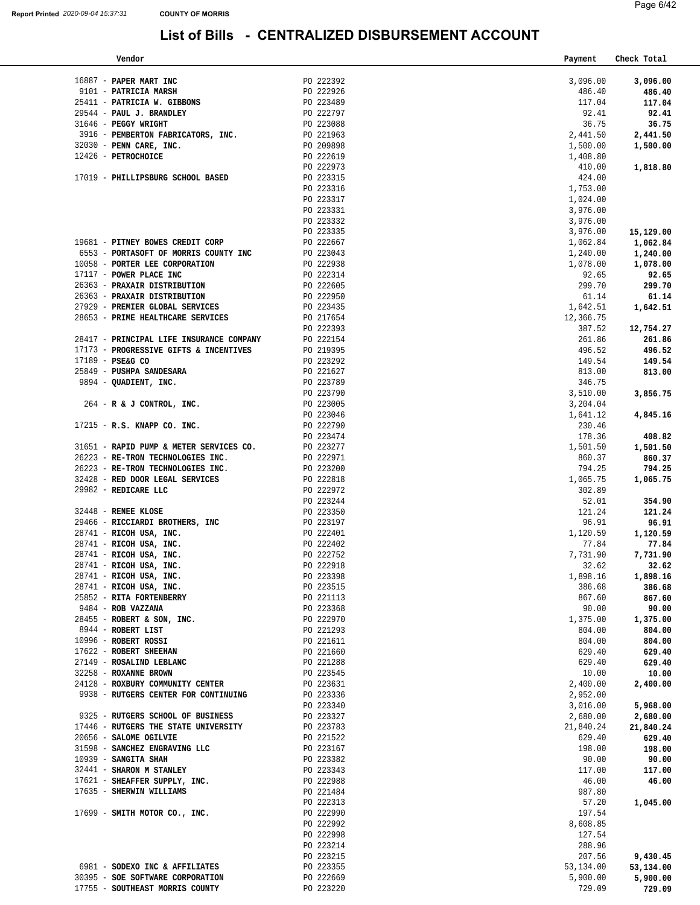Report Printed 2020-09-04 15:37:31 COUNTY OF MORRIS

# List of Bills - CENTRALIZED DISBURSEMENT ACCOUNT

| Vendor | | Payment | Check Total |
|---|---|---|---|
| 16887 - **PAPER MART INC** | PO 222392 | 3,096.00 | **3,096.00** |
| 9101 - **PATRICIA MARSH** | PO 222926 | 486.40 | **486.40** |
| 25411 - **PATRICIA W. GIBBONS** | PO 223489 | 117.04 | **117.04** |
| 29544 - **PAUL J. BRANDLEY** | PO 222797 | 92.41 | **92.41** |
| 31646 - **PEGGY WRIGHT** | PO 223088 | 36.75 | **36.75** |
| 3916 - **PEMBERTON FABRICATORS, INC.** | PO 221963 | 2,441.50 | **2,441.50** |
| 32030 - **PENN CARE, INC.** | PO 209898 | 1,500.00 | **1,500.00** |
| 12426 - **PETROCHOICE** | PO 222619 | 1,408.80 | |
| | PO 222973 | 410.00 | **1,818.80** |
| 17019 - **PHILLIPSBURG SCHOOL BASED** | PO 223315 | 424.00 | |
| | PO 223316 | 1,753.00 | |
| | PO 223317 | 1,024.00 | |
| | PO 223331 | 3,976.00 | |
| | PO 223332 | 3,976.00 | |
| | PO 223335 | 3,976.00 | **15,129.00** |
| 19681 - **PITNEY BOWES CREDIT CORP** | PO 222667 | 1,062.84 | **1,062.84** |
| 6553 - **PORTASOFT OF MORRIS COUNTY INC** | PO 223043 | 1,240.00 | **1,240.00** |
| 10058 - **PORTER LEE CORPORATION** | PO 222938 | 1,078.00 | **1,078.00** |
| 17117 - **POWER PLACE INC** | PO 222314 | 92.65 | **92.65** |
| 26363 - **PRAXAIR DISTRIBUTION** | PO 222605 | 299.70 | **299.70** |
| 26363 - **PRAXAIR DISTRIBUTION** | PO 222950 | 61.14 | **61.14** |
| 27929 - **PREMIER GLOBAL SERVICES** | PO 223435 | 1,642.51 | **1,642.51** |
| 28653 - **PRIME HEALTHCARE SERVICES** | PO 217654 | 12,366.75 | |
| | PO 222393 | 387.52 | **12,754.27** |
| 28417 - **PRINCIPAL LIFE INSURANCE COMPANY** | PO 222154 | 261.86 | **261.86** |
| 17173 - **PROGRESSIVE GIFTS & INCENTIVES** | PO 219395 | 496.52 | **496.52** |
| 17189 - **PSE&G CO** | PO 223292 | 149.54 | **149.54** |
| 25849 - **PUSHPA SANDESARA** | PO 221627 | 813.00 | **813.00** |
| 9894 - **QUADIENT, INC.** | PO 223789 | 346.75 | |
| | PO 223790 | 3,510.00 | **3,856.75** |
| 264 - **R & J CONTROL, INC.** | PO 223005 | 3,204.04 | |
| | PO 223046 | 1,641.12 | **4,845.16** |
| 17215 - **R.S. KNAPP CO. INC.** | PO 222790 | 230.46 | |
| | PO 223474 | 178.36 | **408.82** |
| 31651 - **RAPID PUMP & METER SERVICES CO.** | PO 223277 | 1,501.50 | **1,501.50** |
| 26223 - **RE-TRON TECHNOLOGIES INC.** | PO 222971 | 860.37 | **860.37** |
| 26223 - **RE-TRON TECHNOLOGIES INC.** | PO 223200 | 794.25 | **794.25** |
| 32428 - **RED DOOR LEGAL SERVICES** | PO 222818 | 1,065.75 | **1,065.75** |
| 29982 - **REDICARE LLC** | PO 222972 | 302.89 | |
| | PO 223244 | 52.01 | **354.90** |
| 32448 - **RENEE KLOSE** | PO 223350 | 121.24 | **121.24** |
| 29466 - **RICCIARDI BROTHERS, INC** | PO 223197 | 96.91 | **96.91** |
| 28741 - **RICOH USA, INC.** | PO 222401 | 1,120.59 | **1,120.59** |
| 28741 - **RICOH USA, INC.** | PO 222402 | 77.84 | **77.84** |
| 28741 - **RICOH USA, INC.** | PO 222752 | 7,731.90 | **7,731.90** |
| 28741 - **RICOH USA, INC.** | PO 222918 | 32.62 | **32.62** |
| 28741 - **RICOH USA, INC.** | PO 223398 | 1,898.16 | **1,898.16** |
| 28741 - **RICOH USA, INC.** | PO 223515 | 386.68 | **386.68** |
| 25852 - **RITA FORTENBERRY** | PO 221113 | 867.60 | **867.60** |
| 9484 - **ROB VAZZANA** | PO 223368 | 90.00 | **90.00** |
| 28455 - **ROBERT & SON, INC.** | PO 222970 | 1,375.00 | **1,375.00** |
| 8944 - **ROBERT LIST** | PO 221293 | 804.00 | **804.00** |
| 10996 - **ROBERT ROSSI** | PO 221611 | 804.00 | **804.00** |
| 17622 - **ROBERT SHEEHAN** | PO 221660 | 629.40 | **629.40** |
| 27149 - **ROSALIND LEBLANC** | PO 221288 | 629.40 | **629.40** |
| 32258 - **ROXANNE BROWN** | PO 223545 | 10.00 | **10.00** |
| 24128 - **ROXBURY COMMUNITY CENTER** | PO 223631 | 2,400.00 | **2,400.00** |
| 9938 - **RUTGERS CENTER FOR CONTINUING** | PO 223336 | 2,952.00 | |
| | PO 223340 | 3,016.00 | **5,968.00** |
| 9325 - **RUTGERS SCHOOL OF BUSINESS** | PO 223327 | 2,680.00 | **2,680.00** |
| 17446 - **RUTGERS THE STATE UNIVERSITY** | PO 223783 | 21,840.24 | **21,840.24** |
| 20656 - **SALOME OGILVIE** | PO 221522 | 629.40 | **629.40** |
| 31598 - **SANCHEZ ENGRAVING LLC** | PO 223167 | 198.00 | **198.00** |
| 10939 - **SANGITA SHAH** | PO 223382 | 90.00 | **90.00** |
| 32441 - **SHARON M STANLEY** | PO 223343 | 117.00 | **117.00** |
| 17621 - **SHEAFFER SUPPLY, INC.** | PO 222988 | 46.00 | **46.00** |
| 17635 - **SHERWIN WILLIAMS** | PO 221484 | 987.80 | |
| | PO 222313 | 57.20 | **1,045.00** |
| 17699 - **SMITH MOTOR CO., INC.** | PO 222990 | 197.54 | |
| | PO 222992 | 8,608.85 | |
| | PO 222998 | 127.54 | |
| | PO 223214 | 288.96 | |
| | PO 223215 | 207.56 | **9,430.45** |
| 6981 - **SODEXO INC & AFFILIATES** | PO 223355 | 53,134.00 | **53,134.00** |
| 30395 - **SOE SOFTWARE CORPORATION** | PO 222669 | 5,900.00 | **5,900.00** |
| 17755 - **SOUTHEAST MORRIS COUNTY** | PO 223220 | 729.09 | **729.09** |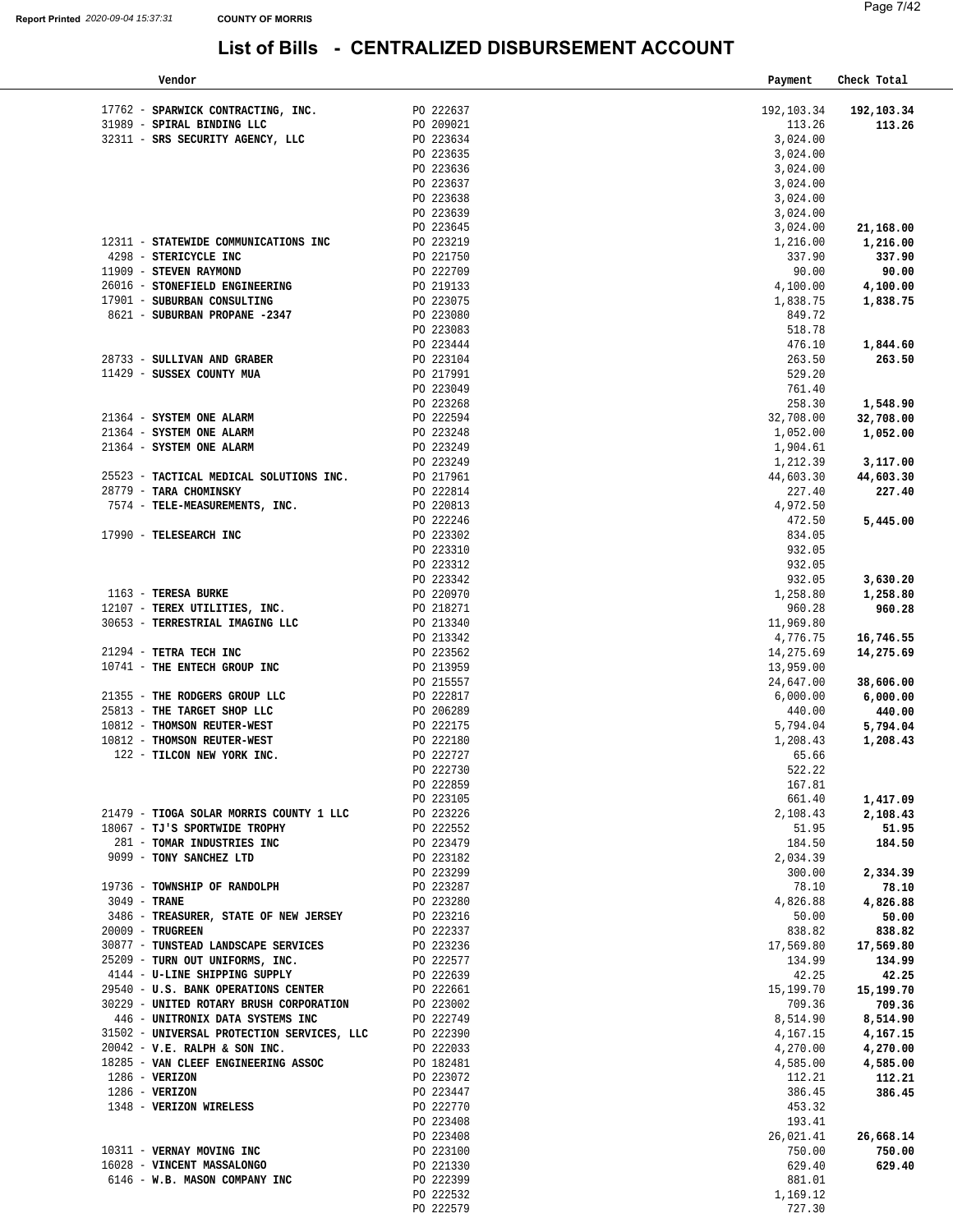# List of Bills - CENTRALIZED DISBURSEMENT ACCOUNT

| Vendor | | Payment | Check Total |
|---|---|---|---|
| 17762 - **SPARWICK CONTRACTING, INC.** | PO 222637 | 192,103.34 | **192,103.34** |
| 31989 - **SPIRAL BINDING LLC** | PO 209021 | 113.26 | **113.26** |
| 32311 - **SRS SECURITY AGENCY, LLC** | PO 223634 | 3,024.00 | |
| | PO 223635 | 3,024.00 | |
| | PO 223636 | 3,024.00 | |
| | PO 223637 | 3,024.00 | |
| | PO 223638 | 3,024.00 | |
| | PO 223639 | 3,024.00 | |
| | PO 223645 | 3,024.00 | **21,168.00** |
| 12311 - **STATEWIDE COMMUNICATIONS INC** | PO 223219 | 1,216.00 | **1,216.00** |
| 4298 - **STERICYCLE INC** | PO 221750 | 337.90 | **337.90** |
| 11909 - **STEVEN RAYMOND** | PO 222709 | 90.00 | **90.00** |
| 26016 - **STONEFIELD ENGINEERING** | PO 219133 | 4,100.00 | **4,100.00** |
| 17901 - **SUBURBAN CONSULTING** | PO 223075 | 1,838.75 | **1,838.75** |
| 8621 - **SUBURBAN PROPANE -2347** | PO 223080 | 849.72 | |
| | PO 223083 | 518.78 | |
| | PO 223444 | 476.10 | **1,844.60** |
| 28733 - **SULLIVAN AND GRABER** | PO 223104 | 263.50 | **263.50** |
| 11429 - **SUSSEX COUNTY MUA** | PO 217991 | 529.20 | |
| | PO 223049 | 761.40 | |
| | PO 223268 | 258.30 | **1,548.90** |
| 21364 - **SYSTEM ONE ALARM** | PO 222594 | 32,708.00 | **32,708.00** |
| 21364 - **SYSTEM ONE ALARM** | PO 223248 | 1,052.00 | **1,052.00** |
| 21364 - **SYSTEM ONE ALARM** | PO 223249 | 1,904.61 | |
| | PO 223249 | 1,212.39 | **3,117.00** |
| 25523 - **TACTICAL MEDICAL SOLUTIONS INC.** | PO 217961 | 44,603.30 | **44,603.30** |
| 28779 - **TARA CHOMINSKY** | PO 222814 | 227.40 | **227.40** |
| 7574 - **TELE-MEASUREMENTS, INC.** | PO 220813 | 4,972.50 | |
| | PO 222246 | 472.50 | **5,445.00** |
| 17990 - **TELESEARCH INC** | PO 223302 | 834.05 | |
| | PO 223310 | 932.05 | |
| | PO 223312 | 932.05 | |
| | PO 223342 | 932.05 | **3,630.20** |
| 1163 - **TERESA BURKE** | PO 220970 | 1,258.80 | **1,258.80** |
| 12107 - **TEREX UTILITIES, INC.** | PO 218271 | 960.28 | **960.28** |
| 30653 - **TERRESTRIAL IMAGING LLC** | PO 213340 | 11,969.80 | |
| | PO 213342 | 4,776.75 | **16,746.55** |
| 21294 - **TETRA TECH INC** | PO 223562 | 14,275.69 | **14,275.69** |
| 10741 - **THE ENTECH GROUP INC** | PO 213959 | 13,959.00 | |
| | PO 215557 | 24,647.00 | **38,606.00** |
| 21355 - **THE RODGERS GROUP LLC** | PO 222817 | 6,000.00 | **6,000.00** |
| 25813 - **THE TARGET SHOP LLC** | PO 206289 | 440.00 | **440.00** |
| 10812 - **THOMSON REUTER-WEST** | PO 222175 | 5,794.04 | **5,794.04** |
| 10812 - **THOMSON REUTER-WEST** | PO 222180 | 1,208.43 | **1,208.43** |
| 122 - **TILCON NEW YORK INC.** | PO 222727 | 65.66 | |
| | PO 222730 | 522.22 | |
| | PO 222859 | 167.81 | |
| | PO 223105 | 661.40 | **1,417.09** |
| 21479 - **TIOGA SOLAR MORRIS COUNTY 1 LLC** | PO 223226 | 2,108.43 | **2,108.43** |
| 18067 - **TJ'S SPORTWIDE TROPHY** | PO 222552 | 51.95 | **51.95** |
| 281 - **TOMAR INDUSTRIES INC** | PO 223479 | 184.50 | **184.50** |
| 9099 - **TONY SANCHEZ LTD** | PO 223182 | 2,034.39 | |
| | PO 223299 | 300.00 | **2,334.39** |
| 19736 - **TOWNSHIP OF RANDOLPH** | PO 223287 | 78.10 | **78.10** |
| 3049 - **TRANE** | PO 223280 | 4,826.88 | **4,826.88** |
| 3486 - **TREASURER, STATE OF NEW JERSEY** | PO 223216 | 50.00 | **50.00** |
| 20009 - **TRUGREEN** | PO 222337 | 838.82 | **838.82** |
| 30877 - **TUNSTEAD LANDSCAPE SERVICES** | PO 223236 | 17,569.80 | **17,569.80** |
| 25209 - **TURN OUT UNIFORMS, INC.** | PO 222577 | 134.99 | **134.99** |
| 4144 - **U-LINE SHIPPING SUPPLY** | PO 222639 | 42.25 | **42.25** |
| 29540 - **U.S. BANK OPERATIONS CENTER** | PO 222661 | 15,199.70 | **15,199.70** |
| 30229 - **UNITED ROTARY BRUSH CORPORATION** | PO 223002 | 709.36 | **709.36** |
| 446 - **UNITRONIX DATA SYSTEMS INC** | PO 222749 | 8,514.90 | **8,514.90** |
| 31502 - **UNIVERSAL PROTECTION SERVICES, LLC** | PO 222390 | 4,167.15 | **4,167.15** |
| 20042 - **V.E. RALPH & SON INC.** | PO 222033 | 4,270.00 | **4,270.00** |
| 18285 - **VAN CLEEF ENGINEERING ASSOC** | PO 182481 | 4,585.00 | **4,585.00** |
| 1286 - **VERIZON** | PO 223072 | 112.21 | **112.21** |
| 1286 - **VERIZON** | PO 223447 | 386.45 | **386.45** |
| 1348 - **VERIZON WIRELESS** | PO 222770 | 453.32 | |
| | PO 223408 | 193.41 | |
| | PO 223408 | 26,021.41 | **26,668.14** |
| 10311 - **VERNAY MOVING INC** | PO 223100 | 750.00 | **750.00** |
| 16028 - **VINCENT MASSALONGO** | PO 221330 | 629.40 | **629.40** |
| 6146 - **W.B. MASON COMPANY INC** | PO 222399 | 881.01 | |
| | PO 222532 | 1,169.12 | |
| | PO 222579 | 727.30 | |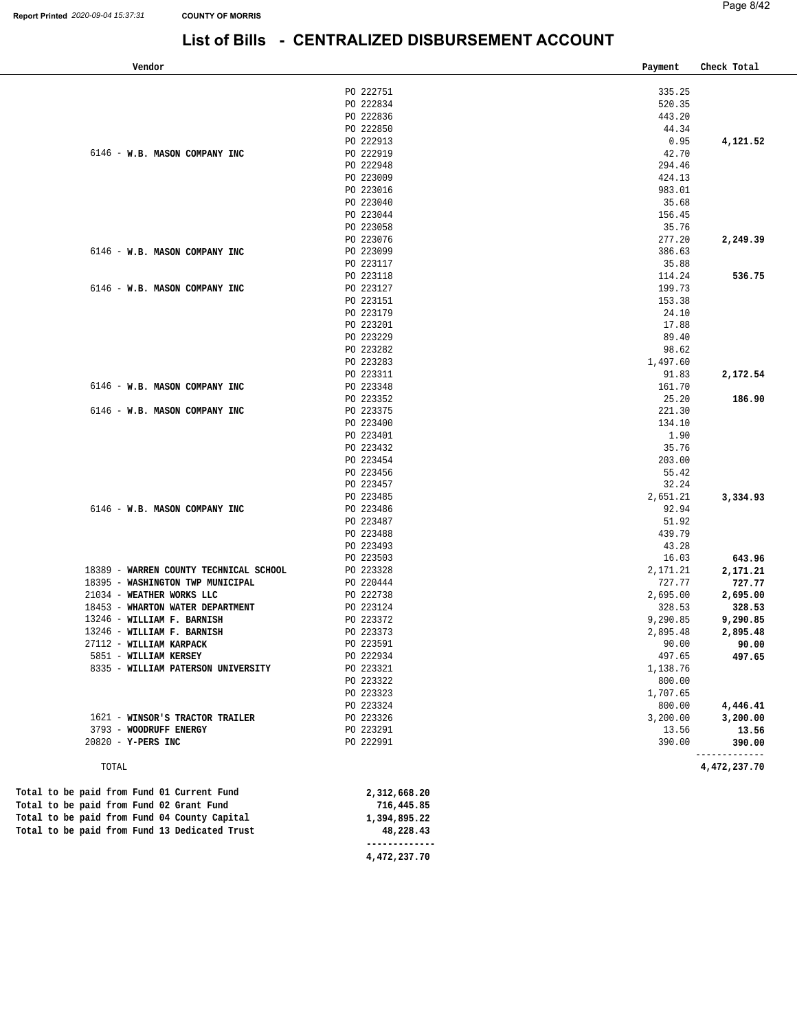# List of Bills - CENTRALIZED DISBURSEMENT ACCOUNT

| Vendor | | Payment | Check Total |
|---|---|---|---|
| | PO 222751 | 335.25 | |
| | PO 222834 | 520.35 | |
| | PO 222836 | 443.20 | |
| | PO 222850 | 44.34 | |
| | PO 222913 | 0.95 | **4,121.52** |
| 6146 - **W.B. MASON COMPANY INC** | PO 222919 | 42.70 | |
| | PO 222948 | 294.46 | |
| | PO 223009 | 424.13 | |
| | PO 223016 | 983.01 | |
| | PO 223040 | 35.68 | |
| | PO 223044 | 156.45 | |
| | PO 223058 | 35.76 | |
| | PO 223076 | 277.20 | **2,249.39** |
| 6146 - **W.B. MASON COMPANY INC** | PO 223099 | 386.63 | |
| | PO 223117 | 35.88 | |
| | PO 223118 | 114.24 | **536.75** |
| 6146 - **W.B. MASON COMPANY INC** | PO 223127 | 199.73 | |
| | PO 223151 | 153.38 | |
| | PO 223179 | 24.10 | |
| | PO 223201 | 17.88 | |
| | PO 223229 | 89.40 | |
| | PO 223282 | 98.62 | |
| | PO 223283 | 1,497.60 | |
| | PO 223311 | 91.83 | **2,172.54** |
| 6146 - **W.B. MASON COMPANY INC** | PO 223348 | 161.70 | |
| | PO 223352 | 25.20 | **186.90** |
| 6146 - **W.B. MASON COMPANY INC** | PO 223375 | 221.30 | |
| | PO 223400 | 134.10 | |
| | PO 223401 | 1.90 | |
| | PO 223432 | 35.76 | |
| | PO 223454 | 203.00 | |
| | PO 223456 | 55.42 | |
| | PO 223457 | 32.24 | |
| | PO 223485 | 2,651.21 | **3,334.93** |
| 6146 - **W.B. MASON COMPANY INC** | PO 223486 | 92.94 | |
| | PO 223487 | 51.92 | |
| | PO 223488 | 439.79 | |
| | PO 223493 | 43.28 | |
| | PO 223503 | 16.03 | **643.96** |
| 18389 - **WARREN COUNTY TECHNICAL SCHOOL** | PO 223328 | 2,171.21 | **2,171.21** |
| 18395 - **WASHINGTON TWP MUNICIPAL** | PO 220444 | 727.77 | **727.77** |
| 21034 - **WEATHER WORKS LLC** | PO 222738 | 2,695.00 | **2,695.00** |
| 18453 - **WHARTON WATER DEPARTMENT** | PO 223124 | 328.53 | **328.53** |
| 13246 - **WILLIAM F. BARNISH** | PO 223372 | 9,290.85 | **9,290.85** |
| 13246 - **WILLIAM F. BARNISH** | PO 223373 | 2,895.48 | **2,895.48** |
| 27112 - **WILLIAM KARPACK** | PO 223591 | 90.00 | **90.00** |
| 5851 - **WILLIAM KERSEY** | PO 222934 | 497.65 | **497.65** |
| 8335 - **WILLIAM PATERSON UNIVERSITY** | PO 223321 | 1,138.76 | |
| | PO 223322 | 800.00 | |
| | PO 223323 | 1,707.65 | |
| | PO 223324 | 800.00 | **4,446.41** |
| 1621 - **WINSOR'S TRACTOR TRAILER** | PO 223326 | 3,200.00 | **3,200.00** |
| 3793 - **WOODRUFF ENERGY** | PO 223291 | 13.56 | **13.56** |
| 20820 - **Y-PERS INC** | PO 222991 | 390.00 | **390.00** |
| TOTAL | | | **4,472,237.70** |

| | |
|---|---|
| **Total to be paid from Fund 01 Current Fund** | **2,312,668.20** |
| **Total to be paid from Fund 02 Grant Fund** | **716,445.85** |
| **Total to be paid from Fund 04 County Capital** | **1,394,895.22** |
| **Total to be paid from Fund 13 Dedicated Trust** | **48,228.43** |
| | **4,472,237.70** |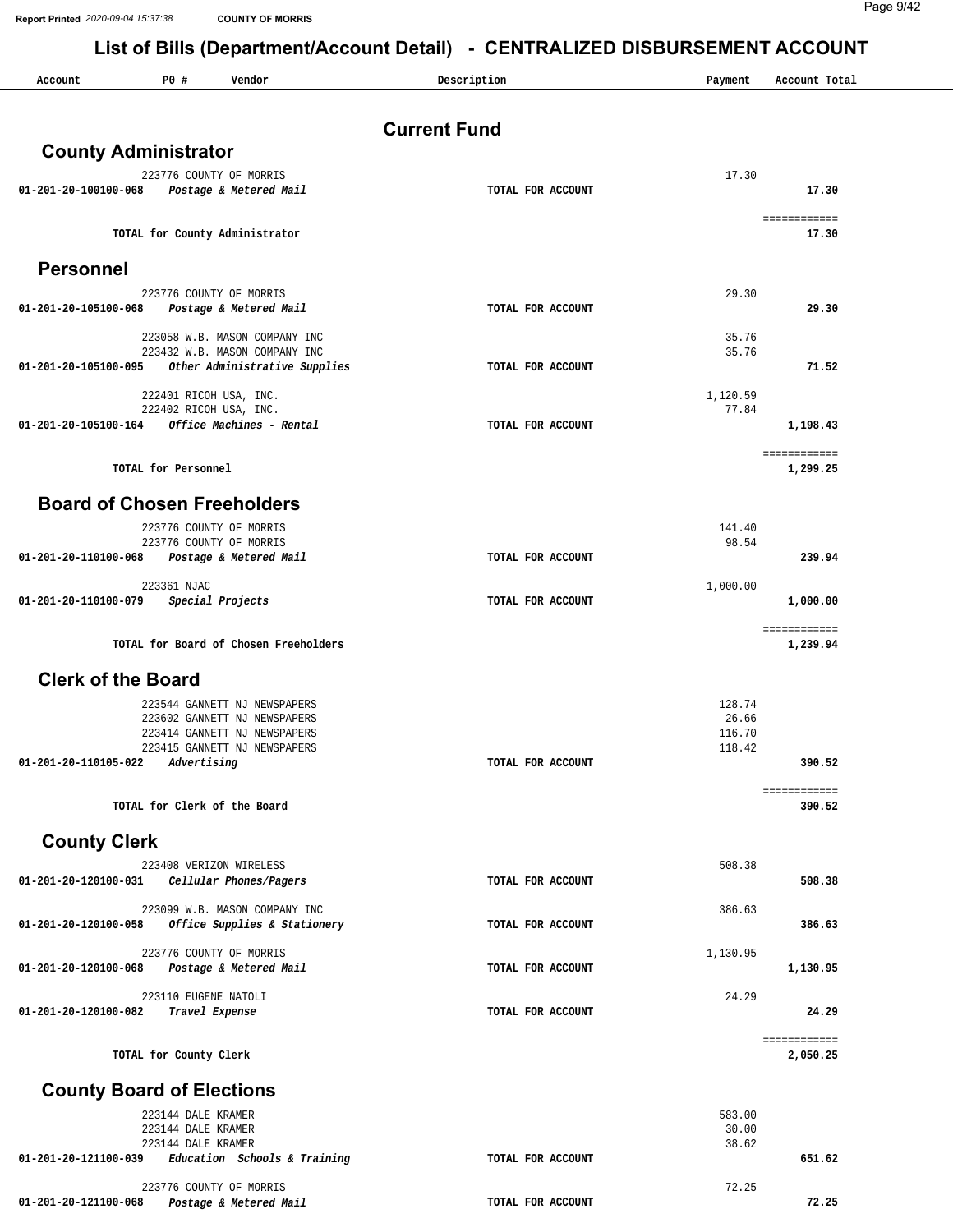# List of Bills (Department/Account Detail) - CENTRALIZED DISBURSEMENT ACCOUNT

| Account | PO # | Vendor | Description | Payment | Account Total |
|---|---|---|---|---|---|

## Current Fund

### County Administrator

| Account | PO # | Vendor | Description | Payment | Account Total |
|---|---|---|---|---|---|
| | 223776 | COUNTY OF MORRIS | | 17.30 | |
| 01-201-20-100100-068 | | *Postage & Metered Mail* | TOTAL FOR ACCOUNT | | 17.30 |
| | | TOTAL for County Administrator | | | 17.30 |

### Personnel

| Account | PO # | Vendor | Description | Payment | Account Total |
|---|---|---|---|---|---|
| | 223776 | COUNTY OF MORRIS | | 29.30 | |
| 01-201-20-105100-068 | | *Postage & Metered Mail* | TOTAL FOR ACCOUNT | | 29.30 |
| | 223058 | W.B. MASON COMPANY INC | | 35.76 | |
| | 223432 | W.B. MASON COMPANY INC | | 35.76 | |
| 01-201-20-105100-095 | | *Other Administrative Supplies* | TOTAL FOR ACCOUNT | | 71.52 |
| | 222401 | RICOH USA, INC. | | 1,120.59 | |
| | 222402 | RICOH USA, INC. | | 77.84 | |
| 01-201-20-105100-164 | | *Office Machines - Rental* | TOTAL FOR ACCOUNT | | 1,198.43 |
| | | TOTAL for Personnel | | | 1,299.25 |

### Board of Chosen Freeholders

| Account | PO # | Vendor | Description | Payment | Account Total |
|---|---|---|---|---|---|
| | 223776 | COUNTY OF MORRIS | | 141.40 | |
| | 223776 | COUNTY OF MORRIS | | 98.54 | |
| 01-201-20-110100-068 | | *Postage & Metered Mail* | TOTAL FOR ACCOUNT | | 239.94 |
| | 223361 | NJAC | | 1,000.00 | |
| 01-201-20-110100-079 | | *Special Projects* | TOTAL FOR ACCOUNT | | 1,000.00 |
| | | TOTAL for Board of Chosen Freeholders | | | 1,239.94 |

### Clerk of the Board

| Account | PO # | Vendor | Description | Payment | Account Total |
|---|---|---|---|---|---|
| | 223544 | GANNETT NJ NEWSPAPERS | | 128.74 | |
| | 223602 | GANNETT NJ NEWSPAPERS | | 26.66 | |
| | 223414 | GANNETT NJ NEWSPAPERS | | 116.70 | |
| | 223415 | GANNETT NJ NEWSPAPERS | | 118.42 | |
| 01-201-20-110105-022 | | *Advertising* | TOTAL FOR ACCOUNT | | 390.52 |
| | | TOTAL for Clerk of the Board | | | 390.52 |

### County Clerk

| Account | PO # | Vendor | Description | Payment | Account Total |
|---|---|---|---|---|---|
| | 223408 | VERIZON WIRELESS | | 508.38 | |
| 01-201-20-120100-031 | | *Cellular Phones/Pagers* | TOTAL FOR ACCOUNT | | 508.38 |
| | 223099 | W.B. MASON COMPANY INC | | 386.63 | |
| 01-201-20-120100-058 | | *Office Supplies & Stationery* | TOTAL FOR ACCOUNT | | 386.63 |
| | 223776 | COUNTY OF MORRIS | | 1,130.95 | |
| 01-201-20-120100-068 | | *Postage & Metered Mail* | TOTAL FOR ACCOUNT | | 1,130.95 |
| | 223110 | EUGENE NATOLI | | 24.29 | |
| 01-201-20-120100-082 | | *Travel Expense* | TOTAL FOR ACCOUNT | | 24.29 |
| | | TOTAL for County Clerk | | | 2,050.25 |

### County Board of Elections

| Account | PO # | Vendor | Description | Payment | Account Total |
|---|---|---|---|---|---|
| | 223144 | DALE KRAMER | | 583.00 | |
| | 223144 | DALE KRAMER | | 30.00 | |
| | 223144 | DALE KRAMER | | 38.62 | |
| 01-201-20-121100-039 | | *Education Schools & Training* | TOTAL FOR ACCOUNT | | 651.62 |
| | 223776 | COUNTY OF MORRIS | | 72.25 | |
| 01-201-20-121100-068 | | *Postage & Metered Mail* | TOTAL FOR ACCOUNT | | 72.25 |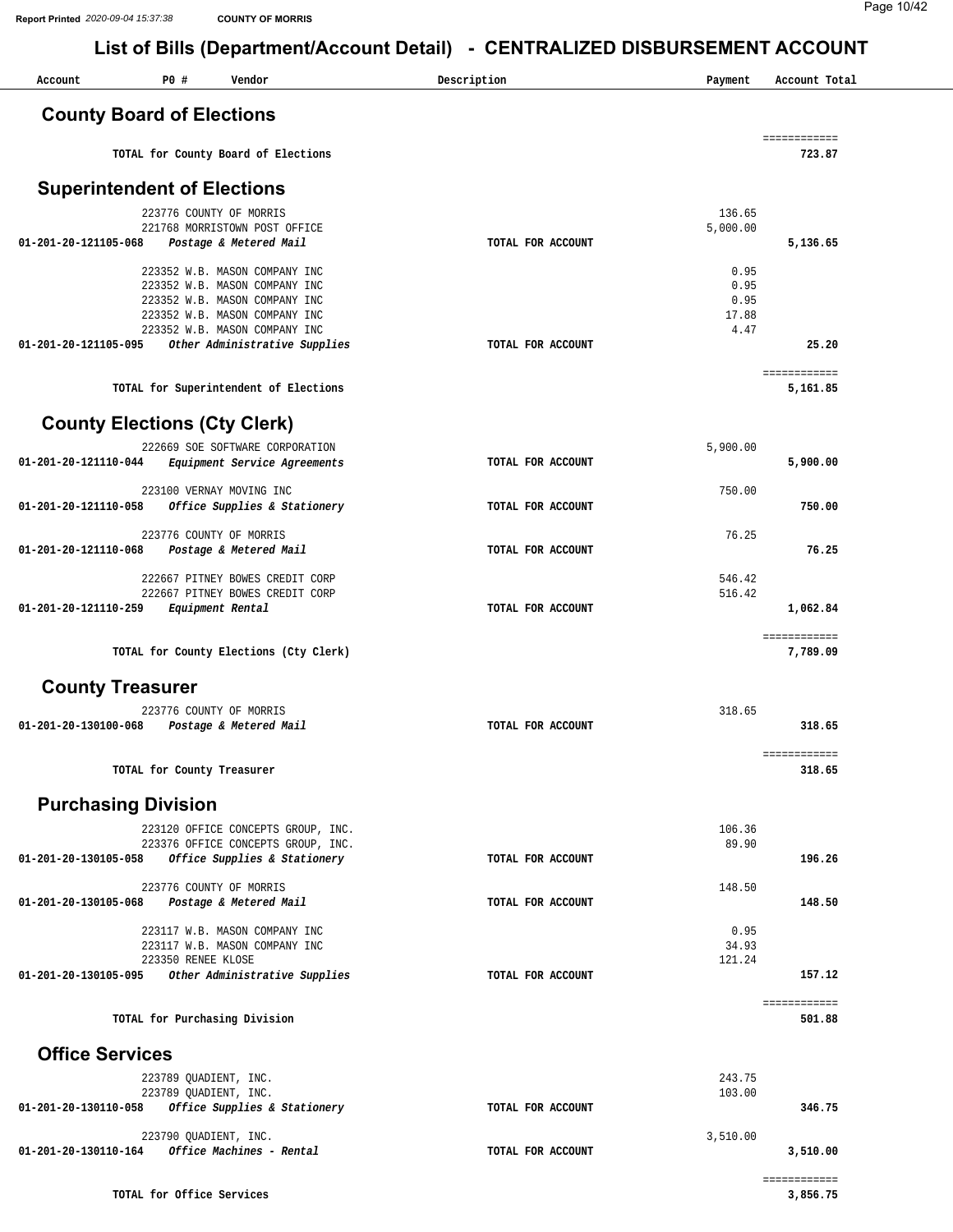# List of Bills (Department/Account Detail) - CENTRALIZED DISBURSEMENT ACCOUNT

| Account | PO # | Vendor | Description | Payment | Account Total |
|---|---|---|---|---|---|

## County Board of Elections

| Account | PO # | Vendor | Description | Payment | Account Total |
|---|---|---|---|---|---|
| | | TOTAL for County Board of Elections | | | 723.87 |

## Superintendent of Elections

| Account | PO # | Vendor | Description | Payment | Account Total |
|---|---|---|---|---|---|
| | 223776 | COUNTY OF MORRIS | | 136.65 | |
| | 221768 | MORRISTOWN POST OFFICE | | 5,000.00 | |
| 01-201-20-121105-068 | | *Postage & Metered Mail* | TOTAL FOR ACCOUNT | | 5,136.65 |
| | 223352 | W.B. MASON COMPANY INC | | 0.95 | |
| | 223352 | W.B. MASON COMPANY INC | | 0.95 | |
| | 223352 | W.B. MASON COMPANY INC | | 0.95 | |
| | 223352 | W.B. MASON COMPANY INC | | 17.88 | |
| | 223352 | W.B. MASON COMPANY INC | | 4.47 | |
| 01-201-20-121105-095 | | *Other Administrative Supplies* | TOTAL FOR ACCOUNT | | 25.20 |
| | | TOTAL for Superintendent of Elections | | | 5,161.85 |

## County Elections (Cty Clerk)

| Account | PO # | Vendor | Description | Payment | Account Total |
|---|---|---|---|---|---|
| | 222669 | SOE SOFTWARE CORPORATION | | 5,900.00 | |
| 01-201-20-121110-044 | | *Equipment Service Agreements* | TOTAL FOR ACCOUNT | | 5,900.00 |
| | 223100 | VERNAY MOVING INC | | 750.00 | |
| 01-201-20-121110-058 | | *Office Supplies & Stationery* | TOTAL FOR ACCOUNT | | 750.00 |
| | 223776 | COUNTY OF MORRIS | | 76.25 | |
| 01-201-20-121110-068 | | *Postage & Metered Mail* | TOTAL FOR ACCOUNT | | 76.25 |
| | 222667 | PITNEY BOWES CREDIT CORP | | 546.42 | |
| | 222667 | PITNEY BOWES CREDIT CORP | | 516.42 | |
| 01-201-20-121110-259 | | *Equipment Rental* | TOTAL FOR ACCOUNT | | 1,062.84 |
| | | TOTAL for County Elections (Cty Clerk) | | | 7,789.09 |

## County Treasurer

| Account | PO # | Vendor | Description | Payment | Account Total |
|---|---|---|---|---|---|
| | 223776 | COUNTY OF MORRIS | | 318.65 | |
| 01-201-20-130100-068 | | *Postage & Metered Mail* | TOTAL FOR ACCOUNT | | 318.65 |
| | | TOTAL for County Treasurer | | | 318.65 |

## Purchasing Division

| Account | PO # | Vendor | Description | Payment | Account Total |
|---|---|---|---|---|---|
| | 223120 | OFFICE CONCEPTS GROUP, INC. | | 106.36 | |
| | 223376 | OFFICE CONCEPTS GROUP, INC. | | 89.90 | |
| 01-201-20-130105-058 | | *Office Supplies & Stationery* | TOTAL FOR ACCOUNT | | 196.26 |
| | 223776 | COUNTY OF MORRIS | | 148.50 | |
| 01-201-20-130105-068 | | *Postage & Metered Mail* | TOTAL FOR ACCOUNT | | 148.50 |
| | 223117 | W.B. MASON COMPANY INC | | 0.95 | |
| | 223117 | W.B. MASON COMPANY INC | | 34.93 | |
| | 223350 | RENEE KLOSE | | 121.24 | |
| 01-201-20-130105-095 | | *Other Administrative Supplies* | TOTAL FOR ACCOUNT | | 157.12 |
| | | TOTAL for Purchasing Division | | | 501.88 |

## Office Services

| Account | PO # | Vendor | Description | Payment | Account Total |
|---|---|---|---|---|---|
| | 223789 | QUADIENT, INC. | | 243.75 | |
| | 223789 | QUADIENT, INC. | | 103.00 | |
| 01-201-20-130110-058 | | *Office Supplies & Stationery* | TOTAL FOR ACCOUNT | | 346.75 |
| | 223790 | QUADIENT, INC. | | 3,510.00 | |
| 01-201-20-130110-164 | | *Office Machines - Rental* | TOTAL FOR ACCOUNT | | 3,510.00 |
| | | TOTAL for Office Services | | | 3,856.75 |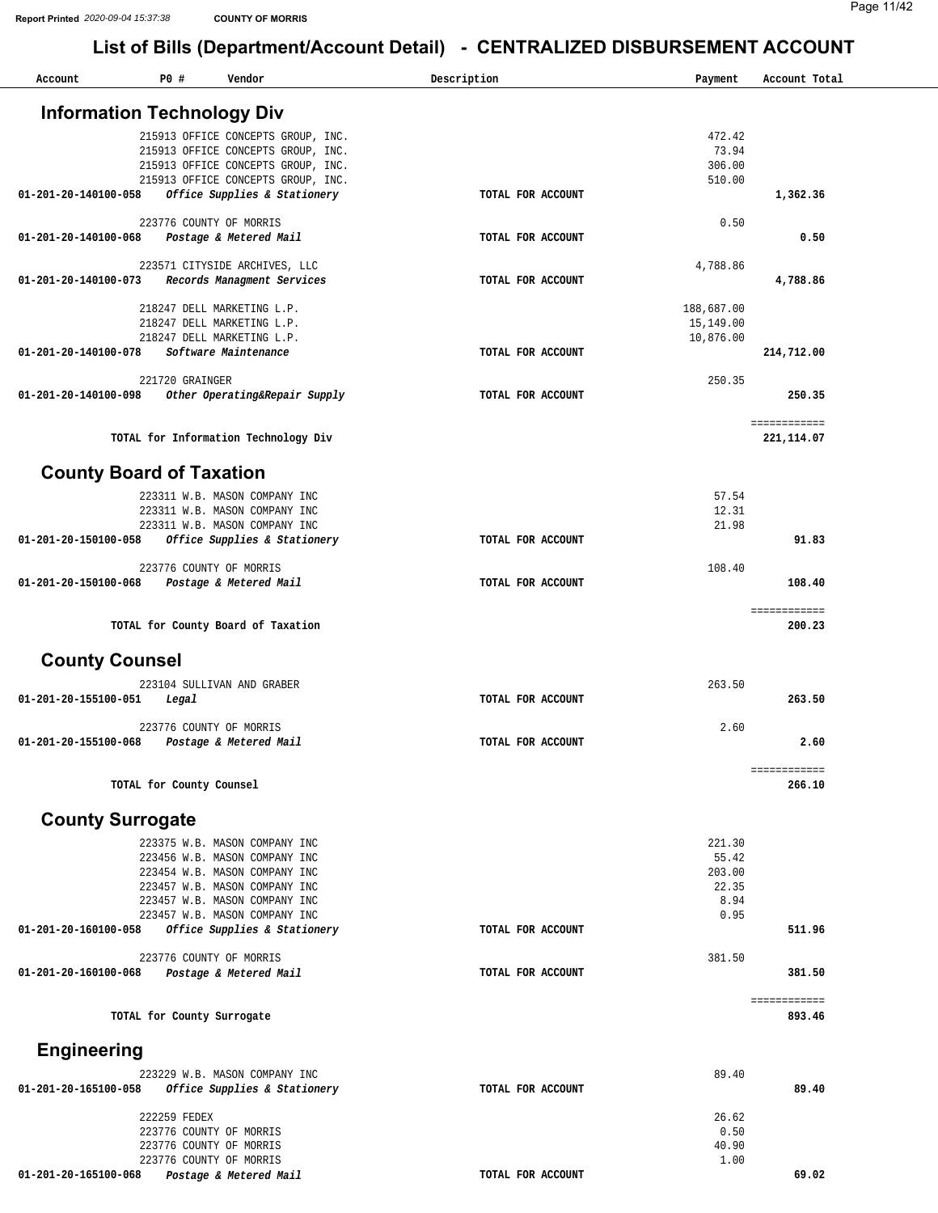# List of Bills (Department/Account Detail) - CENTRALIZED DISBURSEMENT ACCOUNT

| Account | PO # | Vendor | Description | Payment | Account Total |
|---|---|---|---|---|---|

## Information Technology Div

| Account | PO # | Vendor | Description | Payment | Account Total |
|---|---|---|---|---|---|
| | 215913 | OFFICE CONCEPTS GROUP, INC. | | 472.42 | |
| | 215913 | OFFICE CONCEPTS GROUP, INC. | | 73.94 | |
| | 215913 | OFFICE CONCEPTS GROUP, INC. | | 306.00 | |
| | 215913 | OFFICE CONCEPTS GROUP, INC. | | 510.00 | |
| **01-201-20-140100-058** | | ***Office Supplies & Stationery*** | **TOTAL FOR ACCOUNT** | | **1,362.36** |
| | 223776 | COUNTY OF MORRIS | | 0.50 | |
| **01-201-20-140100-068** | | ***Postage & Metered Mail*** | **TOTAL FOR ACCOUNT** | | **0.50** |
| | 223571 | CITYSIDE ARCHIVES, LLC | | 4,788.86 | |
| **01-201-20-140100-073** | | ***Records Managment Services*** | **TOTAL FOR ACCOUNT** | | **4,788.86** |
| | 218247 | DELL MARKETING L.P. | | 188,687.00 | |
| | 218247 | DELL MARKETING L.P. | | 15,149.00 | |
| | 218247 | DELL MARKETING L.P. | | 10,876.00 | |
| **01-201-20-140100-078** | | ***Software Maintenance*** | **TOTAL FOR ACCOUNT** | | **214,712.00** |
| | 221720 | GRAINGER | | 250.35 | |
| **01-201-20-140100-098** | | ***Other Operating&Repair Supply*** | **TOTAL FOR ACCOUNT** | | **250.35** |
| | | **TOTAL for Information Technology Div** | | | **221,114.07** |

## County Board of Taxation

| Account | PO # | Vendor | Description | Payment | Account Total |
|---|---|---|---|---|---|
| | 223311 | W.B. MASON COMPANY INC | | 57.54 | |
| | 223311 | W.B. MASON COMPANY INC | | 12.31 | |
| | 223311 | W.B. MASON COMPANY INC | | 21.98 | |
| **01-201-20-150100-058** | | ***Office Supplies & Stationery*** | **TOTAL FOR ACCOUNT** | | **91.83** |
| | 223776 | COUNTY OF MORRIS | | 108.40 | |
| **01-201-20-150100-068** | | ***Postage & Metered Mail*** | **TOTAL FOR ACCOUNT** | | **108.40** |
| | | **TOTAL for County Board of Taxation** | | | **200.23** |

## County Counsel

| Account | PO # | Vendor | Description | Payment | Account Total |
|---|---|---|---|---|---|
| | 223104 | SULLIVAN AND GRABER | | 263.50 | |
| **01-201-20-155100-051** | | ***Legal*** | **TOTAL FOR ACCOUNT** | | **263.50** |
| | 223776 | COUNTY OF MORRIS | | 2.60 | |
| **01-201-20-155100-068** | | ***Postage & Metered Mail*** | **TOTAL FOR ACCOUNT** | | **2.60** |
| | | **TOTAL for County Counsel** | | | **266.10** |

## County Surrogate

| Account | PO # | Vendor | Description | Payment | Account Total |
|---|---|---|---|---|---|
| | 223375 | W.B. MASON COMPANY INC | | 221.30 | |
| | 223456 | W.B. MASON COMPANY INC | | 55.42 | |
| | 223454 | W.B. MASON COMPANY INC | | 203.00 | |
| | 223457 | W.B. MASON COMPANY INC | | 22.35 | |
| | 223457 | W.B. MASON COMPANY INC | | 8.94 | |
| | 223457 | W.B. MASON COMPANY INC | | 0.95 | |
| **01-201-20-160100-058** | | ***Office Supplies & Stationery*** | **TOTAL FOR ACCOUNT** | | **511.96** |
| | 223776 | COUNTY OF MORRIS | | 381.50 | |
| **01-201-20-160100-068** | | ***Postage & Metered Mail*** | **TOTAL FOR ACCOUNT** | | **381.50** |
| | | **TOTAL for County Surrogate** | | | **893.46** |

## Engineering

| Account | PO # | Vendor | Description | Payment | Account Total |
|---|---|---|---|---|---|
| | 223229 | W.B. MASON COMPANY INC | | 89.40 | |
| **01-201-20-165100-058** | | ***Office Supplies & Stationery*** | **TOTAL FOR ACCOUNT** | | **89.40** |
| | 222259 | FEDEX | | 26.62 | |
| | 223776 | COUNTY OF MORRIS | | 0.50 | |
| | 223776 | COUNTY OF MORRIS | | 40.90 | |
| | 223776 | COUNTY OF MORRIS | | 1.00 | |
| **01-201-20-165100-068** | | ***Postage & Metered Mail*** | **TOTAL FOR ACCOUNT** | | **69.02** |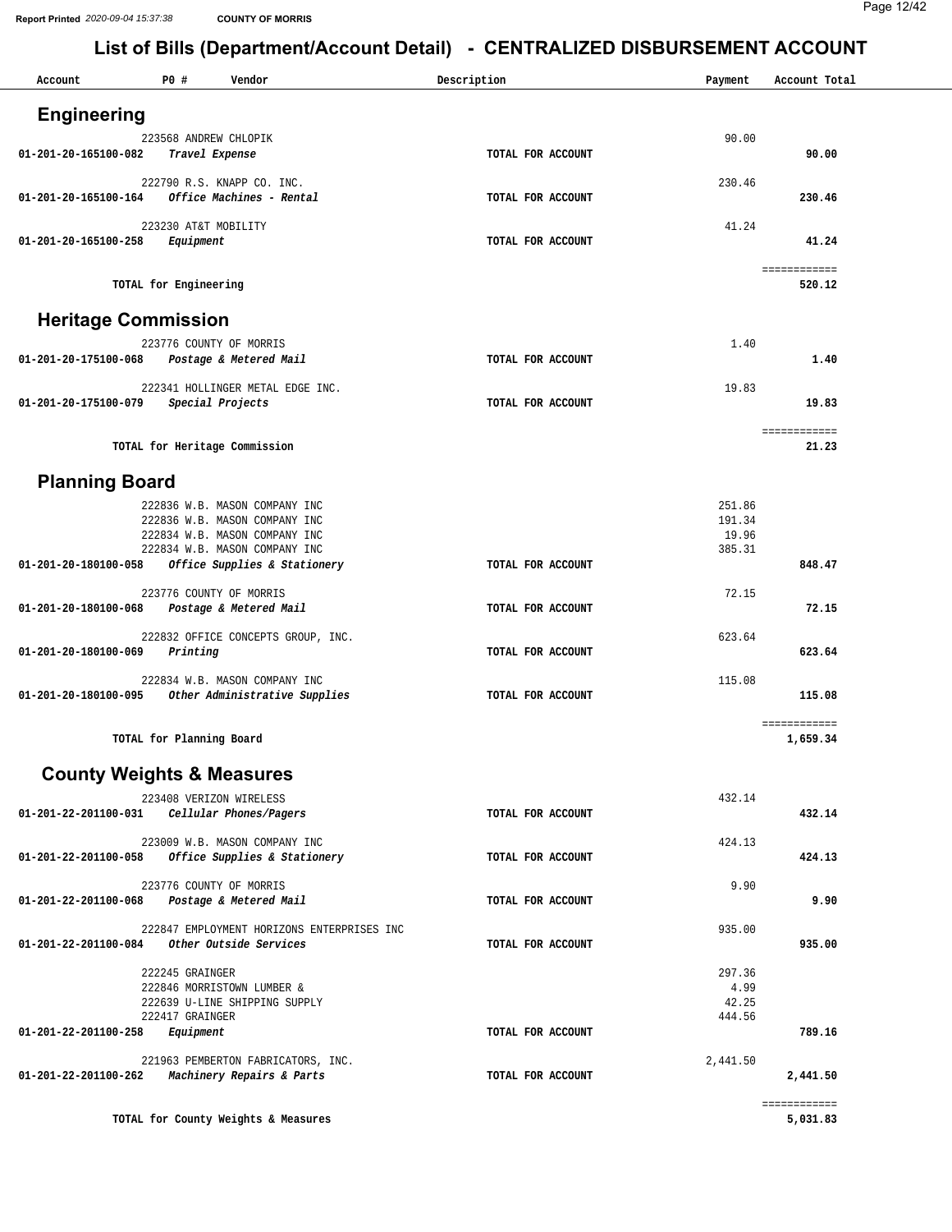Report Printed 2020-09-04 15:37:38 COUNTY OF MORRIS

# List of Bills (Department/Account Detail) - CENTRALIZED DISBURSEMENT ACCOUNT

| Account | PO # Vendor | Description | Payment | Account Total |
|---|---|---|---|---|

## Engineering

| Account | PO # Vendor | Description | Payment | Account Total |
|---|---|---|---|---|
| | 223568 ANDREW CHLOPIK | | 90.00 | |
| **01-201-20-165100-082** | ***Travel Expense*** | **TOTAL FOR ACCOUNT** | | **90.00** |
| | 222790 R.S. KNAPP CO. INC. | | 230.46 | |
| **01-201-20-165100-164** | ***Office Machines - Rental*** | **TOTAL FOR ACCOUNT** | | **230.46** |
| | 223230 AT&T MOBILITY | | 41.24 | |
| **01-201-20-165100-258** | ***Equipment*** | **TOTAL FOR ACCOUNT** | | **41.24** |
| | **TOTAL for Engineering** | | | **520.12** |

## Heritage Commission

| Account | PO # Vendor | Description | Payment | Account Total |
|---|---|---|---|---|
| | 223776 COUNTY OF MORRIS | | 1.40 | |
| **01-201-20-175100-068** | ***Postage & Metered Mail*** | **TOTAL FOR ACCOUNT** | | **1.40** |
| | 222341 HOLLINGER METAL EDGE INC. | | 19.83 | |
| **01-201-20-175100-079** | ***Special Projects*** | **TOTAL FOR ACCOUNT** | | **19.83** |
| | **TOTAL for Heritage Commission** | | | **21.23** |

## Planning Board

| Account | PO # Vendor | Description | Payment | Account Total |
|---|---|---|---|---|
| | 222836 W.B. MASON COMPANY INC | | 251.86 | |
| | 222836 W.B. MASON COMPANY INC | | 191.34 | |
| | 222834 W.B. MASON COMPANY INC | | 19.96 | |
| | 222834 W.B. MASON COMPANY INC | | 385.31 | |
| **01-201-20-180100-058** | ***Office Supplies & Stationery*** | **TOTAL FOR ACCOUNT** | | **848.47** |
| | 223776 COUNTY OF MORRIS | | 72.15 | |
| **01-201-20-180100-068** | ***Postage & Metered Mail*** | **TOTAL FOR ACCOUNT** | | **72.15** |
| | 222832 OFFICE CONCEPTS GROUP, INC. | | 623.64 | |
| **01-201-20-180100-069** | ***Printing*** | **TOTAL FOR ACCOUNT** | | **623.64** |
| | 222834 W.B. MASON COMPANY INC | | 115.08 | |
| **01-201-20-180100-095** | ***Other Administrative Supplies*** | **TOTAL FOR ACCOUNT** | | **115.08** |
| | **TOTAL for Planning Board** | | | **1,659.34** |

## County Weights & Measures

| Account | PO # Vendor | Description | Payment | Account Total |
|---|---|---|---|---|
| | 223408 VERIZON WIRELESS | | 432.14 | |
| **01-201-22-201100-031** | ***Cellular Phones/Pagers*** | **TOTAL FOR ACCOUNT** | | **432.14** |
| | 223009 W.B. MASON COMPANY INC | | 424.13 | |
| **01-201-22-201100-058** | ***Office Supplies & Stationery*** | **TOTAL FOR ACCOUNT** | | **424.13** |
| | 223776 COUNTY OF MORRIS | | 9.90 | |
| **01-201-22-201100-068** | ***Postage & Metered Mail*** | **TOTAL FOR ACCOUNT** | | **9.90** |
| | 222847 EMPLOYMENT HORIZONS ENTERPRISES INC | | 935.00 | |
| **01-201-22-201100-084** | ***Other Outside Services*** | **TOTAL FOR ACCOUNT** | | **935.00** |
| | 222245 GRAINGER | | 297.36 | |
| | 222846 MORRISTOWN LUMBER & | | 4.99 | |
| | 222639 U-LINE SHIPPING SUPPLY | | 42.25 | |
| | 222417 GRAINGER | | 444.56 | |
| **01-201-22-201100-258** | ***Equipment*** | **TOTAL FOR ACCOUNT** | | **789.16** |
| | 221963 PEMBERTON FABRICATORS, INC. | | 2,441.50 | |
| **01-201-22-201100-262** | ***Machinery Repairs & Parts*** | **TOTAL FOR ACCOUNT** | | **2,441.50** |
| | **TOTAL for County Weights & Measures** | | | **5,031.83** |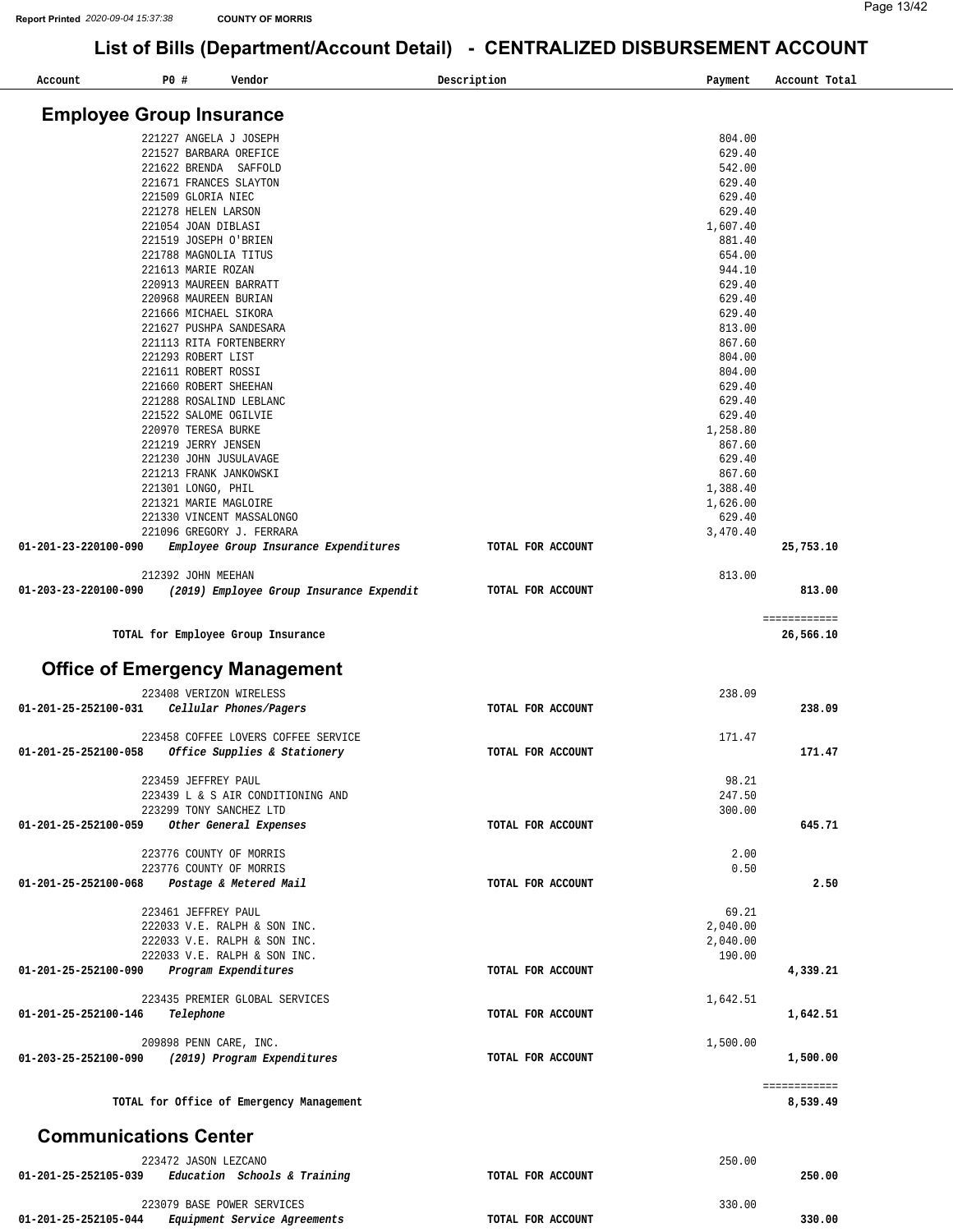# List of Bills (Department/Account Detail) - CENTRALIZED DISBURSEMENT ACCOUNT

| Account | PO # | Vendor | Description | Payment | Account Total |
|---|---|---|---|---|---|

## Employee Group Insurance

| Account | PO # | Vendor | Description | Payment | Account Total |
|---|---|---|---|---|---|
| | 221227 | ANGELA J JOSEPH | | 804.00 | |
| | 221527 | BARBARA OREFICE | | 629.40 | |
| | 221622 | BRENDA SAFFOLD | | 542.00 | |
| | 221671 | FRANCES SLAYTON | | 629.40 | |
| | 221509 | GLORIA NIEC | | 629.40 | |
| | 221278 | HELEN LARSON | | 629.40 | |
| | 221054 | JOAN DIBLASI | | 1,607.40 | |
| | 221519 | JOSEPH O'BRIEN | | 881.40 | |
| | 221788 | MAGNOLIA TITUS | | 654.00 | |
| | 221613 | MARIE ROZAN | | 944.10 | |
| | 220913 | MAUREEN BARRATT | | 629.40 | |
| | 220968 | MAUREEN BURIAN | | 629.40 | |
| | 221666 | MICHAEL SIKORA | | 629.40 | |
| | 221627 | PUSHPA SANDESARA | | 813.00 | |
| | 221113 | RITA FORTENBERRY | | 867.60 | |
| | 221293 | ROBERT LIST | | 804.00 | |
| | 221611 | ROBERT ROSSI | | 804.00 | |
| | 221660 | ROBERT SHEEHAN | | 629.40 | |
| | 221288 | ROSALIND LEBLANC | | 629.40 | |
| | 221522 | SALOME OGILVIE | | 629.40 | |
| | 220970 | TERESA BURKE | | 1,258.80 | |
| | 221219 | JERRY JENSEN | | 867.60 | |
| | 221230 | JOHN JUSULAVAGE | | 629.40 | |
| | 221213 | FRANK JANKOWSKI | | 867.60 | |
| | 221301 | LONGO, PHIL | | 1,388.40 | |
| | 221321 | MARIE MAGLOIRE | | 1,626.00 | |
| | 221330 | VINCENT MASSALONGO | | 629.40 | |
| | 221096 | GREGORY J. FERRARA | | 3,470.40 | |
| **01-201-23-220100-090** | | ***Employee Group Insurance Expenditures*** | **TOTAL FOR ACCOUNT** | | **25,753.10** |
| | 212392 | JOHN MEEHAN | | 813.00 | |
| **01-203-23-220100-090** | | ***(2019) Employee Group Insurance Expendit*** | **TOTAL FOR ACCOUNT** | | **813.00** |
| | | **TOTAL for Employee Group Insurance** | | | **26,566.10** |

## Office of Emergency Management

| Account | PO # | Vendor | Description | Payment | Account Total |
|---|---|---|---|---|---|
| | 223408 | VERIZON WIRELESS | | 238.09 | |
| **01-201-25-252100-031** | | ***Cellular Phones/Pagers*** | **TOTAL FOR ACCOUNT** | | **238.09** |
| | 223458 | COFFEE LOVERS COFFEE SERVICE | | 171.47 | |
| **01-201-25-252100-058** | | ***Office Supplies & Stationery*** | **TOTAL FOR ACCOUNT** | | **171.47** |
| | 223459 | JEFFREY PAUL | | 98.21 | |
| | 223439 | L & S AIR CONDITIONING AND | | 247.50 | |
| | 223299 | TONY SANCHEZ LTD | | 300.00 | |
| **01-201-25-252100-059** | | ***Other General Expenses*** | **TOTAL FOR ACCOUNT** | | **645.71** |
| | 223776 | COUNTY OF MORRIS | | 2.00 | |
| | 223776 | COUNTY OF MORRIS | | 0.50 | |
| **01-201-25-252100-068** | | ***Postage & Metered Mail*** | **TOTAL FOR ACCOUNT** | | **2.50** |
| | 223461 | JEFFREY PAUL | | 69.21 | |
| | 222033 | V.E. RALPH & SON INC. | | 2,040.00 | |
| | 222033 | V.E. RALPH & SON INC. | | 2,040.00 | |
| | 222033 | V.E. RALPH & SON INC. | | 190.00 | |
| **01-201-25-252100-090** | | ***Program Expenditures*** | **TOTAL FOR ACCOUNT** | | **4,339.21** |
| | 223435 | PREMIER GLOBAL SERVICES | | 1,642.51 | |
| **01-201-25-252100-146** | | ***Telephone*** | **TOTAL FOR ACCOUNT** | | **1,642.51** |
| | 209898 | PENN CARE, INC. | | 1,500.00 | |
| **01-203-25-252100-090** | | ***(2019) Program Expenditures*** | **TOTAL FOR ACCOUNT** | | **1,500.00** |
| | | **TOTAL for Office of Emergency Management** | | | **8,539.49** |

## Communications Center

| Account | PO # | Vendor | Description | Payment | Account Total |
|---|---|---|---|---|---|
| | 223472 | JASON LEZCANO | | 250.00 | |
| **01-201-25-252105-039** | | ***Education Schools & Training*** | **TOTAL FOR ACCOUNT** | | **250.00** |
| | 223079 | BASE POWER SERVICES | | 330.00 | |
| **01-201-25-252105-044** | | ***Equipment Service Agreements*** | **TOTAL FOR ACCOUNT** | | **330.00** |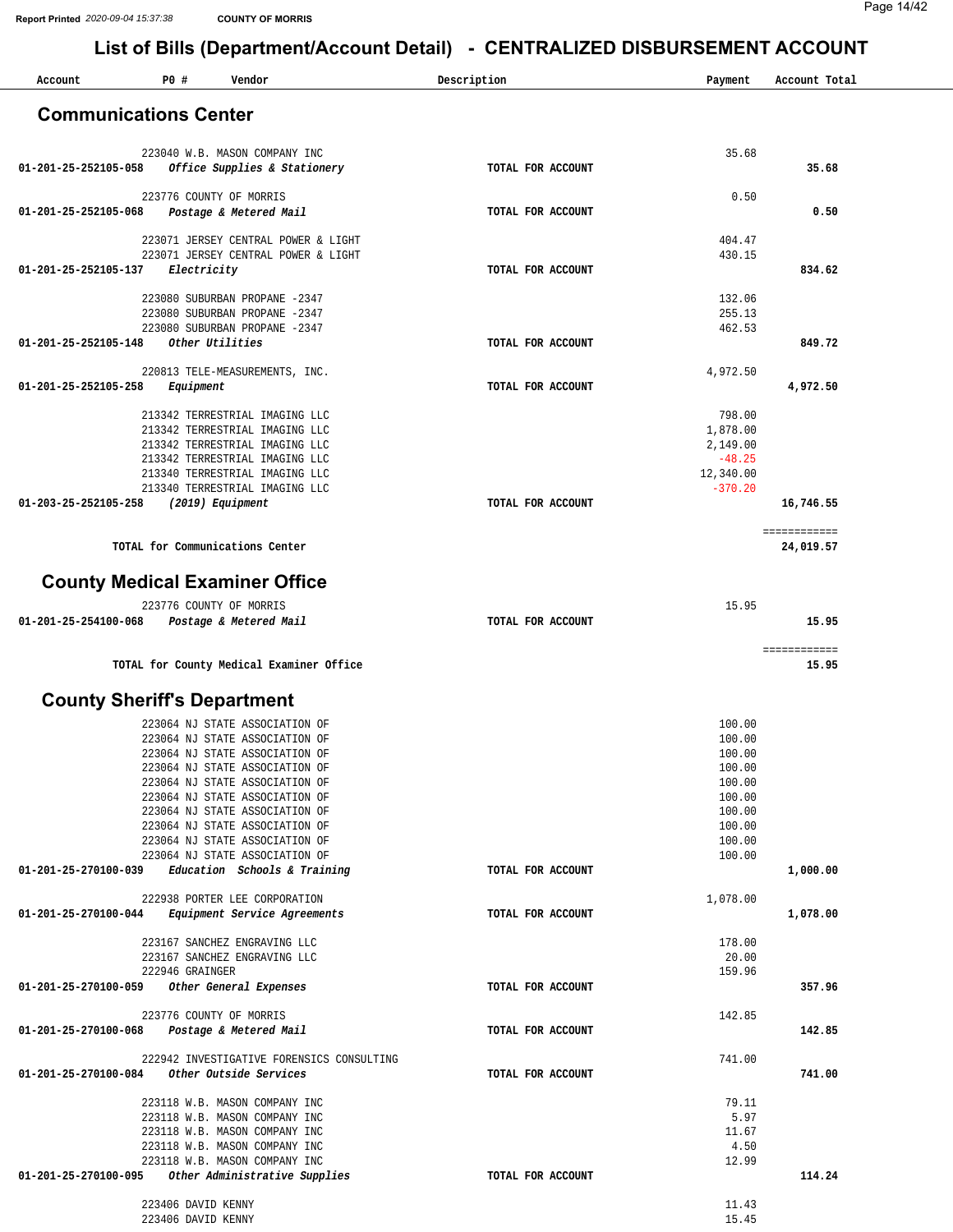# List of Bills (Department/Account Detail) - CENTRALIZED DISBURSEMENT ACCOUNT

Report Printed 2020-09-04 15:37:38 COUNTY OF MORRIS

| Account | PO # | Vendor | Description | Payment | Account Total |
|---|---|---|---|---|---|

## Communications Center

| Account | PO # | Vendor | Description | Payment | Account Total |
|---|---|---|---|---|---|
| | 223040 | W.B. MASON COMPANY INC | | 35.68 | |
| 01-201-25-252105-058 | | *Office Supplies & Stationery* | TOTAL FOR ACCOUNT | | 35.68 |
| | 223776 | COUNTY OF MORRIS | | 0.50 | |
| 01-201-25-252105-068 | | *Postage & Metered Mail* | TOTAL FOR ACCOUNT | | 0.50 |
| | 223071 | JERSEY CENTRAL POWER & LIGHT | | 404.47 | |
| | 223071 | JERSEY CENTRAL POWER & LIGHT | | 430.15 | |
| 01-201-25-252105-137 | | *Electricity* | TOTAL FOR ACCOUNT | | 834.62 |
| | 223080 | SUBURBAN PROPANE -2347 | | 132.06 | |
| | 223080 | SUBURBAN PROPANE -2347 | | 255.13 | |
| | 223080 | SUBURBAN PROPANE -2347 | | 462.53 | |
| 01-201-25-252105-148 | | *Other Utilities* | TOTAL FOR ACCOUNT | | 849.72 |
| | 220813 | TELE-MEASUREMENTS, INC. | | 4,972.50 | |
| 01-201-25-252105-258 | | *Equipment* | TOTAL FOR ACCOUNT | | 4,972.50 |
| | 213342 | TERRESTRIAL IMAGING LLC | | 798.00 | |
| | 213342 | TERRESTRIAL IMAGING LLC | | 1,878.00 | |
| | 213342 | TERRESTRIAL IMAGING LLC | | 2,149.00 | |
| | 213342 | TERRESTRIAL IMAGING LLC | | -48.25 | |
| | 213340 | TERRESTRIAL IMAGING LLC | | 12,340.00 | |
| | 213340 | TERRESTRIAL IMAGING LLC | | -370.20 | |
| 01-203-25-252105-258 | | *(2019) Equipment* | TOTAL FOR ACCOUNT | | 16,746.55 |
| | | TOTAL for Communications Center | | | 24,019.57 |

## County Medical Examiner Office

| Account | PO # | Vendor | Description | Payment | Account Total |
|---|---|---|---|---|---|
| | 223776 | COUNTY OF MORRIS | | 15.95 | |
| 01-201-25-254100-068 | | *Postage & Metered Mail* | TOTAL FOR ACCOUNT | | 15.95 |
| | | TOTAL for County Medical Examiner Office | | | 15.95 |

## County Sheriff's Department

| Account | PO # | Vendor | Description | Payment | Account Total |
|---|---|---|---|---|---|
| | 223064 | NJ STATE ASSOCIATION OF | | 100.00 | |
| | 223064 | NJ STATE ASSOCIATION OF | | 100.00 | |
| | 223064 | NJ STATE ASSOCIATION OF | | 100.00 | |
| | 223064 | NJ STATE ASSOCIATION OF | | 100.00 | |
| | 223064 | NJ STATE ASSOCIATION OF | | 100.00 | |
| | 223064 | NJ STATE ASSOCIATION OF | | 100.00 | |
| | 223064 | NJ STATE ASSOCIATION OF | | 100.00 | |
| | 223064 | NJ STATE ASSOCIATION OF | | 100.00 | |
| | 223064 | NJ STATE ASSOCIATION OF | | 100.00 | |
| | 223064 | NJ STATE ASSOCIATION OF | | 100.00 | |
| 01-201-25-270100-039 | | *Education Schools & Training* | TOTAL FOR ACCOUNT | | 1,000.00 |
| | 222938 | PORTER LEE CORPORATION | | 1,078.00 | |
| 01-201-25-270100-044 | | *Equipment Service Agreements* | TOTAL FOR ACCOUNT | | 1,078.00 |
| | 223167 | SANCHEZ ENGRAVING LLC | | 178.00 | |
| | 223167 | SANCHEZ ENGRAVING LLC | | 20.00 | |
| | 222946 | GRAINGER | | 159.96 | |
| 01-201-25-270100-059 | | *Other General Expenses* | TOTAL FOR ACCOUNT | | 357.96 |
| | 223776 | COUNTY OF MORRIS | | 142.85 | |
| 01-201-25-270100-068 | | *Postage & Metered Mail* | TOTAL FOR ACCOUNT | | 142.85 |
| | 222942 | INVESTIGATIVE FORENSICS CONSULTING | | 741.00 | |
| 01-201-25-270100-084 | | *Other Outside Services* | TOTAL FOR ACCOUNT | | 741.00 |
| | 223118 | W.B. MASON COMPANY INC | | 79.11 | |
| | 223118 | W.B. MASON COMPANY INC | | 5.97 | |
| | 223118 | W.B. MASON COMPANY INC | | 11.67 | |
| | 223118 | W.B. MASON COMPANY INC | | 4.50 | |
| | 223118 | W.B. MASON COMPANY INC | | 12.99 | |
| 01-201-25-270100-095 | | *Other Administrative Supplies* | TOTAL FOR ACCOUNT | | 114.24 |
| | 223406 | DAVID KENNY | | 11.43 | |
| | 223406 | DAVID KENNY | | 15.45 | |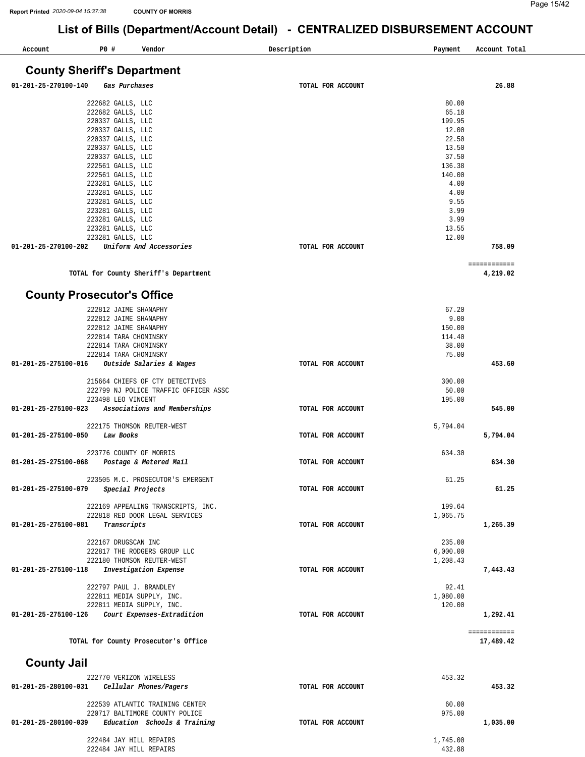# List of Bills (Department/Account Detail) - CENTRALIZED DISBURSEMENT ACCOUNT

| Account | PO # | Vendor | Description | Payment | Account Total |
|---|---|---|---|---|---|

## County Sheriff's Department

| Account | PO # | Vendor | Description | Payment | Account Total |
|---|---|---|---|---|---|
| 01-201-25-270100-140 | | *Gas Purchases* | TOTAL FOR ACCOUNT | | 26.88 |
| | 222682 | GALLS, LLC | | 80.00 | |
| | 222682 | GALLS, LLC | | 65.18 | |
| | 220337 | GALLS, LLC | | 199.95 | |
| | 220337 | GALLS, LLC | | 12.00 | |
| | 220337 | GALLS, LLC | | 22.50 | |
| | 220337 | GALLS, LLC | | 13.50 | |
| | 220337 | GALLS, LLC | | 37.50 | |
| | 222561 | GALLS, LLC | | 136.38 | |
| | 222561 | GALLS, LLC | | 140.00 | |
| | 223281 | GALLS, LLC | | 4.00 | |
| | 223281 | GALLS, LLC | | 4.00 | |
| | 223281 | GALLS, LLC | | 9.55 | |
| | 223281 | GALLS, LLC | | 3.99 | |
| | 223281 | GALLS, LLC | | 3.99 | |
| | 223281 | GALLS, LLC | | 13.55 | |
| | 223281 | GALLS, LLC | | 12.00 | |
| 01-201-25-270100-202 | | *Uniform And Accessories* | TOTAL FOR ACCOUNT | | 758.09 |
| | | TOTAL for County Sheriff's Department | | | 4,219.02 |

## County Prosecutor's Office

| Account | PO # | Vendor | Description | Payment | Account Total |
|---|---|---|---|---|---|
| | 222812 | JAIME SHANAPHY | | 67.20 | |
| | 222812 | JAIME SHANAPHY | | 9.00 | |
| | 222812 | JAIME SHANAPHY | | 150.00 | |
| | 222814 | TARA CHOMINSKY | | 114.40 | |
| | 222814 | TARA CHOMINSKY | | 38.00 | |
| | 222814 | TARA CHOMINSKY | | 75.00 | |
| 01-201-25-275100-016 | | *Outside Salaries & Wages* | TOTAL FOR ACCOUNT | | 453.60 |
| | 215664 | CHIEFS OF CTY DETECTIVES | | 300.00 | |
| | 222799 | NJ POLICE TRAFFIC OFFICER ASSC | | 50.00 | |
| | 223498 | LEO VINCENT | | 195.00 | |
| 01-201-25-275100-023 | | *Associations and Memberships* | TOTAL FOR ACCOUNT | | 545.00 |
| | 222175 | THOMSON REUTER-WEST | | 5,794.04 | |
| 01-201-25-275100-050 | | *Law Books* | TOTAL FOR ACCOUNT | | 5,794.04 |
| | 223776 | COUNTY OF MORRIS | | 634.30 | |
| 01-201-25-275100-068 | | *Postage & Metered Mail* | TOTAL FOR ACCOUNT | | 634.30 |
| | 223505 | M.C. PROSECUTOR'S EMERGENT | | 61.25 | |
| 01-201-25-275100-079 | | *Special Projects* | TOTAL FOR ACCOUNT | | 61.25 |
| | 222169 | APPEALING TRANSCRIPTS, INC. | | 199.64 | |
| | 222818 | RED DOOR LEGAL SERVICES | | 1,065.75 | |
| 01-201-25-275100-081 | | *Transcripts* | TOTAL FOR ACCOUNT | | 1,265.39 |
| | 222167 | DRUGSCAN INC | | 235.00 | |
| | 222817 | THE RODGERS GROUP LLC | | 6,000.00 | |
| | 222180 | THOMSON REUTER-WEST | | 1,208.43 | |
| 01-201-25-275100-118 | | *Investigation Expense* | TOTAL FOR ACCOUNT | | 7,443.43 |
| | 222797 | PAUL J. BRANDLEY | | 92.41 | |
| | 222811 | MEDIA SUPPLY, INC. | | 1,080.00 | |
| | 222811 | MEDIA SUPPLY, INC. | | 120.00 | |
| 01-201-25-275100-126 | | *Court Expenses-Extradition* | TOTAL FOR ACCOUNT | | 1,292.41 |
| | | TOTAL for County Prosecutor's Office | | | 17,489.42 |

## County Jail

| Account | PO # | Vendor | Description | Payment | Account Total |
|---|---|---|---|---|---|
| | 222770 | VERIZON WIRELESS | | 453.32 | |
| 01-201-25-280100-031 | | *Cellular Phones/Pagers* | TOTAL FOR ACCOUNT | | 453.32 |
| | 222539 | ATLANTIC TRAINING CENTER | | 60.00 | |
| | 220717 | BALTIMORE COUNTY POLICE | | 975.00 | |
| 01-201-25-280100-039 | | *Education Schools & Training* | TOTAL FOR ACCOUNT | | 1,035.00 |
| | 222484 | JAY HILL REPAIRS | | 1,745.00 | |
| | 222484 | JAY HILL REPAIRS | | 432.88 | |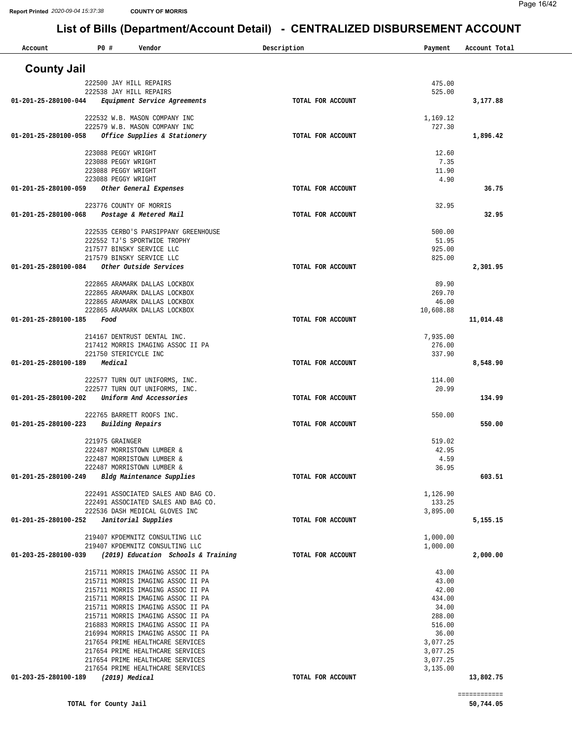# List of Bills (Department/Account Detail) - CENTRALIZED DISBURSEMENT ACCOUNT

| Account | PO # | Vendor | Description | Payment | Account Total |
|---|---|---|---|---|---|
| **County Jail** | | | | | |
| | 222500 | JAY HILL REPAIRS | | 475.00 | |
| | 222538 | JAY HILL REPAIRS | | 525.00 | |
| **01-201-25-280100-044** | | *Equipment Service Agreements* | **TOTAL FOR ACCOUNT** | | **3,177.88** |
| | 222532 | W.B. MASON COMPANY INC | | 1,169.12 | |
| | 222579 | W.B. MASON COMPANY INC | | 727.30 | |
| **01-201-25-280100-058** | | *Office Supplies & Stationery* | **TOTAL FOR ACCOUNT** | | **1,896.42** |
| | 223088 | PEGGY WRIGHT | | 12.60 | |
| | 223088 | PEGGY WRIGHT | | 7.35 | |
| | 223088 | PEGGY WRIGHT | | 11.90 | |
| | 223088 | PEGGY WRIGHT | | 4.90 | |
| **01-201-25-280100-059** | | *Other General Expenses* | **TOTAL FOR ACCOUNT** | | **36.75** |
| | 223776 | COUNTY OF MORRIS | | 32.95 | |
| **01-201-25-280100-068** | | *Postage & Metered Mail* | **TOTAL FOR ACCOUNT** | | **32.95** |
| | 222535 | CERBO'S PARSIPPANY GREENHOUSE | | 500.00 | |
| | 222552 | TJ'S SPORTWIDE TROPHY | | 51.95 | |
| | 217577 | BINSKY SERVICE LLC | | 925.00 | |
| | 217579 | BINSKY SERVICE LLC | | 825.00 | |
| **01-201-25-280100-084** | | *Other Outside Services* | **TOTAL FOR ACCOUNT** | | **2,301.95** |
| | 222865 | ARAMARK DALLAS LOCKBOX | | 89.90 | |
| | 222865 | ARAMARK DALLAS LOCKBOX | | 269.70 | |
| | 222865 | ARAMARK DALLAS LOCKBOX | | 46.00 | |
| | 222865 | ARAMARK DALLAS LOCKBOX | | 10,608.88 | |
| **01-201-25-280100-185** | | *Food* | **TOTAL FOR ACCOUNT** | | **11,014.48** |
| | 214167 | DENTRUST DENTAL INC. | | 7,935.00 | |
| | 217412 | MORRIS IMAGING ASSOC II PA | | 276.00 | |
| | 221750 | STERICYCLE INC | | 337.90 | |
| **01-201-25-280100-189** | | *Medical* | **TOTAL FOR ACCOUNT** | | **8,548.90** |
| | 222577 | TURN OUT UNIFORMS, INC. | | 114.00 | |
| | 222577 | TURN OUT UNIFORMS, INC. | | 20.99 | |
| **01-201-25-280100-202** | | *Uniform And Accessories* | **TOTAL FOR ACCOUNT** | | **134.99** |
| | 222765 | BARRETT ROOFS INC. | | 550.00 | |
| **01-201-25-280100-223** | | *Building Repairs* | **TOTAL FOR ACCOUNT** | | **550.00** |
| | 221975 | GRAINGER | | 519.02 | |
| | 222487 | MORRISTOWN LUMBER & | | 42.95 | |
| | 222487 | MORRISTOWN LUMBER & | | 4.59 | |
| | 222487 | MORRISTOWN LUMBER & | | 36.95 | |
| **01-201-25-280100-249** | | *Bldg Maintenance Supplies* | **TOTAL FOR ACCOUNT** | | **603.51** |
| | 222491 | ASSOCIATED SALES AND BAG CO. | | 1,126.90 | |
| | 222491 | ASSOCIATED SALES AND BAG CO. | | 133.25 | |
| | 222536 | DASH MEDICAL GLOVES INC | | 3,895.00 | |
| **01-201-25-280100-252** | | *Janitorial Supplies* | **TOTAL FOR ACCOUNT** | | **5,155.15** |
| | 219407 | KPDEMNITZ CONSULTING LLC | | 1,000.00 | |
| | 219407 | KPDEMNITZ CONSULTING LLC | | 1,000.00 | |
| **01-203-25-280100-039** | | *(2019) Education Schools & Training* | **TOTAL FOR ACCOUNT** | | **2,000.00** |
| | 215711 | MORRIS IMAGING ASSOC II PA | | 43.00 | |
| | 215711 | MORRIS IMAGING ASSOC II PA | | 43.00 | |
| | 215711 | MORRIS IMAGING ASSOC II PA | | 42.00 | |
| | 215711 | MORRIS IMAGING ASSOC II PA | | 434.00 | |
| | 215711 | MORRIS IMAGING ASSOC II PA | | 34.00 | |
| | 215711 | MORRIS IMAGING ASSOC II PA | | 288.00 | |
| | 216883 | MORRIS IMAGING ASSOC II PA | | 516.00 | |
| | 216994 | MORRIS IMAGING ASSOC II PA | | 36.00 | |
| | 217654 | PRIME HEALTHCARE SERVICES | | 3,077.25 | |
| | 217654 | PRIME HEALTHCARE SERVICES | | 3,077.25 | |
| | 217654 | PRIME HEALTHCARE SERVICES | | 3,077.25 | |
| | 217654 | PRIME HEALTHCARE SERVICES | | 3,135.00 | |
| **01-203-25-280100-189** | | *(2019) Medical* | **TOTAL FOR ACCOUNT** | | **13,802.75** |
| | | | | | ============ |
| **TOTAL for County Jail** | | | | | **50,744.05** |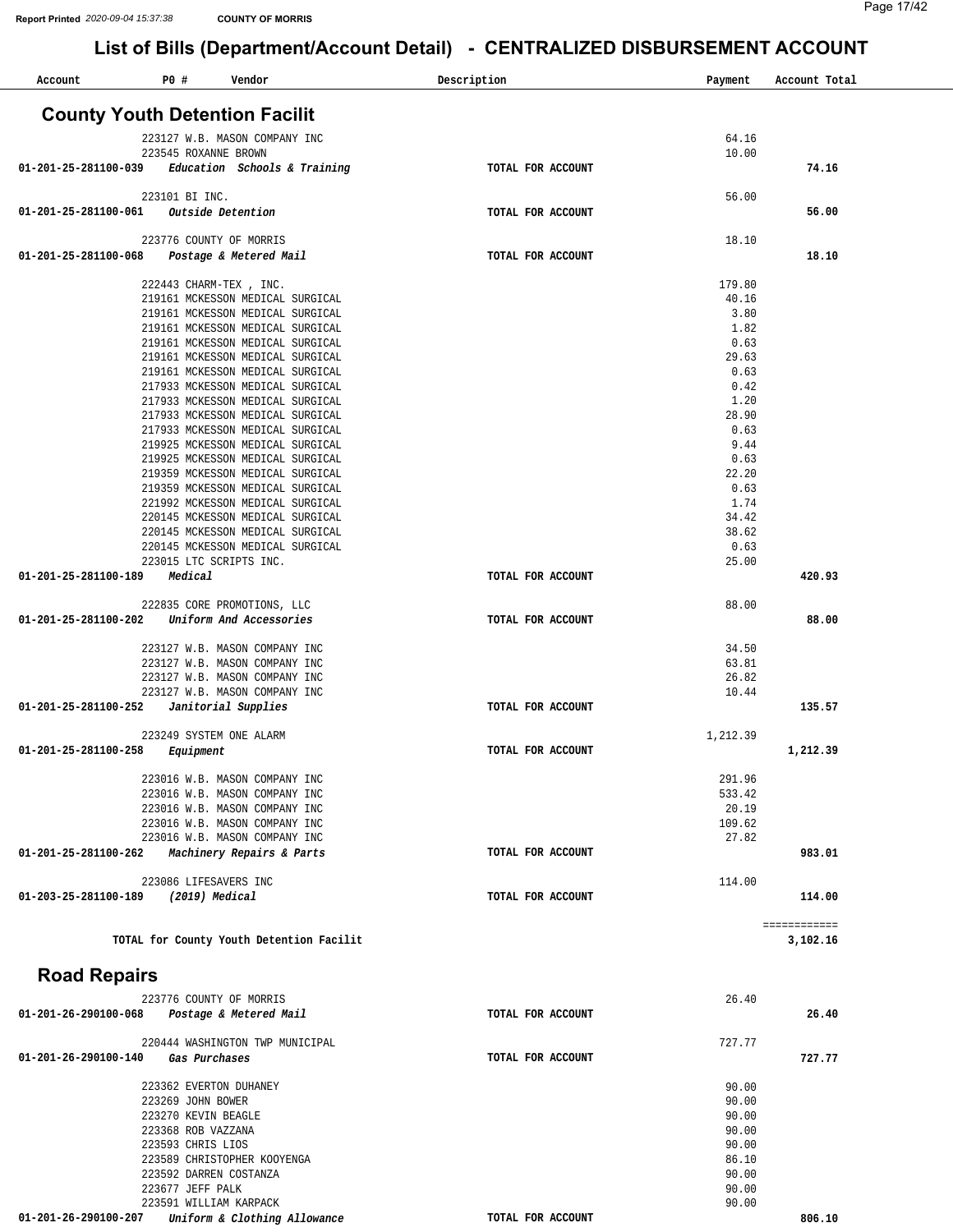# List of Bills (Department/Account Detail) - CENTRALIZED DISBURSEMENT ACCOUNT

| Account | PO # | Vendor | Description | Payment | Account Total |
|---|---|---|---|---|---|

## County Youth Detention Facilit

| Account | PO # | Vendor | Description | Payment | Account Total |
|---|---|---|---|---|---|
| | 223127 | W.B. MASON COMPANY INC | | 64.16 | |
| | 223545 | ROXANNE BROWN | | 10.00 | |
| **01-201-25-281100-039** | | ***Education Schools & Training*** | **TOTAL FOR ACCOUNT** | | **74.16** |
| | 223101 | BI INC. | | 56.00 | |
| **01-201-25-281100-061** | | ***Outside Detention*** | **TOTAL FOR ACCOUNT** | | **56.00** |
| | 223776 | COUNTY OF MORRIS | | 18.10 | |
| **01-201-25-281100-068** | | ***Postage & Metered Mail*** | **TOTAL FOR ACCOUNT** | | **18.10** |
| | 222443 | CHARM-TEX , INC. | | 179.80 | |
| | 219161 | MCKESSON MEDICAL SURGICAL | | 40.16 | |
| | 219161 | MCKESSON MEDICAL SURGICAL | | 3.80 | |
| | 219161 | MCKESSON MEDICAL SURGICAL | | 1.82 | |
| | 219161 | MCKESSON MEDICAL SURGICAL | | 0.63 | |
| | 219161 | MCKESSON MEDICAL SURGICAL | | 29.63 | |
| | 219161 | MCKESSON MEDICAL SURGICAL | | 0.63 | |
| | 217933 | MCKESSON MEDICAL SURGICAL | | 0.42 | |
| | 217933 | MCKESSON MEDICAL SURGICAL | | 1.20 | |
| | 217933 | MCKESSON MEDICAL SURGICAL | | 28.90 | |
| | 217933 | MCKESSON MEDICAL SURGICAL | | 0.63 | |
| | 219925 | MCKESSON MEDICAL SURGICAL | | 9.44 | |
| | 219925 | MCKESSON MEDICAL SURGICAL | | 0.63 | |
| | 219359 | MCKESSON MEDICAL SURGICAL | | 22.20 | |
| | 219359 | MCKESSON MEDICAL SURGICAL | | 0.63 | |
| | 221992 | MCKESSON MEDICAL SURGICAL | | 1.74 | |
| | 220145 | MCKESSON MEDICAL SURGICAL | | 34.42 | |
| | 220145 | MCKESSON MEDICAL SURGICAL | | 38.62 | |
| | 220145 | MCKESSON MEDICAL SURGICAL | | 0.63 | |
| | 223015 | LTC SCRIPTS INC. | | 25.00 | |
| **01-201-25-281100-189** | | ***Medical*** | **TOTAL FOR ACCOUNT** | | **420.93** |
| | 222835 | CORE PROMOTIONS, LLC | | 88.00 | |
| **01-201-25-281100-202** | | ***Uniform And Accessories*** | **TOTAL FOR ACCOUNT** | | **88.00** |
| | 223127 | W.B. MASON COMPANY INC | | 34.50 | |
| | 223127 | W.B. MASON COMPANY INC | | 63.81 | |
| | 223127 | W.B. MASON COMPANY INC | | 26.82 | |
| | 223127 | W.B. MASON COMPANY INC | | 10.44 | |
| **01-201-25-281100-252** | | ***Janitorial Supplies*** | **TOTAL FOR ACCOUNT** | | **135.57** |
| | 223249 | SYSTEM ONE ALARM | | 1,212.39 | |
| **01-201-25-281100-258** | | ***Equipment*** | **TOTAL FOR ACCOUNT** | | **1,212.39** |
| | 223016 | W.B. MASON COMPANY INC | | 291.96 | |
| | 223016 | W.B. MASON COMPANY INC | | 533.42 | |
| | 223016 | W.B. MASON COMPANY INC | | 20.19 | |
| | 223016 | W.B. MASON COMPANY INC | | 109.62 | |
| | 223016 | W.B. MASON COMPANY INC | | 27.82 | |
| **01-201-25-281100-262** | | ***Machinery Repairs & Parts*** | **TOTAL FOR ACCOUNT** | | **983.01** |
| | 223086 | LIFESAVERS INC | | 114.00 | |
| **01-203-25-281100-189** | | ***(2019) Medical*** | **TOTAL FOR ACCOUNT** | | **114.00** |
| | | | | | ============ |
| | | **TOTAL for County Youth Detention Facilit** | | | **3,102.16** |

## Road Repairs

| Account | PO # | Vendor | Description | Payment | Account Total |
|---|---|---|---|---|---|
| | 223776 | COUNTY OF MORRIS | | 26.40 | |
| **01-201-26-290100-068** | | ***Postage & Metered Mail*** | **TOTAL FOR ACCOUNT** | | **26.40** |
| | 220444 | WASHINGTON TWP MUNICIPAL | | 727.77 | |
| **01-201-26-290100-140** | | ***Gas Purchases*** | **TOTAL FOR ACCOUNT** | | **727.77** |
| | 223362 | EVERTON DUHANEY | | 90.00 | |
| | 223269 | JOHN BOWER | | 90.00 | |
| | 223270 | KEVIN BEAGLE | | 90.00 | |
| | 223368 | ROB VAZZANA | | 90.00 | |
| | 223593 | CHRIS LIOS | | 90.00 | |
| | 223589 | CHRISTOPHER KOOYENGA | | 86.10 | |
| | 223592 | DARREN COSTANZA | | 90.00 | |
| | 223677 | JEFF PALK | | 90.00 | |
| | 223591 | WILLIAM KARPACK | | 90.00 | |
| **01-201-26-290100-207** | | ***Uniform & Clothing Allowance*** | **TOTAL FOR ACCOUNT** | | **806.10** |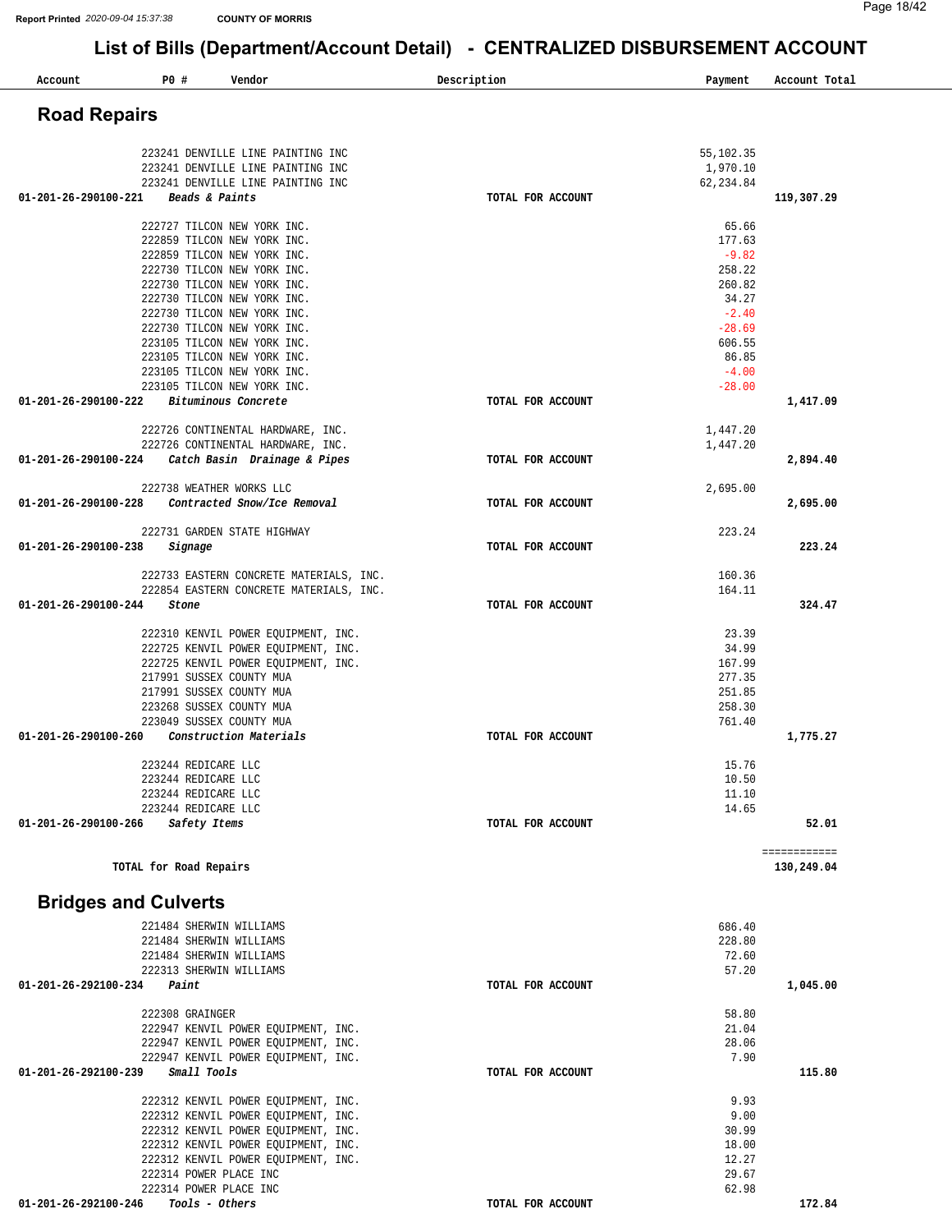Report Printed 2020-09-04 15:37:38 COUNTY OF MORRIS

# List of Bills (Department/Account Detail) - CENTRALIZED DISBURSEMENT ACCOUNT

## Road Repairs

| Account | PO # | Vendor | Description | Payment | Account Total |
|---|---|---|---|---|---|
| | 223241 | DENVILLE LINE PAINTING INC | | 55,102.35 | |
| | 223241 | DENVILLE LINE PAINTING INC | | 1,970.10 | |
| | 223241 | DENVILLE LINE PAINTING INC | | 62,234.84 | |
| 01-201-26-290100-221 | | *Beads & Paints* | TOTAL FOR ACCOUNT | | 119,307.29 |
| | 222727 | TILCON NEW YORK INC. | | 65.66 | |
| | 222859 | TILCON NEW YORK INC. | | 177.63 | |
| | 222859 | TILCON NEW YORK INC. | | -9.82 | |
| | 222730 | TILCON NEW YORK INC. | | 258.22 | |
| | 222730 | TILCON NEW YORK INC. | | 260.82 | |
| | 222730 | TILCON NEW YORK INC. | | 34.27 | |
| | 222730 | TILCON NEW YORK INC. | | -2.40 | |
| | 222730 | TILCON NEW YORK INC. | | -28.69 | |
| | 223105 | TILCON NEW YORK INC. | | 606.55 | |
| | 223105 | TILCON NEW YORK INC. | | 86.85 | |
| | 223105 | TILCON NEW YORK INC. | | -4.00 | |
| | 223105 | TILCON NEW YORK INC. | | -28.00 | |
| 01-201-26-290100-222 | | *Bituminous Concrete* | TOTAL FOR ACCOUNT | | 1,417.09 |
| | 222726 | CONTINENTAL HARDWARE, INC. | | 1,447.20 | |
| | 222726 | CONTINENTAL HARDWARE, INC. | | 1,447.20 | |
| 01-201-26-290100-224 | | *Catch Basin Drainage & Pipes* | TOTAL FOR ACCOUNT | | 2,894.40 |
| | 222738 | WEATHER WORKS LLC | | 2,695.00 | |
| 01-201-26-290100-228 | | *Contracted Snow/Ice Removal* | TOTAL FOR ACCOUNT | | 2,695.00 |
| | 222731 | GARDEN STATE HIGHWAY | | 223.24 | |
| 01-201-26-290100-238 | | *Signage* | TOTAL FOR ACCOUNT | | 223.24 |
| | 222733 | EASTERN CONCRETE MATERIALS, INC. | | 160.36 | |
| | 222854 | EASTERN CONCRETE MATERIALS, INC. | | 164.11 | |
| 01-201-26-290100-244 | | *Stone* | TOTAL FOR ACCOUNT | | 324.47 |
| | 222310 | KENVIL POWER EQUIPMENT, INC. | | 23.39 | |
| | 222725 | KENVIL POWER EQUIPMENT, INC. | | 34.99 | |
| | 222725 | KENVIL POWER EQUIPMENT, INC. | | 167.99 | |
| | 217991 | SUSSEX COUNTY MUA | | 277.35 | |
| | 217991 | SUSSEX COUNTY MUA | | 251.85 | |
| | 223268 | SUSSEX COUNTY MUA | | 258.30 | |
| | 223049 | SUSSEX COUNTY MUA | | 761.40 | |
| 01-201-26-290100-260 | | *Construction Materials* | TOTAL FOR ACCOUNT | | 1,775.27 |
| | 223244 | REDICARE LLC | | 15.76 | |
| | 223244 | REDICARE LLC | | 10.50 | |
| | 223244 | REDICARE LLC | | 11.10 | |
| | 223244 | REDICARE LLC | | 14.65 | |
| 01-201-26-290100-266 | | *Safety Items* | TOTAL FOR ACCOUNT | | 52.01 |
| | | | | | ============ |
| TOTAL for Road Repairs | | | | | 130,249.04 |

## Bridges and Culverts

| Account | PO # | Vendor | Description | Payment | Account Total |
|---|---|---|---|---|---|
| | 221484 | SHERWIN WILLIAMS | | 686.40 | |
| | 221484 | SHERWIN WILLIAMS | | 228.80 | |
| | 221484 | SHERWIN WILLIAMS | | 72.60 | |
| | 222313 | SHERWIN WILLIAMS | | 57.20 | |
| 01-201-26-292100-234 | | *Paint* | TOTAL FOR ACCOUNT | | 1,045.00 |
| | 222308 | GRAINGER | | 58.80 | |
| | 222947 | KENVIL POWER EQUIPMENT, INC. | | 21.04 | |
| | 222947 | KENVIL POWER EQUIPMENT, INC. | | 28.06 | |
| | 222947 | KENVIL POWER EQUIPMENT, INC. | | 7.90 | |
| 01-201-26-292100-239 | | *Small Tools* | TOTAL FOR ACCOUNT | | 115.80 |
| | 222312 | KENVIL POWER EQUIPMENT, INC. | | 9.93 | |
| | 222312 | KENVIL POWER EQUIPMENT, INC. | | 9.00 | |
| | 222312 | KENVIL POWER EQUIPMENT, INC. | | 30.99 | |
| | 222312 | KENVIL POWER EQUIPMENT, INC. | | 18.00 | |
| | 222312 | KENVIL POWER EQUIPMENT, INC. | | 12.27 | |
| | 222314 | POWER PLACE INC | | 29.67 | |
| | 222314 | POWER PLACE INC | | 62.98 | |
| 01-201-26-292100-246 | | *Tools - Others* | TOTAL FOR ACCOUNT | | 172.84 |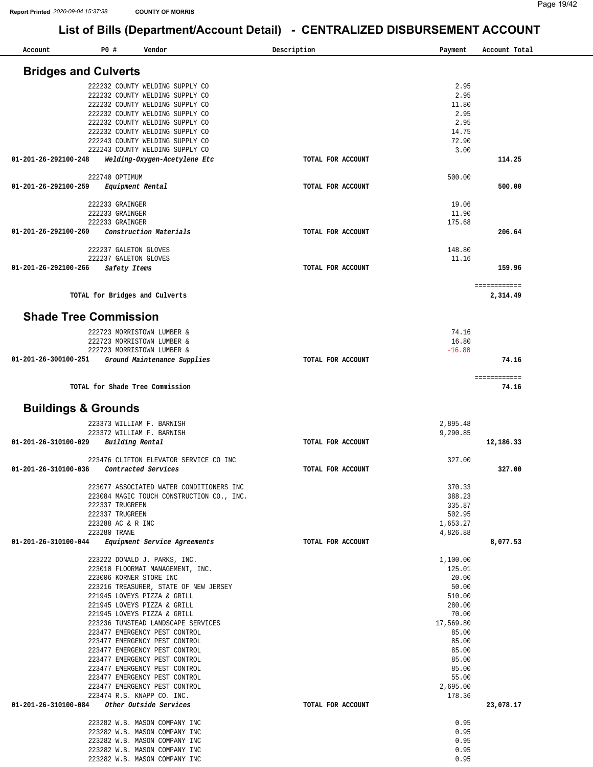# List of Bills (Department/Account Detail) - CENTRALIZED DISBURSEMENT ACCOUNT

| Account | PO # | Vendor | Description | Payment | Account Total |
|---|---|---|---|---|---|

## Bridges and Culverts

| Account | PO # | Vendor | Description | Payment | Account Total |
|---|---|---|---|---|---|
| | 222232 | COUNTY WELDING SUPPLY CO | | 2.95 | |
| | 222232 | COUNTY WELDING SUPPLY CO | | 2.95 | |
| | 222232 | COUNTY WELDING SUPPLY CO | | 11.80 | |
| | 222232 | COUNTY WELDING SUPPLY CO | | 2.95 | |
| | 222232 | COUNTY WELDING SUPPLY CO | | 2.95 | |
| | 222232 | COUNTY WELDING SUPPLY CO | | 14.75 | |
| | 222243 | COUNTY WELDING SUPPLY CO | | 72.90 | |
| | 222243 | COUNTY WELDING SUPPLY CO | | 3.00 | |
| **01-201-26-292100-248** | | ***Welding-Oxygen-Acetylene Etc*** | **TOTAL FOR ACCOUNT** | | **114.25** |
| | 222740 | OPTIMUM | | 500.00 | |
| **01-201-26-292100-259** | | ***Equipment Rental*** | **TOTAL FOR ACCOUNT** | | **500.00** |
| | 222233 | GRAINGER | | 19.06 | |
| | 222233 | GRAINGER | | 11.90 | |
| | 222233 | GRAINGER | | 175.68 | |
| **01-201-26-292100-260** | | ***Construction Materials*** | **TOTAL FOR ACCOUNT** | | **206.64** |
| | 222237 | GALETON GLOVES | | 148.80 | |
| | 222237 | GALETON GLOVES | | 11.16 | |
| **01-201-26-292100-266** | | ***Safety Items*** | **TOTAL FOR ACCOUNT** | | **159.96** |
| | | | | | ============ |
| **TOTAL for Bridges and Culverts** | | | | | **2,314.49** |

## Shade Tree Commission

| Account | PO # | Vendor | Description | Payment | Account Total |
|---|---|---|---|---|---|
| | 222723 | MORRISTOWN LUMBER & | | 74.16 | |
| | 222723 | MORRISTOWN LUMBER & | | 16.80 | |
| | 222723 | MORRISTOWN LUMBER & | | -16.80 | |
| **01-201-26-300100-251** | | ***Ground Maintenance Supplies*** | **TOTAL FOR ACCOUNT** | | **74.16** |
| | | | | | ============ |
| **TOTAL for Shade Tree Commission** | | | | | **74.16** |

## Buildings & Grounds

| Account | PO # | Vendor | Description | Payment | Account Total |
|---|---|---|---|---|---|
| | 223373 | WILLIAM F. BARNISH | | 2,895.48 | |
| | 223372 | WILLIAM F. BARNISH | | 9,290.85 | |
| **01-201-26-310100-029** | | ***Building Rental*** | **TOTAL FOR ACCOUNT** | | **12,186.33** |
| | 223476 | CLIFTON ELEVATOR SERVICE CO INC | | 327.00 | |
| **01-201-26-310100-036** | | ***Contracted Services*** | **TOTAL FOR ACCOUNT** | | **327.00** |
| | 223077 | ASSOCIATED WATER CONDITIONERS INC | | 370.33 | |
| | 223084 | MAGIC TOUCH CONSTRUCTION CO., INC. | | 388.23 | |
| | 222337 | TRUGREEN | | 335.87 | |
| | 222337 | TRUGREEN | | 502.95 | |
| | 223288 | AC & R INC | | 1,653.27 | |
| | 223280 | TRANE | | 4,826.88 | |
| **01-201-26-310100-044** | | ***Equipment Service Agreements*** | **TOTAL FOR ACCOUNT** | | **8,077.53** |
| | 223222 | DONALD J. PARKS, INC. | | 1,100.00 | |
| | 223010 | FLOORMAT MANAGEMENT, INC. | | 125.01 | |
| | 223006 | KORNER STORE INC | | 20.00 | |
| | 223216 | TREASURER, STATE OF NEW JERSEY | | 50.00 | |
| | 221945 | LOVEYS PIZZA & GRILL | | 510.00 | |
| | 221945 | LOVEYS PIZZA & GRILL | | 280.00 | |
| | 221945 | LOVEYS PIZZA & GRILL | | 70.00 | |
| | 223236 | TUNSTEAD LANDSCAPE SERVICES | | 17,569.80 | |
| | 223477 | EMERGENCY PEST CONTROL | | 85.00 | |
| | 223477 | EMERGENCY PEST CONTROL | | 85.00 | |
| | 223477 | EMERGENCY PEST CONTROL | | 85.00 | |
| | 223477 | EMERGENCY PEST CONTROL | | 85.00 | |
| | 223477 | EMERGENCY PEST CONTROL | | 85.00 | |
| | 223477 | EMERGENCY PEST CONTROL | | 55.00 | |
| | 223477 | EMERGENCY PEST CONTROL | | 2,695.00 | |
| | 223474 | R.S. KNAPP CO. INC. | | 178.36 | |
| **01-201-26-310100-084** | | ***Other Outside Services*** | **TOTAL FOR ACCOUNT** | | **23,078.17** |
| | 223282 | W.B. MASON COMPANY INC | | 0.95 | |
| | 223282 | W.B. MASON COMPANY INC | | 0.95 | |
| | 223282 | W.B. MASON COMPANY INC | | 0.95 | |
| | 223282 | W.B. MASON COMPANY INC | | 0.95 | |
| | 223282 | W.B. MASON COMPANY INC | | 0.95 | |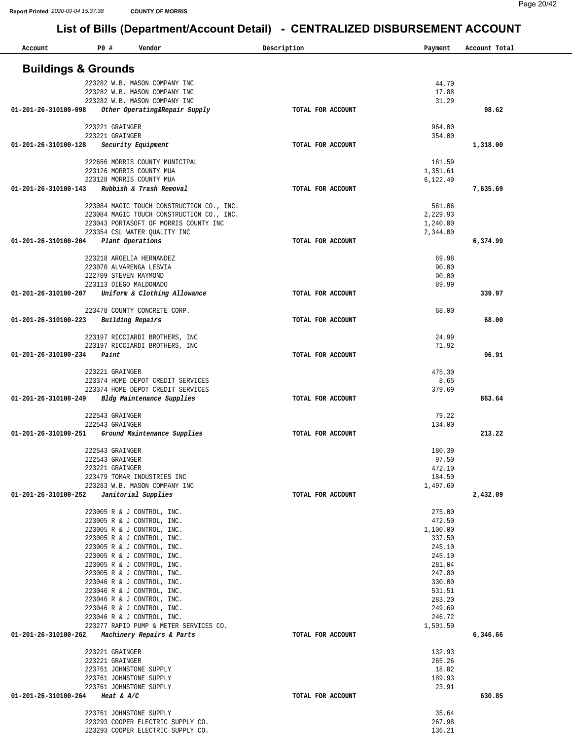# List of Bills (Department/Account Detail) - CENTRALIZED DISBURSEMENT ACCOUNT

COUNTY OF MORRIS

Report Printed 2020-09-04 15:37:38

## Buildings & Grounds

| Account | PO # | Vendor | Description | Payment | Account Total |
|---|---|---|---|---|---|
| | 223282 | W.B. MASON COMPANY INC | | 44.70 | |
| | 223282 | W.B. MASON COMPANY INC | | 17.88 | |
| | 223282 | W.B. MASON COMPANY INC | | 31.29 | |
| **01-201-26-310100-098** | | ***Other Operating&Repair Supply*** | **TOTAL FOR ACCOUNT** | | **98.62** |
| | 223221 | GRAINGER | | 964.00 | |
| | 223221 | GRAINGER | | 354.00 | |
| **01-201-26-310100-128** | | ***Security Equipment*** | **TOTAL FOR ACCOUNT** | | **1,318.00** |
| | 222656 | MORRIS COUNTY MUNICIPAL | | 161.59 | |
| | 223126 | MORRIS COUNTY MUA | | 1,351.61 | |
| | 223128 | MORRIS COUNTY MUA | | 6,122.49 | |
| **01-201-26-310100-143** | | ***Rubbish & Trash Removal*** | **TOTAL FOR ACCOUNT** | | **7,635.69** |
| | 223084 | MAGIC TOUCH CONSTRUCTION CO., INC. | | 561.06 | |
| | 223084 | MAGIC TOUCH CONSTRUCTION CO., INC. | | 2,229.93 | |
| | 223043 | PORTASOFT OF MORRIS COUNTY INC | | 1,240.00 | |
| | 223354 | CSL WATER QUALITY INC | | 2,344.00 | |
| **01-201-26-310100-204** | | ***Plant Operations*** | **TOTAL FOR ACCOUNT** | | **6,374.99** |
| | 223218 | ARGELIA HERNANDEZ | | 69.98 | |
| | 223070 | ALVARENGA LESVIA | | 90.00 | |
| | 222709 | STEVEN RAYMOND | | 90.00 | |
| | 223113 | DIEGO MALDONADO | | 89.99 | |
| **01-201-26-310100-207** | | ***Uniform & Clothing Allowance*** | **TOTAL FOR ACCOUNT** | | **339.97** |
| | 223478 | COUNTY CONCRETE CORP. | | 68.00 | |
| **01-201-26-310100-223** | | ***Building Repairs*** | **TOTAL FOR ACCOUNT** | | **68.00** |
| | 223197 | RICCIARDI BROTHERS, INC | | 24.99 | |
| | 223197 | RICCIARDI BROTHERS, INC | | 71.92 | |
| **01-201-26-310100-234** | | ***Paint*** | **TOTAL FOR ACCOUNT** | | **96.91** |
| | 223221 | GRAINGER | | 475.30 | |
| | 223374 | HOME DEPOT CREDIT SERVICES | | 8.65 | |
| | 223374 | HOME DEPOT CREDIT SERVICES | | 379.69 | |
| **01-201-26-310100-249** | | ***Bldg Maintenance Supplies*** | **TOTAL FOR ACCOUNT** | | **863.64** |
| | 222543 | GRAINGER | | 79.22 | |
| | 222543 | GRAINGER | | 134.00 | |
| **01-201-26-310100-251** | | ***Ground Maintenance Supplies*** | **TOTAL FOR ACCOUNT** | | **213.22** |
| | 222543 | GRAINGER | | 180.39 | |
| | 222543 | GRAINGER | | 97.50 | |
| | 223221 | GRAINGER | | 472.10 | |
| | 223479 | TOMAR INDUSTRIES INC | | 184.50 | |
| | 223283 | W.B. MASON COMPANY INC | | 1,497.60 | |
| **01-201-26-310100-252** | | ***Janitorial Supplies*** | **TOTAL FOR ACCOUNT** | | **2,432.09** |
| | 223005 | R & J CONTROL, INC. | | 275.00 | |
| | 223005 | R & J CONTROL, INC. | | 472.50 | |
| | 223005 | R & J CONTROL, INC. | | 1,100.00 | |
| | 223005 | R & J CONTROL, INC. | | 337.50 | |
| | 223005 | R & J CONTROL, INC. | | 245.10 | |
| | 223005 | R & J CONTROL, INC. | | 245.10 | |
| | 223005 | R & J CONTROL, INC. | | 281.04 | |
| | 223005 | R & J CONTROL, INC. | | 247.80 | |
| | 223046 | R & J CONTROL, INC. | | 330.00 | |
| | 223046 | R & J CONTROL, INC. | | 531.51 | |
| | 223046 | R & J CONTROL, INC. | | 283.20 | |
| | 223046 | R & J CONTROL, INC. | | 249.69 | |
| | 223046 | R & J CONTROL, INC. | | 246.72 | |
| | 223277 | RAPID PUMP & METER SERVICES CO. | | 1,501.50 | |
| **01-201-26-310100-262** | | ***Machinery Repairs & Parts*** | **TOTAL FOR ACCOUNT** | | **6,346.66** |
| | 223221 | GRAINGER | | 132.93 | |
| | 223221 | GRAINGER | | 265.26 | |
| | 223761 | JOHNSTONE SUPPLY | | 18.82 | |
| | 223761 | JOHNSTONE SUPPLY | | 189.93 | |
| | 223761 | JOHNSTONE SUPPLY | | 23.91 | |
| **01-201-26-310100-264** | | ***Heat & A/C*** | **TOTAL FOR ACCOUNT** | | **630.85** |
| | 223761 | JOHNSTONE SUPPLY | | 35.64 | |
| | 223293 | COOPER ELECTRIC SUPPLY CO. | | 267.98 | |
| | 223293 | COOPER ELECTRIC SUPPLY CO. | | 136.21 | |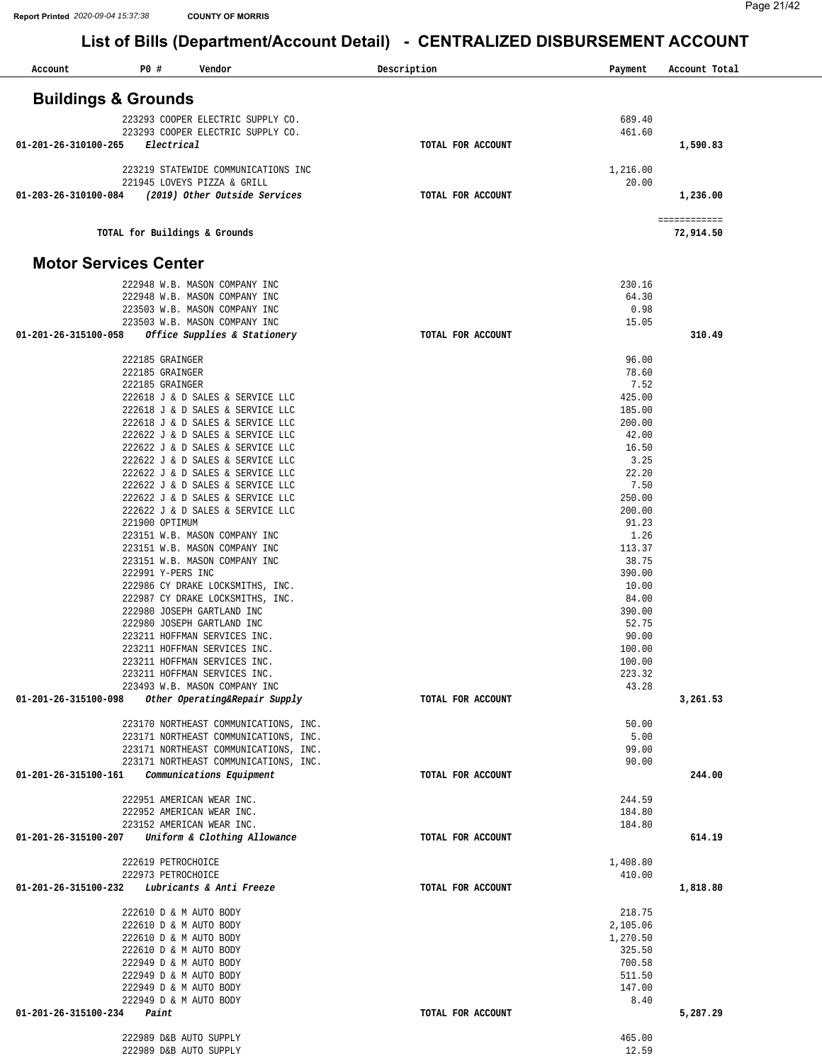Report Printed 2020-09-04 15:37:38 COUNTY OF MORRIS

# List of Bills (Department/Account Detail) - CENTRALIZED DISBURSEMENT ACCOUNT

| Account | PO # Vendor | Description | Payment | Account Total |
|---|---|---|---|---|

## Buildings & Grounds

| Account | PO # Vendor | Description | Payment | Account Total |
|---|---|---|---|---|
| | 223293 COOPER ELECTRIC SUPPLY CO. | | 689.40 | |
| | 223293 COOPER ELECTRIC SUPPLY CO. | | 461.60 | |
| 01-201-26-310100-265 | *Electrical* | TOTAL FOR ACCOUNT | | 1,590.83 |
| | 223219 STATEWIDE COMMUNICATIONS INC | | 1,216.00 | |
| | 221945 LOVEYS PIZZA & GRILL | | 20.00 | |
| 01-203-26-310100-084 | *(2019) Other Outside Services* | TOTAL FOR ACCOUNT | | 1,236.00 |
| | | | | ============ |
| | TOTAL for Buildings & Grounds | | | 72,914.50 |

## Motor Services Center

| Account | PO # Vendor | Description | Payment | Account Total |
|---|---|---|---|---|
| | 222948 W.B. MASON COMPANY INC | | 230.16 | |
| | 222948 W.B. MASON COMPANY INC | | 64.30 | |
| | 223503 W.B. MASON COMPANY INC | | 0.98 | |
| | 223503 W.B. MASON COMPANY INC | | 15.05 | |
| 01-201-26-315100-058 | *Office Supplies & Stationery* | TOTAL FOR ACCOUNT | | 310.49 |
| | 222185 GRAINGER | | 96.00 | |
| | 222185 GRAINGER | | 78.60 | |
| | 222185 GRAINGER | | 7.52 | |
| | 222618 J & D SALES & SERVICE LLC | | 425.00 | |
| | 222618 J & D SALES & SERVICE LLC | | 185.00 | |
| | 222618 J & D SALES & SERVICE LLC | | 200.00 | |
| | 222622 J & D SALES & SERVICE LLC | | 42.00 | |
| | 222622 J & D SALES & SERVICE LLC | | 16.50 | |
| | 222622 J & D SALES & SERVICE LLC | | 3.25 | |
| | 222622 J & D SALES & SERVICE LLC | | 22.20 | |
| | 222622 J & D SALES & SERVICE LLC | | 7.50 | |
| | 222622 J & D SALES & SERVICE LLC | | 250.00 | |
| | 222622 J & D SALES & SERVICE LLC | | 200.00 | |
| | 221900 OPTIMUM | | 91.23 | |
| | 223151 W.B. MASON COMPANY INC | | 1.26 | |
| | 223151 W.B. MASON COMPANY INC | | 113.37 | |
| | 223151 W.B. MASON COMPANY INC | | 38.75 | |
| | 222991 Y-PERS INC | | 390.00 | |
| | 222986 CY DRAKE LOCKSMITHS, INC. | | 10.00 | |
| | 222987 CY DRAKE LOCKSMITHS, INC. | | 84.00 | |
| | 222980 JOSEPH GARTLAND INC | | 390.00 | |
| | 222980 JOSEPH GARTLAND INC | | 52.75 | |
| | 223211 HOFFMAN SERVICES INC. | | 90.00 | |
| | 223211 HOFFMAN SERVICES INC. | | 100.00 | |
| | 223211 HOFFMAN SERVICES INC. | | 100.00 | |
| | 223211 HOFFMAN SERVICES INC. | | 223.32 | |
| | 223493 W.B. MASON COMPANY INC | | 43.28 | |
| 01-201-26-315100-098 | *Other Operating&Repair Supply* | TOTAL FOR ACCOUNT | | 3,261.53 |
| | 223170 NORTHEAST COMMUNICATIONS, INC. | | 50.00 | |
| | 223171 NORTHEAST COMMUNICATIONS, INC. | | 5.00 | |
| | 223171 NORTHEAST COMMUNICATIONS, INC. | | 99.00 | |
| | 223171 NORTHEAST COMMUNICATIONS, INC. | | 90.00 | |
| 01-201-26-315100-161 | *Communications Equipment* | TOTAL FOR ACCOUNT | | 244.00 |
| | 222951 AMERICAN WEAR INC. | | 244.59 | |
| | 222952 AMERICAN WEAR INC. | | 184.80 | |
| | 223152 AMERICAN WEAR INC. | | 184.80 | |
| 01-201-26-315100-207 | *Uniform & Clothing Allowance* | TOTAL FOR ACCOUNT | | 614.19 |
| | 222619 PETROCHOICE | | 1,408.80 | |
| | 222973 PETROCHOICE | | 410.00 | |
| 01-201-26-315100-232 | *Lubricants & Anti Freeze* | TOTAL FOR ACCOUNT | | 1,818.80 |
| | 222610 D & M AUTO BODY | | 218.75 | |
| | 222610 D & M AUTO BODY | | 2,105.06 | |
| | 222610 D & M AUTO BODY | | 1,270.50 | |
| | 222610 D & M AUTO BODY | | 325.50 | |
| | 222949 D & M AUTO BODY | | 700.58 | |
| | 222949 D & M AUTO BODY | | 511.50 | |
| | 222949 D & M AUTO BODY | | 147.00 | |
| | 222949 D & M AUTO BODY | | 8.40 | |
| 01-201-26-315100-234 | *Paint* | TOTAL FOR ACCOUNT | | 5,287.29 |
| | 222989 D&B AUTO SUPPLY | | 465.00 | |
| | 222989 D&B AUTO SUPPLY | | 12.59 | |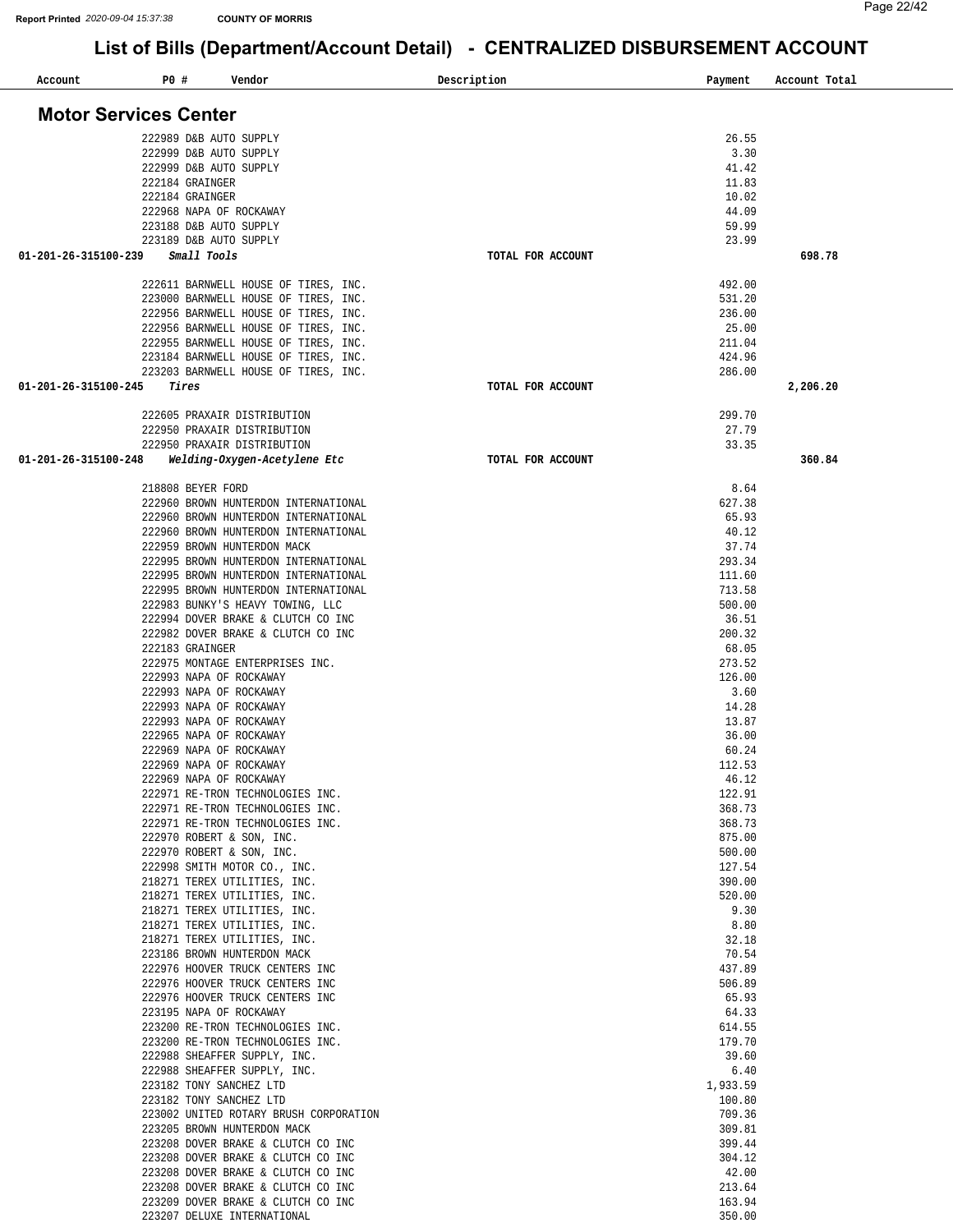# List of Bills (Department/Account Detail) - CENTRALIZED DISBURSEMENT ACCOUNT

## Motor Services Center

| Account | PO # | Vendor | Description | Payment | Account Total |
|---|---|---|---|---|---|
| | 222989 | D&B AUTO SUPPLY | | 26.55 | |
| | 222999 | D&B AUTO SUPPLY | | 3.30 | |
| | 222999 | D&B AUTO SUPPLY | | 41.42 | |
| | 222184 | GRAINGER | | 11.83 | |
| | 222184 | GRAINGER | | 10.02 | |
| | 222968 | NAPA OF ROCKAWAY | | 44.09 | |
| | 223188 | D&B AUTO SUPPLY | | 59.99 | |
| | 223189 | D&B AUTO SUPPLY | | 23.99 | |
| 01-201-26-315100-239 | *Small Tools* | | TOTAL FOR ACCOUNT | | 698.78 |
| | 222611 | BARNWELL HOUSE OF TIRES, INC. | | 492.00 | |
| | 223000 | BARNWELL HOUSE OF TIRES, INC. | | 531.20 | |
| | 222956 | BARNWELL HOUSE OF TIRES, INC. | | 236.00 | |
| | 222956 | BARNWELL HOUSE OF TIRES, INC. | | 25.00 | |
| | 222955 | BARNWELL HOUSE OF TIRES, INC. | | 211.04 | |
| | 223184 | BARNWELL HOUSE OF TIRES, INC. | | 424.96 | |
| | 223203 | BARNWELL HOUSE OF TIRES, INC. | | 286.00 | |
| 01-201-26-315100-245 | *Tires* | | TOTAL FOR ACCOUNT | | 2,206.20 |
| | 222605 | PRAXAIR DISTRIBUTION | | 299.70 | |
| | 222950 | PRAXAIR DISTRIBUTION | | 27.79 | |
| | 222950 | PRAXAIR DISTRIBUTION | | 33.35 | |
| 01-201-26-315100-248 | *Welding-Oxygen-Acetylene Etc* | | TOTAL FOR ACCOUNT | | 360.84 |
| | 218808 | BEYER FORD | | 8.64 | |
| | 222960 | BROWN HUNTERDON INTERNATIONAL | | 627.38 | |
| | 222960 | BROWN HUNTERDON INTERNATIONAL | | 65.93 | |
| | 222960 | BROWN HUNTERDON INTERNATIONAL | | 40.12 | |
| | 222959 | BROWN HUNTERDON MACK | | 37.74 | |
| | 222995 | BROWN HUNTERDON INTERNATIONAL | | 293.34 | |
| | 222995 | BROWN HUNTERDON INTERNATIONAL | | 111.60 | |
| | 222995 | BROWN HUNTERDON INTERNATIONAL | | 713.58 | |
| | 222983 | BUNKY'S HEAVY TOWING, LLC | | 500.00 | |
| | 222994 | DOVER BRAKE & CLUTCH CO INC | | 36.51 | |
| | 222982 | DOVER BRAKE & CLUTCH CO INC | | 200.32 | |
| | 222183 | GRAINGER | | 68.05 | |
| | 222975 | MONTAGE ENTERPRISES INC. | | 273.52 | |
| | 222993 | NAPA OF ROCKAWAY | | 126.00 | |
| | 222993 | NAPA OF ROCKAWAY | | 3.60 | |
| | 222993 | NAPA OF ROCKAWAY | | 14.28 | |
| | 222993 | NAPA OF ROCKAWAY | | 13.87 | |
| | 222965 | NAPA OF ROCKAWAY | | 36.00 | |
| | 222969 | NAPA OF ROCKAWAY | | 60.24 | |
| | 222969 | NAPA OF ROCKAWAY | | 112.53 | |
| | 222969 | NAPA OF ROCKAWAY | | 46.12 | |
| | 222971 | RE-TRON TECHNOLOGIES INC. | | 122.91 | |
| | 222971 | RE-TRON TECHNOLOGIES INC. | | 368.73 | |
| | 222971 | RE-TRON TECHNOLOGIES INC. | | 368.73 | |
| | 222970 | ROBERT & SON, INC. | | 875.00 | |
| | 222970 | ROBERT & SON, INC. | | 500.00 | |
| | 222998 | SMITH MOTOR CO., INC. | | 127.54 | |
| | 218271 | TEREX UTILITIES, INC. | | 390.00 | |
| | 218271 | TEREX UTILITIES, INC. | | 520.00 | |
| | 218271 | TEREX UTILITIES, INC. | | 9.30 | |
| | 218271 | TEREX UTILITIES, INC. | | 8.80 | |
| | 218271 | TEREX UTILITIES, INC. | | 32.18 | |
| | 223186 | BROWN HUNTERDON MACK | | 70.54 | |
| | 222976 | HOOVER TRUCK CENTERS INC | | 437.89 | |
| | 222976 | HOOVER TRUCK CENTERS INC | | 506.89 | |
| | 222976 | HOOVER TRUCK CENTERS INC | | 65.93 | |
| | 223195 | NAPA OF ROCKAWAY | | 64.33 | |
| | 223200 | RE-TRON TECHNOLOGIES INC. | | 614.55 | |
| | 223200 | RE-TRON TECHNOLOGIES INC. | | 179.70 | |
| | 222988 | SHEAFFER SUPPLY, INC. | | 39.60 | |
| | 222988 | SHEAFFER SUPPLY, INC. | | 6.40 | |
| | 223182 | TONY SANCHEZ LTD | | 1,933.59 | |
| | 223182 | TONY SANCHEZ LTD | | 100.80 | |
| | 223002 | UNITED ROTARY BRUSH CORPORATION | | 709.36 | |
| | 223205 | BROWN HUNTERDON MACK | | 309.81 | |
| | 223208 | DOVER BRAKE & CLUTCH CO INC | | 399.44 | |
| | 223208 | DOVER BRAKE & CLUTCH CO INC | | 304.12 | |
| | 223208 | DOVER BRAKE & CLUTCH CO INC | | 42.00 | |
| | 223208 | DOVER BRAKE & CLUTCH CO INC | | 213.64 | |
| | 223209 | DOVER BRAKE & CLUTCH CO INC | | 163.94 | |
| | 223207 | DELUXE INTERNATIONAL | | 350.00 | |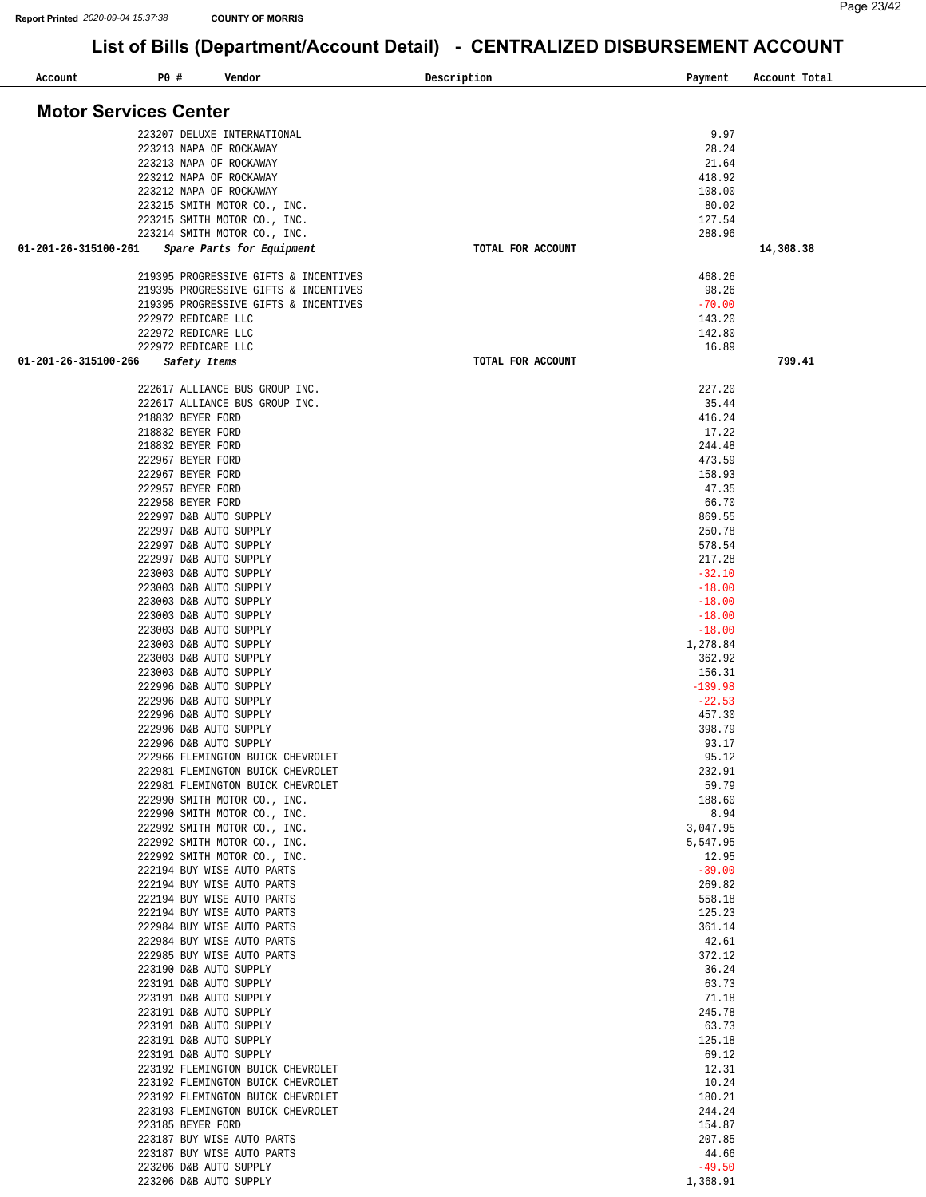COUNTY OF MORRIS

# List of Bills (Department/Account Detail) - CENTRALIZED DISBURSEMENT ACCOUNT

## Motor Services Center

| Account | PO # | Vendor | Description | Payment | Account Total |
|---|---|---|---|---|---|
| | 223207 | DELUXE INTERNATIONAL | | 9.97 | |
| | 223213 | NAPA OF ROCKAWAY | | 28.24 | |
| | 223213 | NAPA OF ROCKAWAY | | 21.64 | |
| | 223212 | NAPA OF ROCKAWAY | | 418.92 | |
| | 223212 | NAPA OF ROCKAWAY | | 108.00 | |
| | 223215 | SMITH MOTOR CO., INC. | | 80.02 | |
| | 223215 | SMITH MOTOR CO., INC. | | 127.54 | |
| | 223214 | SMITH MOTOR CO., INC. | | 288.96 | |
| 01-201-26-315100-261 | | *Spare Parts for Equipment* | TOTAL FOR ACCOUNT | | 14,308.38 |
| | 219395 | PROGRESSIVE GIFTS & INCENTIVES | | 468.26 | |
| | 219395 | PROGRESSIVE GIFTS & INCENTIVES | | 98.26 | |
| | 219395 | PROGRESSIVE GIFTS & INCENTIVES | | -70.00 | |
| | 222972 | REDICARE LLC | | 143.20 | |
| | 222972 | REDICARE LLC | | 142.80 | |
| | 222972 | REDICARE LLC | | 16.89 | |
| 01-201-26-315100-266 | | *Safety Items* | TOTAL FOR ACCOUNT | | 799.41 |
| | 222617 | ALLIANCE BUS GROUP INC. | | 227.20 | |
| | 222617 | ALLIANCE BUS GROUP INC. | | 35.44 | |
| | 218832 | BEYER FORD | | 416.24 | |
| | 218832 | BEYER FORD | | 17.22 | |
| | 218832 | BEYER FORD | | 244.48 | |
| | 222967 | BEYER FORD | | 473.59 | |
| | 222967 | BEYER FORD | | 158.93 | |
| | 222957 | BEYER FORD | | 47.35 | |
| | 222958 | BEYER FORD | | 66.70 | |
| | 222997 | D&B AUTO SUPPLY | | 869.55 | |
| | 222997 | D&B AUTO SUPPLY | | 250.78 | |
| | 222997 | D&B AUTO SUPPLY | | 578.54 | |
| | 222997 | D&B AUTO SUPPLY | | 217.28 | |
| | 223003 | D&B AUTO SUPPLY | | -32.10 | |
| | 223003 | D&B AUTO SUPPLY | | -18.00 | |
| | 223003 | D&B AUTO SUPPLY | | -18.00 | |
| | 223003 | D&B AUTO SUPPLY | | -18.00 | |
| | 223003 | D&B AUTO SUPPLY | | -18.00 | |
| | 223003 | D&B AUTO SUPPLY | | 1,278.84 | |
| | 223003 | D&B AUTO SUPPLY | | 362.92 | |
| | 223003 | D&B AUTO SUPPLY | | 156.31 | |
| | 222996 | D&B AUTO SUPPLY | | -139.98 | |
| | 222996 | D&B AUTO SUPPLY | | -22.53 | |
| | 222996 | D&B AUTO SUPPLY | | 457.30 | |
| | 222996 | D&B AUTO SUPPLY | | 398.79 | |
| | 222996 | D&B AUTO SUPPLY | | 93.17 | |
| | 222966 | FLEMINGTON BUICK CHEVROLET | | 95.12 | |
| | 222981 | FLEMINGTON BUICK CHEVROLET | | 232.91 | |
| | 222981 | FLEMINGTON BUICK CHEVROLET | | 59.79 | |
| | 222990 | SMITH MOTOR CO., INC. | | 188.60 | |
| | 222990 | SMITH MOTOR CO., INC. | | 8.94 | |
| | 222992 | SMITH MOTOR CO., INC. | | 3,047.95 | |
| | 222992 | SMITH MOTOR CO., INC. | | 5,547.95 | |
| | 222992 | SMITH MOTOR CO., INC. | | 12.95 | |
| | 222194 | BUY WISE AUTO PARTS | | -39.00 | |
| | 222194 | BUY WISE AUTO PARTS | | 269.82 | |
| | 222194 | BUY WISE AUTO PARTS | | 558.18 | |
| | 222194 | BUY WISE AUTO PARTS | | 125.23 | |
| | 222984 | BUY WISE AUTO PARTS | | 361.14 | |
| | 222984 | BUY WISE AUTO PARTS | | 42.61 | |
| | 222985 | BUY WISE AUTO PARTS | | 372.12 | |
| | 223190 | D&B AUTO SUPPLY | | 36.24 | |
| | 223191 | D&B AUTO SUPPLY | | 63.73 | |
| | 223191 | D&B AUTO SUPPLY | | 71.18 | |
| | 223191 | D&B AUTO SUPPLY | | 245.78 | |
| | 223191 | D&B AUTO SUPPLY | | 63.73 | |
| | 223191 | D&B AUTO SUPPLY | | 125.18 | |
| | 223191 | D&B AUTO SUPPLY | | 69.12 | |
| | 223192 | FLEMINGTON BUICK CHEVROLET | | 12.31 | |
| | 223192 | FLEMINGTON BUICK CHEVROLET | | 10.24 | |
| | 223192 | FLEMINGTON BUICK CHEVROLET | | 180.21 | |
| | 223193 | FLEMINGTON BUICK CHEVROLET | | 244.24 | |
| | 223185 | BEYER FORD | | 154.87 | |
| | 223187 | BUY WISE AUTO PARTS | | 207.85 | |
| | 223187 | BUY WISE AUTO PARTS | | 44.66 | |
| | 223206 | D&B AUTO SUPPLY | | -49.50 | |
| | 223206 | D&B AUTO SUPPLY | | 1,368.91 | |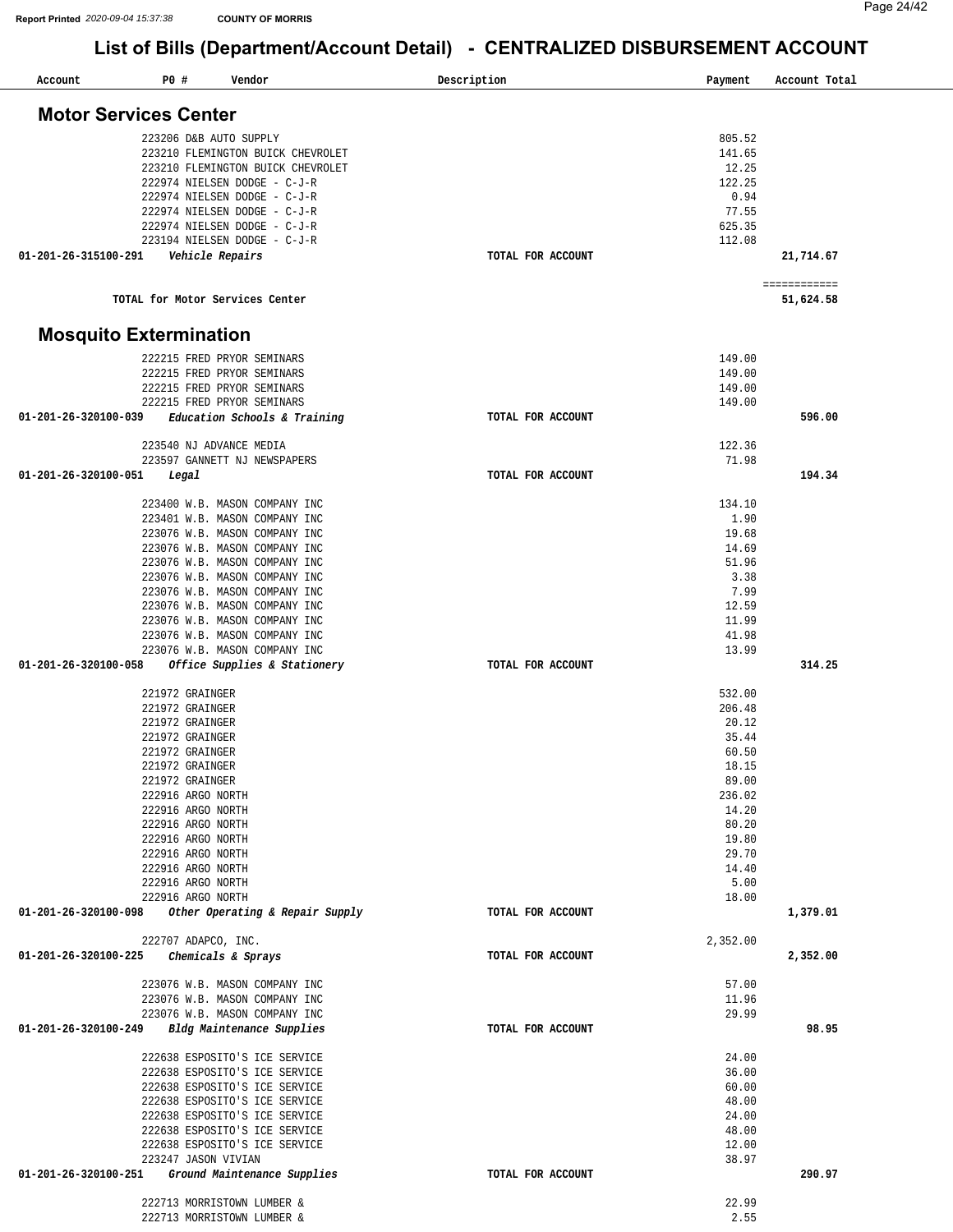# List of Bills (Department/Account Detail) - CENTRALIZED DISBURSEMENT ACCOUNT

| Account | PO # | Vendor | Description | Payment | Account Total |
|---|---|---|---|---|---|

## Motor Services Center

| Account | PO # | Vendor | Description | Payment | Account Total |
|---|---|---|---|---|---|
| | 223206 | D&B AUTO SUPPLY | | 805.52 | |
| | 223210 | FLEMINGTON BUICK CHEVROLET | | 141.65 | |
| | 223210 | FLEMINGTON BUICK CHEVROLET | | 12.25 | |
| | 222974 | NIELSEN DODGE - C-J-R | | 122.25 | |
| | 222974 | NIELSEN DODGE - C-J-R | | 0.94 | |
| | 222974 | NIELSEN DODGE - C-J-R | | 77.55 | |
| | 222974 | NIELSEN DODGE - C-J-R | | 625.35 | |
| | 223194 | NIELSEN DODGE - C-J-R | | 112.08 | |
| **01-201-26-315100-291** | | ***Vehicle Repairs*** | **TOTAL FOR ACCOUNT** | | **21,714.67** |
| | | | | | ============ |
| | | **TOTAL for Motor Services Center** | | | **51,624.58** |

## Mosquito Extermination

| Account | PO # | Vendor | Description | Payment | Account Total |
|---|---|---|---|---|---|
| | 222215 | FRED PRYOR SEMINARS | | 149.00 | |
| | 222215 | FRED PRYOR SEMINARS | | 149.00 | |
| | 222215 | FRED PRYOR SEMINARS | | 149.00 | |
| | 222215 | FRED PRYOR SEMINARS | | 149.00 | |
| **01-201-26-320100-039** | | ***Education Schools & Training*** | **TOTAL FOR ACCOUNT** | | **596.00** |
| | 223540 | NJ ADVANCE MEDIA | | 122.36 | |
| | 223597 | GANNETT NJ NEWSPAPERS | | 71.98 | |
| **01-201-26-320100-051** | | ***Legal*** | **TOTAL FOR ACCOUNT** | | **194.34** |
| | 223400 | W.B. MASON COMPANY INC | | 134.10 | |
| | 223401 | W.B. MASON COMPANY INC | | 1.90 | |
| | 223076 | W.B. MASON COMPANY INC | | 19.68 | |
| | 223076 | W.B. MASON COMPANY INC | | 14.69 | |
| | 223076 | W.B. MASON COMPANY INC | | 51.96 | |
| | 223076 | W.B. MASON COMPANY INC | | 3.38 | |
| | 223076 | W.B. MASON COMPANY INC | | 7.99 | |
| | 223076 | W.B. MASON COMPANY INC | | 12.59 | |
| | 223076 | W.B. MASON COMPANY INC | | 11.99 | |
| | 223076 | W.B. MASON COMPANY INC | | 41.98 | |
| | 223076 | W.B. MASON COMPANY INC | | 13.99 | |
| **01-201-26-320100-058** | | ***Office Supplies & Stationery*** | **TOTAL FOR ACCOUNT** | | **314.25** |
| | 221972 | GRAINGER | | 532.00 | |
| | 221972 | GRAINGER | | 206.48 | |
| | 221972 | GRAINGER | | 20.12 | |
| | 221972 | GRAINGER | | 35.44 | |
| | 221972 | GRAINGER | | 60.50 | |
| | 221972 | GRAINGER | | 18.15 | |
| | 221972 | GRAINGER | | 89.00 | |
| | 222916 | ARGO NORTH | | 236.02 | |
| | 222916 | ARGO NORTH | | 14.20 | |
| | 222916 | ARGO NORTH | | 80.20 | |
| | 222916 | ARGO NORTH | | 19.80 | |
| | 222916 | ARGO NORTH | | 29.70 | |
| | 222916 | ARGO NORTH | | 14.40 | |
| | 222916 | ARGO NORTH | | 5.00 | |
| | 222916 | ARGO NORTH | | 18.00 | |
| **01-201-26-320100-098** | | ***Other Operating & Repair Supply*** | **TOTAL FOR ACCOUNT** | | **1,379.01** |
| | 222707 | ADAPCO, INC. | | 2,352.00 | |
| **01-201-26-320100-225** | | ***Chemicals & Sprays*** | **TOTAL FOR ACCOUNT** | | **2,352.00** |
| | 223076 | W.B. MASON COMPANY INC | | 57.00 | |
| | 223076 | W.B. MASON COMPANY INC | | 11.96 | |
| | 223076 | W.B. MASON COMPANY INC | | 29.99 | |
| **01-201-26-320100-249** | | ***Bldg Maintenance Supplies*** | **TOTAL FOR ACCOUNT** | | **98.95** |
| | 222638 | ESPOSITO'S ICE SERVICE | | 24.00 | |
| | 222638 | ESPOSITO'S ICE SERVICE | | 36.00 | |
| | 222638 | ESPOSITO'S ICE SERVICE | | 60.00 | |
| | 222638 | ESPOSITO'S ICE SERVICE | | 48.00 | |
| | 222638 | ESPOSITO'S ICE SERVICE | | 24.00 | |
| | 222638 | ESPOSITO'S ICE SERVICE | | 48.00 | |
| | 222638 | ESPOSITO'S ICE SERVICE | | 12.00 | |
| | 223247 | JASON VIVIAN | | 38.97 | |
| **01-201-26-320100-251** | | ***Ground Maintenance Supplies*** | **TOTAL FOR ACCOUNT** | | **290.97** |
| | 222713 | MORRISTOWN LUMBER & | | 22.99 | |
| | 222713 | MORRISTOWN LUMBER & | | 2.55 | |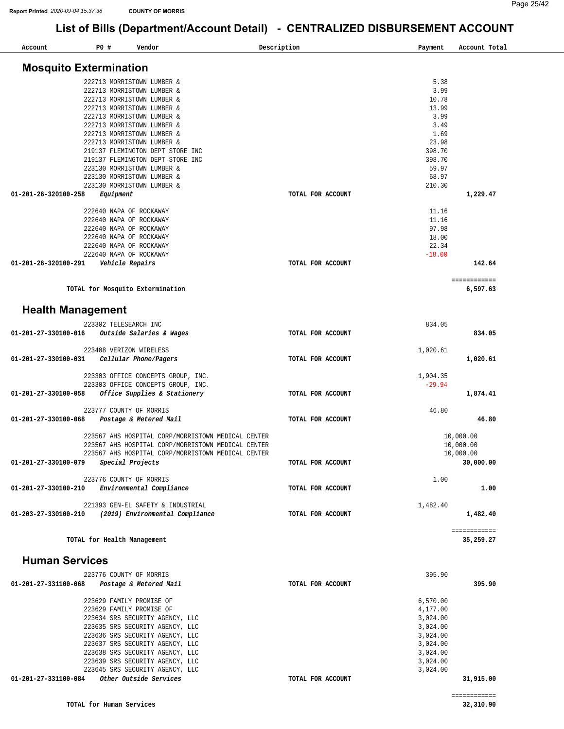# List of Bills (Department/Account Detail) - CENTRALIZED DISBURSEMENT ACCOUNT

| Account | PO # | Vendor | Description | Payment | Account Total |
|---|---|---|---|---|---|

## Mosquito Extermination

| Account | PO # | Vendor | Description | Payment | Account Total |
|---|---|---|---|---|---|
| | 222713 | MORRISTOWN LUMBER & | | 5.38 | |
| | 222713 | MORRISTOWN LUMBER & | | 3.99 | |
| | 222713 | MORRISTOWN LUMBER & | | 10.78 | |
| | 222713 | MORRISTOWN LUMBER & | | 13.99 | |
| | 222713 | MORRISTOWN LUMBER & | | 3.99 | |
| | 222713 | MORRISTOWN LUMBER & | | 3.49 | |
| | 222713 | MORRISTOWN LUMBER & | | 1.69 | |
| | 222713 | MORRISTOWN LUMBER & | | 23.98 | |
| | 219137 | FLEMINGTON DEPT STORE INC | | 398.70 | |
| | 219137 | FLEMINGTON DEPT STORE INC | | 398.70 | |
| | 223130 | MORRISTOWN LUMBER & | | 59.97 | |
| | 223130 | MORRISTOWN LUMBER & | | 68.97 | |
| | 223130 | MORRISTOWN LUMBER & | | 210.30 | |
| 01-201-26-320100-258 | | *Equipment* | TOTAL FOR ACCOUNT | | 1,229.47 |
| | 222640 | NAPA OF ROCKAWAY | | 11.16 | |
| | 222640 | NAPA OF ROCKAWAY | | 11.16 | |
| | 222640 | NAPA OF ROCKAWAY | | 97.98 | |
| | 222640 | NAPA OF ROCKAWAY | | 18.00 | |
| | 222640 | NAPA OF ROCKAWAY | | 22.34 | |
| | 222640 | NAPA OF ROCKAWAY | | -18.00 | |
| 01-201-26-320100-291 | | *Vehicle Repairs* | TOTAL FOR ACCOUNT | | 142.64 |
| | | TOTAL for Mosquito Extermination | | | 6,597.63 |

## Health Management

| Account | PO # | Vendor | Description | Payment | Account Total |
|---|---|---|---|---|---|
| | 223302 | TELESEARCH INC | | 834.05 | |
| 01-201-27-330100-016 | | *Outside Salaries & Wages* | TOTAL FOR ACCOUNT | | 834.05 |
| | 223408 | VERIZON WIRELESS | | 1,020.61 | |
| 01-201-27-330100-031 | | *Cellular Phone/Pagers* | TOTAL FOR ACCOUNT | | 1,020.61 |
| | 223303 | OFFICE CONCEPTS GROUP, INC. | | 1,904.35 | |
| | 223303 | OFFICE CONCEPTS GROUP, INC. | | -29.94 | |
| 01-201-27-330100-058 | | *Office Supplies & Stationery* | TOTAL FOR ACCOUNT | | 1,874.41 |
| | 223777 | COUNTY OF MORRIS | | 46.80 | |
| 01-201-27-330100-068 | | *Postage & Metered Mail* | TOTAL FOR ACCOUNT | | 46.80 |
| | 223567 | AHS HOSPITAL CORP/MORRISTOWN MEDICAL CENTER | | 10,000.00 | |
| | 223567 | AHS HOSPITAL CORP/MORRISTOWN MEDICAL CENTER | | 10,000.00 | |
| | 223567 | AHS HOSPITAL CORP/MORRISTOWN MEDICAL CENTER | | 10,000.00 | |
| 01-201-27-330100-079 | | *Special Projects* | TOTAL FOR ACCOUNT | | 30,000.00 |
| | 223776 | COUNTY OF MORRIS | | 1.00 | |
| 01-201-27-330100-210 | | *Environmental Compliance* | TOTAL FOR ACCOUNT | | 1.00 |
| | 221393 | GEN-EL SAFETY & INDUSTRIAL | | 1,482.40 | |
| 01-203-27-330100-210 | | *(2019) Environmental Compliance* | TOTAL FOR ACCOUNT | | 1,482.40 |
| | | TOTAL for Health Management | | | 35,259.27 |

## Human Services

| Account | PO # | Vendor | Description | Payment | Account Total |
|---|---|---|---|---|---|
| | 223776 | COUNTY OF MORRIS | | 395.90 | |
| 01-201-27-331100-068 | | *Postage & Metered Mail* | TOTAL FOR ACCOUNT | | 395.90 |
| | 223629 | FAMILY PROMISE OF | | 6,570.00 | |
| | 223629 | FAMILY PROMISE OF | | 4,177.00 | |
| | 223634 | SRS SECURITY AGENCY, LLC | | 3,024.00 | |
| | 223635 | SRS SECURITY AGENCY, LLC | | 3,024.00 | |
| | 223636 | SRS SECURITY AGENCY, LLC | | 3,024.00 | |
| | 223637 | SRS SECURITY AGENCY, LLC | | 3,024.00 | |
| | 223638 | SRS SECURITY AGENCY, LLC | | 3,024.00 | |
| | 223639 | SRS SECURITY AGENCY, LLC | | 3,024.00 | |
| | 223645 | SRS SECURITY AGENCY, LLC | | 3,024.00 | |
| 01-201-27-331100-084 | | *Other Outside Services* | TOTAL FOR ACCOUNT | | 31,915.00 |
| | | TOTAL for Human Services | | | 32,310.90 |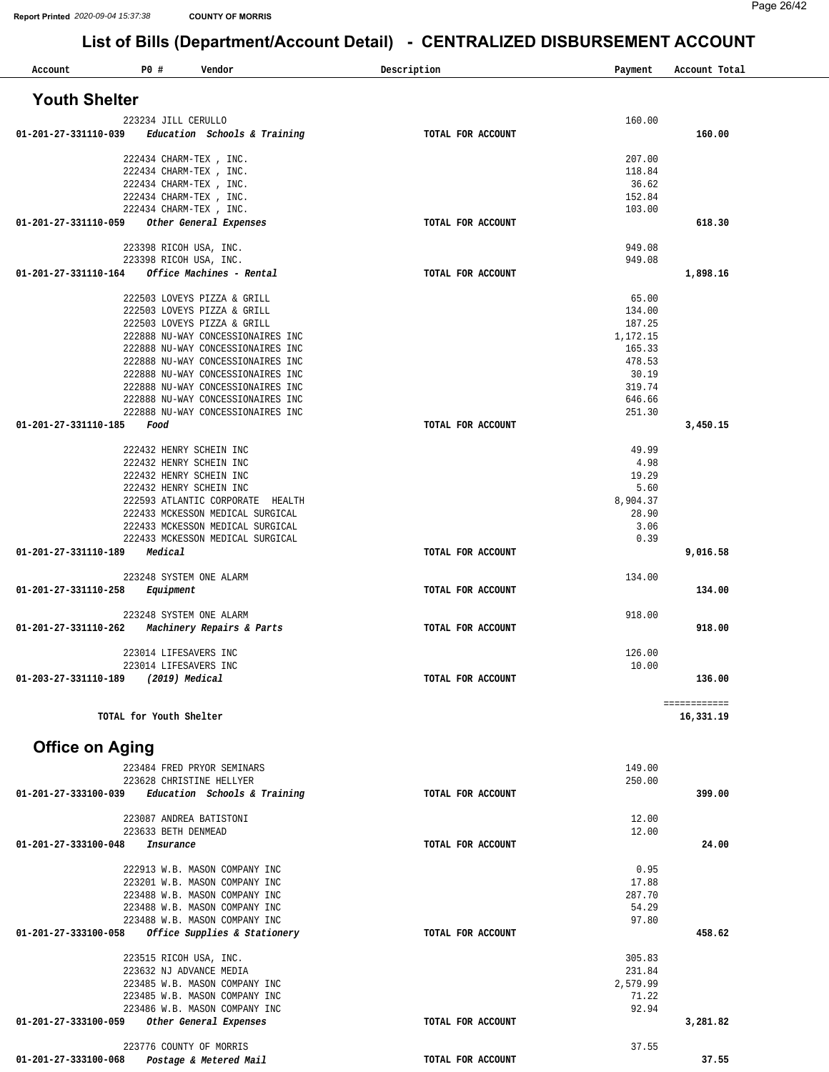# List of Bills (Department/Account Detail) - CENTRALIZED DISBURSEMENT ACCOUNT

| Account | PO # | Vendor | Description | Payment | Account Total |
|---|---|---|---|---|---|

## Youth Shelter

| Account | PO # | Vendor | Description | Payment | Account Total |
|---|---|---|---|---|---|
| | 223234 | JILL CERULLO | | 160.00 | |
| 01-201-27-331110-039 | | *Education Schools & Training* | TOTAL FOR ACCOUNT | | 160.00 |
| | 222434 | CHARM-TEX , INC. | | 207.00 | |
| | 222434 | CHARM-TEX , INC. | | 118.84 | |
| | 222434 | CHARM-TEX , INC. | | 36.62 | |
| | 222434 | CHARM-TEX , INC. | | 152.84 | |
| | 222434 | CHARM-TEX , INC. | | 103.00 | |
| 01-201-27-331110-059 | | *Other General Expenses* | TOTAL FOR ACCOUNT | | 618.30 |
| | 223398 | RICOH USA, INC. | | 949.08 | |
| | 223398 | RICOH USA, INC. | | 949.08 | |
| 01-201-27-331110-164 | | *Office Machines - Rental* | TOTAL FOR ACCOUNT | | 1,898.16 |
| | 222503 | LOVEYS PIZZA & GRILL | | 65.00 | |
| | 222503 | LOVEYS PIZZA & GRILL | | 134.00 | |
| | 222503 | LOVEYS PIZZA & GRILL | | 187.25 | |
| | 222888 | NU-WAY CONCESSIONAIRES INC | | 1,172.15 | |
| | 222888 | NU-WAY CONCESSIONAIRES INC | | 165.33 | |
| | 222888 | NU-WAY CONCESSIONAIRES INC | | 478.53 | |
| | 222888 | NU-WAY CONCESSIONAIRES INC | | 30.19 | |
| | 222888 | NU-WAY CONCESSIONAIRES INC | | 319.74 | |
| | 222888 | NU-WAY CONCESSIONAIRES INC | | 646.66 | |
| | 222888 | NU-WAY CONCESSIONAIRES INC | | 251.30 | |
| 01-201-27-331110-185 | | *Food* | TOTAL FOR ACCOUNT | | 3,450.15 |
| | 222432 | HENRY SCHEIN INC | | 49.99 | |
| | 222432 | HENRY SCHEIN INC | | 4.98 | |
| | 222432 | HENRY SCHEIN INC | | 19.29 | |
| | 222432 | HENRY SCHEIN INC | | 5.60 | |
| | 222593 | ATLANTIC CORPORATE HEALTH | | 8,904.37 | |
| | 222433 | MCKESSON MEDICAL SURGICAL | | 28.90 | |
| | 222433 | MCKESSON MEDICAL SURGICAL | | 3.06 | |
| | 222433 | MCKESSON MEDICAL SURGICAL | | 0.39 | |
| 01-201-27-331110-189 | | *Medical* | TOTAL FOR ACCOUNT | | 9,016.58 |
| | 223248 | SYSTEM ONE ALARM | | 134.00 | |
| 01-201-27-331110-258 | | *Equipment* | TOTAL FOR ACCOUNT | | 134.00 |
| | 223248 | SYSTEM ONE ALARM | | 918.00 | |
| 01-201-27-331110-262 | | *Machinery Repairs & Parts* | TOTAL FOR ACCOUNT | | 918.00 |
| | 223014 | LIFESAVERS INC | | 126.00 | |
| | 223014 | LIFESAVERS INC | | 10.00 | |
| 01-203-27-331110-189 | | *(2019) Medical* | TOTAL FOR ACCOUNT | | 136.00 |
| | | | | | ============ |
| | TOTAL for Youth Shelter | | | | 16,331.19 |

## Office on Aging

| Account | PO # | Vendor | Description | Payment | Account Total |
|---|---|---|---|---|---|
| | 223484 | FRED PRYOR SEMINARS | | 149.00 | |
| | 223628 | CHRISTINE HELLYER | | 250.00 | |
| 01-201-27-333100-039 | | *Education Schools & Training* | TOTAL FOR ACCOUNT | | 399.00 |
| | 223087 | ANDREA BATISTONI | | 12.00 | |
| | 223633 | BETH DENMEAD | | 12.00 | |
| 01-201-27-333100-048 | | *Insurance* | TOTAL FOR ACCOUNT | | 24.00 |
| | 222913 | W.B. MASON COMPANY INC | | 0.95 | |
| | 223201 | W.B. MASON COMPANY INC | | 17.88 | |
| | 223488 | W.B. MASON COMPANY INC | | 287.70 | |
| | 223488 | W.B. MASON COMPANY INC | | 54.29 | |
| | 223488 | W.B. MASON COMPANY INC | | 97.80 | |
| 01-201-27-333100-058 | | *Office Supplies & Stationery* | TOTAL FOR ACCOUNT | | 458.62 |
| | 223515 | RICOH USA, INC. | | 305.83 | |
| | 223632 | NJ ADVANCE MEDIA | | 231.84 | |
| | 223485 | W.B. MASON COMPANY INC | | 2,579.99 | |
| | 223485 | W.B. MASON COMPANY INC | | 71.22 | |
| | 223486 | W.B. MASON COMPANY INC | | 92.94 | |
| 01-201-27-333100-059 | | *Other General Expenses* | TOTAL FOR ACCOUNT | | 3,281.82 |
| | 223776 | COUNTY OF MORRIS | | 37.55 | |
| 01-201-27-333100-068 | | *Postage & Metered Mail* | TOTAL FOR ACCOUNT | | 37.55 |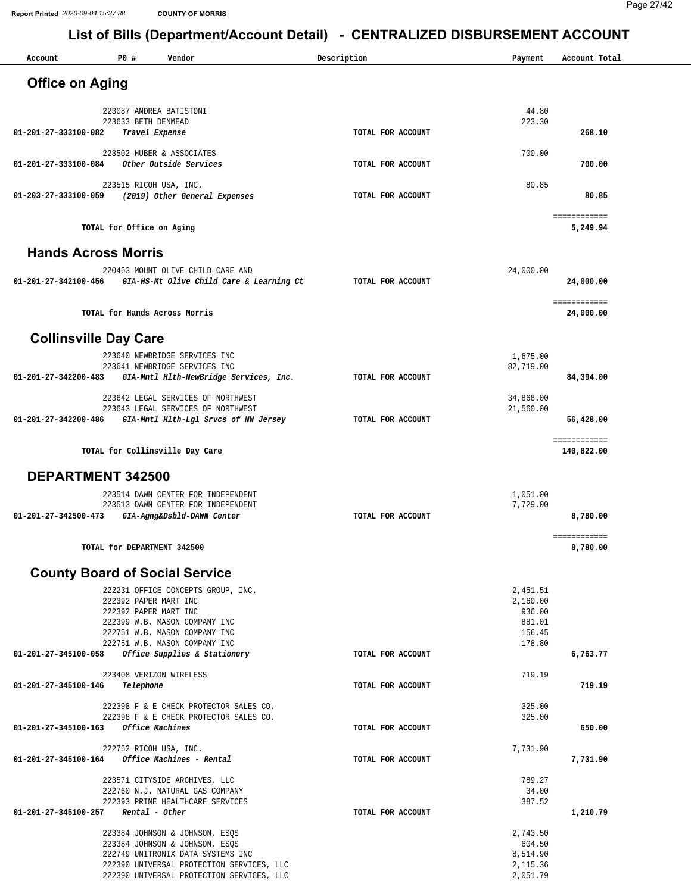## List of Bills (Department/Account Detail) - CENTRALIZED DISBURSEMENT ACCOUNT

| Account | PO # Vendor | Description | Payment | Account Total |
|---|---|---|---|---|

## Office on Aging

| Account | PO # Vendor | Description | Payment | Account Total |
|---|---|---|---|---|
| | 223087 ANDREA BATISTONI | | 44.80 | |
| | 223633 BETH DENMEAD | | 223.30 | |
| 01-201-27-333100-082 | *Travel Expense* | TOTAL FOR ACCOUNT | | 268.10 |
| | 223502 HUBER & ASSOCIATES | | 700.00 | |
| 01-201-27-333100-084 | *Other Outside Services* | TOTAL FOR ACCOUNT | | 700.00 |
| | 223515 RICOH USA, INC. | | 80.85 | |
| 01-203-27-333100-059 | *(2019) Other General Expenses* | TOTAL FOR ACCOUNT | | 80.85 |
| | TOTAL for Office on Aging | | | 5,249.94 |

## Hands Across Morris

| Account | PO # Vendor | Description | Payment | Account Total |
|---|---|---|---|---|
| | 220463 MOUNT OLIVE CHILD CARE AND | | 24,000.00 | |
| 01-201-27-342100-456 | *GIA-HS-Mt Olive Child Care & Learning Ct* | TOTAL FOR ACCOUNT | | 24,000.00 |
| | TOTAL for Hands Across Morris | | | 24,000.00 |

## Collinsville Day Care

| Account | PO # Vendor | Description | Payment | Account Total |
|---|---|---|---|---|
| | 223640 NEWBRIDGE SERVICES INC | | 1,675.00 | |
| | 223641 NEWBRIDGE SERVICES INC | | 82,719.00 | |
| 01-201-27-342200-483 | *GIA-Mntl Hlth-NewBridge Services, Inc.* | TOTAL FOR ACCOUNT | | 84,394.00 |
| | 223642 LEGAL SERVICES OF NORTHWEST | | 34,868.00 | |
| | 223643 LEGAL SERVICES OF NORTHWEST | | 21,560.00 | |
| 01-201-27-342200-486 | *GIA-Mntl Hlth-Lgl Srvcs of NW Jersey* | TOTAL FOR ACCOUNT | | 56,428.00 |
| | TOTAL for Collinsville Day Care | | | 140,822.00 |

## DEPARTMENT 342500

| Account | PO # Vendor | Description | Payment | Account Total |
|---|---|---|---|---|
| | 223514 DAWN CENTER FOR INDEPENDENT | | 1,051.00 | |
| | 223513 DAWN CENTER FOR INDEPENDENT | | 7,729.00 | |
| 01-201-27-342500-473 | *GIA-Agng&Dsbld-DAWN Center* | TOTAL FOR ACCOUNT | | 8,780.00 |
| | TOTAL for DEPARTMENT 342500 | | | 8,780.00 |

## County Board of Social Service

| Account | PO # Vendor | Description | Payment | Account Total |
|---|---|---|---|---|
| | 222231 OFFICE CONCEPTS GROUP, INC. | | 2,451.51 | |
| | 222392 PAPER MART INC | | 2,160.00 | |
| | 222392 PAPER MART INC | | 936.00 | |
| | 222399 W.B. MASON COMPANY INC | | 881.01 | |
| | 222751 W.B. MASON COMPANY INC | | 156.45 | |
| | 222751 W.B. MASON COMPANY INC | | 178.80 | |
| 01-201-27-345100-058 | *Office Supplies & Stationery* | TOTAL FOR ACCOUNT | | 6,763.77 |
| | 223408 VERIZON WIRELESS | | 719.19 | |
| 01-201-27-345100-146 | *Telephone* | TOTAL FOR ACCOUNT | | 719.19 |
| | 222398 F & E CHECK PROTECTOR SALES CO. | | 325.00 | |
| | 222398 F & E CHECK PROTECTOR SALES CO. | | 325.00 | |
| 01-201-27-345100-163 | *Office Machines* | TOTAL FOR ACCOUNT | | 650.00 |
| | 222752 RICOH USA, INC. | | 7,731.90 | |
| 01-201-27-345100-164 | *Office Machines - Rental* | TOTAL FOR ACCOUNT | | 7,731.90 |
| | 223571 CITYSIDE ARCHIVES, LLC | | 789.27 | |
| | 222760 N.J. NATURAL GAS COMPANY | | 34.00 | |
| | 222393 PRIME HEALTHCARE SERVICES | | 387.52 | |
| 01-201-27-345100-257 | *Rental - Other* | TOTAL FOR ACCOUNT | | 1,210.79 |
| | 223384 JOHNSON & JOHNSON, ESQS | | 2,743.50 | |
| | 223384 JOHNSON & JOHNSON, ESQS | | 604.50 | |
| | 222749 UNITRONIX DATA SYSTEMS INC | | 8,514.90 | |
| | 222390 UNIVERSAL PROTECTION SERVICES, LLC | | 2,115.36 | |
| | 222390 UNIVERSAL PROTECTION SERVICES, LLC | | 2,051.79 | |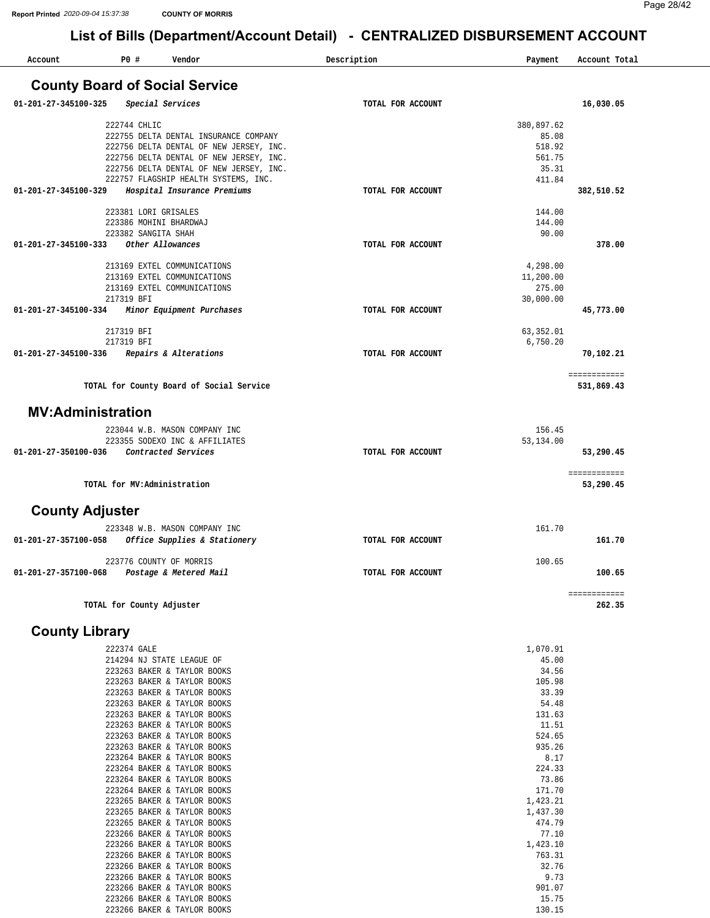# List of Bills (Department/Account Detail) - CENTRALIZED DISBURSEMENT ACCOUNT

Report Printed 2020-09-04 15:37:38 COUNTY OF MORRIS

| Account | PO # | Vendor | Description | Payment | Account Total |
|---|---|---|---|---|---|

## County Board of Social Service

| Account | PO # | Vendor | Description | Payment | Account Total |
|---|---|---|---|---|---|
| 01-201-27-345100-325 | | *Special Services* | TOTAL FOR ACCOUNT | | 16,030.05 |
| | 222744 | CHLIC | | 380,897.62 | |
| | 222755 | DELTA DENTAL INSURANCE COMPANY | | 85.08 | |
| | 222756 | DELTA DENTAL OF NEW JERSEY, INC. | | 518.92 | |
| | 222756 | DELTA DENTAL OF NEW JERSEY, INC. | | 561.75 | |
| | 222756 | DELTA DENTAL OF NEW JERSEY, INC. | | 35.31 | |
| | 222757 | FLAGSHIP HEALTH SYSTEMS, INC. | | 411.84 | |
| 01-201-27-345100-329 | | *Hospital Insurance Premiums* | TOTAL FOR ACCOUNT | | 382,510.52 |
| | 223381 | LORI GRISALES | | 144.00 | |
| | 223386 | MOHINI BHARDWAJ | | 144.00 | |
| | 223382 | SANGITA SHAH | | 90.00 | |
| 01-201-27-345100-333 | | *Other Allowances* | TOTAL FOR ACCOUNT | | 378.00 |
| | 213169 | EXTEL COMMUNICATIONS | | 4,298.00 | |
| | 213169 | EXTEL COMMUNICATIONS | | 11,200.00 | |
| | 213169 | EXTEL COMMUNICATIONS | | 275.00 | |
| | 217319 | BFI | | 30,000.00 | |
| 01-201-27-345100-334 | | *Minor Equipment Purchases* | TOTAL FOR ACCOUNT | | 45,773.00 |
| | 217319 | BFI | | 63,352.01 | |
| | 217319 | BFI | | 6,750.20 | |
| 01-201-27-345100-336 | | *Repairs & Alterations* | TOTAL FOR ACCOUNT | | 70,102.21 |
| | | **TOTAL for County Board of Social Service** | | | **531,869.43** |

## MV:Administration

| Account | PO # | Vendor | Description | Payment | Account Total |
|---|---|---|---|---|---|
| | 223044 | W.B. MASON COMPANY INC | | 156.45 | |
| | 223355 | SODEXO INC & AFFILIATES | | 53,134.00 | |
| 01-201-27-350100-036 | | *Contracted Services* | TOTAL FOR ACCOUNT | | 53,290.45 |
| | | **TOTAL for MV:Administration** | | | **53,290.45** |

## County Adjuster

| Account | PO # | Vendor | Description | Payment | Account Total |
|---|---|---|---|---|---|
| | 223348 | W.B. MASON COMPANY INC | | 161.70 | |
| 01-201-27-357100-058 | | *Office Supplies & Stationery* | TOTAL FOR ACCOUNT | | 161.70 |
| | 223776 | COUNTY OF MORRIS | | 100.65 | |
| 01-201-27-357100-068 | | *Postage & Metered Mail* | TOTAL FOR ACCOUNT | | 100.65 |
| | | **TOTAL for County Adjuster** | | | **262.35** |

## County Library

| Account | PO # | Vendor | Description | Payment | Account Total |
|---|---|---|---|---|---|
| | 222374 | GALE | | 1,070.91 | |
| | 214294 | NJ STATE LEAGUE OF | | 45.00 | |
| | 223263 | BAKER & TAYLOR BOOKS | | 34.56 | |
| | 223263 | BAKER & TAYLOR BOOKS | | 105.98 | |
| | 223263 | BAKER & TAYLOR BOOKS | | 33.39 | |
| | 223263 | BAKER & TAYLOR BOOKS | | 54.48 | |
| | 223263 | BAKER & TAYLOR BOOKS | | 131.63 | |
| | 223263 | BAKER & TAYLOR BOOKS | | 11.51 | |
| | 223263 | BAKER & TAYLOR BOOKS | | 524.65 | |
| | 223263 | BAKER & TAYLOR BOOKS | | 935.26 | |
| | 223264 | BAKER & TAYLOR BOOKS | | 8.17 | |
| | 223264 | BAKER & TAYLOR BOOKS | | 224.33 | |
| | 223264 | BAKER & TAYLOR BOOKS | | 73.86 | |
| | 223264 | BAKER & TAYLOR BOOKS | | 171.70 | |
| | 223265 | BAKER & TAYLOR BOOKS | | 1,423.21 | |
| | 223265 | BAKER & TAYLOR BOOKS | | 1,437.30 | |
| | 223265 | BAKER & TAYLOR BOOKS | | 474.79 | |
| | 223266 | BAKER & TAYLOR BOOKS | | 77.10 | |
| | 223266 | BAKER & TAYLOR BOOKS | | 1,423.10 | |
| | 223266 | BAKER & TAYLOR BOOKS | | 763.31 | |
| | 223266 | BAKER & TAYLOR BOOKS | | 32.76 | |
| | 223266 | BAKER & TAYLOR BOOKS | | 9.73 | |
| | 223266 | BAKER & TAYLOR BOOKS | | 901.07 | |
| | 223266 | BAKER & TAYLOR BOOKS | | 15.75 | |
| | 223266 | BAKER & TAYLOR BOOKS | | 130.15 | |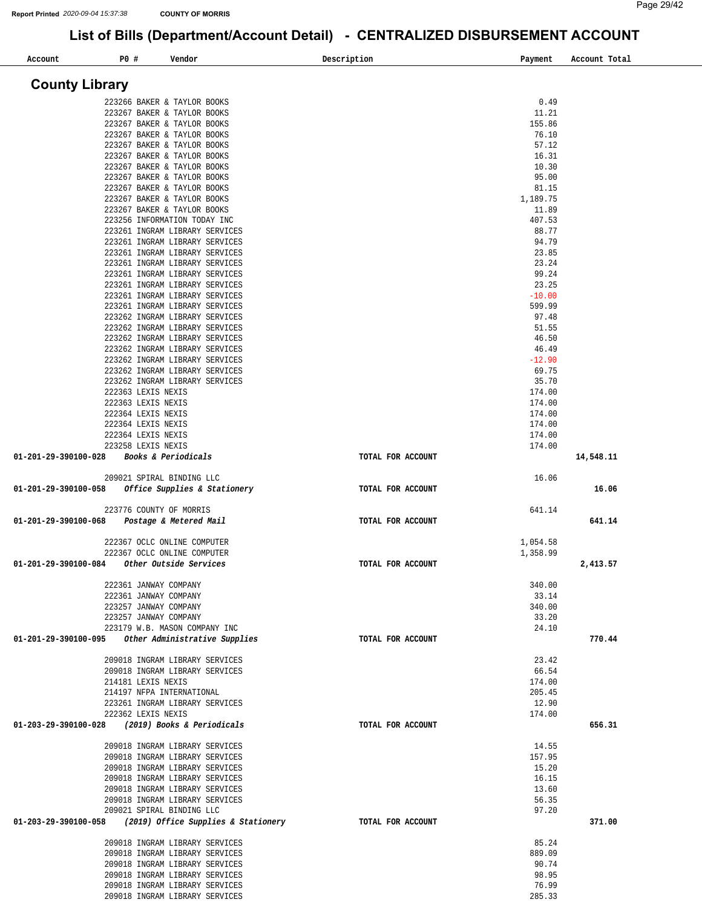## List of Bills (Department/Account Detail) - CENTRALIZED DISBURSEMENT ACCOUNT

### County Library

| Account | PO # | Vendor | Description | Payment | Account Total |
|---|---|---|---|---|---|
| | 223266 | BAKER & TAYLOR BOOKS | | 0.49 | |
| | 223267 | BAKER & TAYLOR BOOKS | | 11.21 | |
| | 223267 | BAKER & TAYLOR BOOKS | | 155.86 | |
| | 223267 | BAKER & TAYLOR BOOKS | | 76.10 | |
| | 223267 | BAKER & TAYLOR BOOKS | | 57.12 | |
| | 223267 | BAKER & TAYLOR BOOKS | | 16.31 | |
| | 223267 | BAKER & TAYLOR BOOKS | | 10.30 | |
| | 223267 | BAKER & TAYLOR BOOKS | | 95.00 | |
| | 223267 | BAKER & TAYLOR BOOKS | | 81.15 | |
| | 223267 | BAKER & TAYLOR BOOKS | | 1,189.75 | |
| | 223267 | BAKER & TAYLOR BOOKS | | 11.89 | |
| | 223256 | INFORMATION TODAY INC | | 407.53 | |
| | 223261 | INGRAM LIBRARY SERVICES | | 88.77 | |
| | 223261 | INGRAM LIBRARY SERVICES | | 94.79 | |
| | 223261 | INGRAM LIBRARY SERVICES | | 23.85 | |
| | 223261 | INGRAM LIBRARY SERVICES | | 23.24 | |
| | 223261 | INGRAM LIBRARY SERVICES | | 99.24 | |
| | 223261 | INGRAM LIBRARY SERVICES | | 23.25 | |
| | 223261 | INGRAM LIBRARY SERVICES | | -10.00 | |
| | 223261 | INGRAM LIBRARY SERVICES | | 599.99 | |
| | 223262 | INGRAM LIBRARY SERVICES | | 97.48 | |
| | 223262 | INGRAM LIBRARY SERVICES | | 51.55 | |
| | 223262 | INGRAM LIBRARY SERVICES | | 46.50 | |
| | 223262 | INGRAM LIBRARY SERVICES | | 46.49 | |
| | 223262 | INGRAM LIBRARY SERVICES | | -12.90 | |
| | 223262 | INGRAM LIBRARY SERVICES | | 69.75 | |
| | 223262 | INGRAM LIBRARY SERVICES | | 35.70 | |
| | 222363 | LEXIS NEXIS | | 174.00 | |
| | 222363 | LEXIS NEXIS | | 174.00 | |
| | 222364 | LEXIS NEXIS | | 174.00 | |
| | 222364 | LEXIS NEXIS | | 174.00 | |
| | 222364 | LEXIS NEXIS | | 174.00 | |
| | 223258 | LEXIS NEXIS | | 174.00 | |
| **01-201-29-390100-028** | | ***Books & Periodicals*** | **TOTAL FOR ACCOUNT** | | **14,548.11** |
| | 209021 | SPIRAL BINDING LLC | | 16.06 | |
| **01-201-29-390100-058** | | ***Office Supplies & Stationery*** | **TOTAL FOR ACCOUNT** | | **16.06** |
| | 223776 | COUNTY OF MORRIS | | 641.14 | |
| **01-201-29-390100-068** | | ***Postage & Metered Mail*** | **TOTAL FOR ACCOUNT** | | **641.14** |
| | 222367 | OCLC ONLINE COMPUTER | | 1,054.58 | |
| | 222367 | OCLC ONLINE COMPUTER | | 1,358.99 | |
| **01-201-29-390100-084** | | ***Other Outside Services*** | **TOTAL FOR ACCOUNT** | | **2,413.57** |
| | 222361 | JANWAY COMPANY | | 340.00 | |
| | 222361 | JANWAY COMPANY | | 33.14 | |
| | 223257 | JANWAY COMPANY | | 340.00 | |
| | 223257 | JANWAY COMPANY | | 33.20 | |
| | 223179 | W.B. MASON COMPANY INC | | 24.10 | |
| **01-201-29-390100-095** | | ***Other Administrative Supplies*** | **TOTAL FOR ACCOUNT** | | **770.44** |
| | 209018 | INGRAM LIBRARY SERVICES | | 23.42 | |
| | 209018 | INGRAM LIBRARY SERVICES | | 66.54 | |
| | 214181 | LEXIS NEXIS | | 174.00 | |
| | 214197 | NFPA INTERNATIONAL | | 205.45 | |
| | 223261 | INGRAM LIBRARY SERVICES | | 12.90 | |
| | 222362 | LEXIS NEXIS | | 174.00 | |
| **01-203-29-390100-028** | | ***(2019) Books & Periodicals*** | **TOTAL FOR ACCOUNT** | | **656.31** |
| | 209018 | INGRAM LIBRARY SERVICES | | 14.55 | |
| | 209018 | INGRAM LIBRARY SERVICES | | 157.95 | |
| | 209018 | INGRAM LIBRARY SERVICES | | 15.20 | |
| | 209018 | INGRAM LIBRARY SERVICES | | 16.15 | |
| | 209018 | INGRAM LIBRARY SERVICES | | 13.60 | |
| | 209018 | INGRAM LIBRARY SERVICES | | 56.35 | |
| | 209021 | SPIRAL BINDING LLC | | 97.20 | |
| **01-203-29-390100-058** | | ***(2019) Office Supplies & Stationery*** | **TOTAL FOR ACCOUNT** | | **371.00** |
| | 209018 | INGRAM LIBRARY SERVICES | | 85.24 | |
| | 209018 | INGRAM LIBRARY SERVICES | | 889.09 | |
| | 209018 | INGRAM LIBRARY SERVICES | | 90.74 | |
| | 209018 | INGRAM LIBRARY SERVICES | | 98.95 | |
| | 209018 | INGRAM LIBRARY SERVICES | | 76.99 | |
| | 209018 | INGRAM LIBRARY SERVICES | | 285.33 | |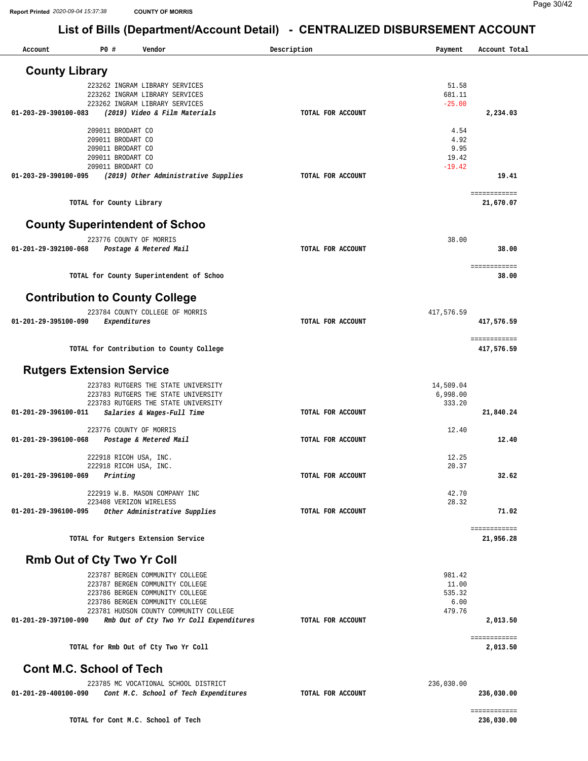## List of Bills (Department/Account Detail) - CENTRALIZED DISBURSEMENT ACCOUNT

| Account | PO # Vendor | Description | Payment | Account Total |
|---|---|---|---|---|

### County Library

| Account | PO # Vendor | Description | Payment | Account Total |
|---|---|---|---|---|
| | 223262 INGRAM LIBRARY SERVICES | | 51.58 | |
| | 223262 INGRAM LIBRARY SERVICES | | 681.11 | |
| | 223262 INGRAM LIBRARY SERVICES | | -25.00 | |
| 01-203-29-390100-083 | *(2019) Video & Film Materials* | TOTAL FOR ACCOUNT | | 2,234.03 |
| | 209011 BRODART CO | | 4.54 | |
| | 209011 BRODART CO | | 4.92 | |
| | 209011 BRODART CO | | 9.95 | |
| | 209011 BRODART CO | | 19.42 | |
| | 209011 BRODART CO | | -19.42 | |
| 01-203-29-390100-095 | *(2019) Other Administrative Supplies* | TOTAL FOR ACCOUNT | | 19.41 |
| | TOTAL for County Library | | | 21,670.07 |

### County Superintendent of Schoo

| Account | PO # Vendor | Description | Payment | Account Total |
|---|---|---|---|---|
| | 223776 COUNTY OF MORRIS | | 38.00 | |
| 01-201-29-392100-068 | *Postage & Metered Mail* | TOTAL FOR ACCOUNT | | 38.00 |
| | TOTAL for County Superintendent of Schoo | | | 38.00 |

### Contribution to County College

| Account | PO # Vendor | Description | Payment | Account Total |
|---|---|---|---|---|
| | 223784 COUNTY COLLEGE OF MORRIS | | 417,576.59 | |
| 01-201-29-395100-090 | *Expenditures* | TOTAL FOR ACCOUNT | | 417,576.59 |
| | TOTAL for Contribution to County College | | | 417,576.59 |

### Rutgers Extension Service

| Account | PO # Vendor | Description | Payment | Account Total |
|---|---|---|---|---|
| | 223783 RUTGERS THE STATE UNIVERSITY | | 14,509.04 | |
| | 223783 RUTGERS THE STATE UNIVERSITY | | 6,998.00 | |
| | 223783 RUTGERS THE STATE UNIVERSITY | | 333.20 | |
| 01-201-29-396100-011 | *Salaries & Wages-Full Time* | TOTAL FOR ACCOUNT | | 21,840.24 |
| | 223776 COUNTY OF MORRIS | | 12.40 | |
| 01-201-29-396100-068 | *Postage & Metered Mail* | TOTAL FOR ACCOUNT | | 12.40 |
| | 222918 RICOH USA, INC. | | 12.25 | |
| | 222918 RICOH USA, INC. | | 20.37 | |
| 01-201-29-396100-069 | *Printing* | TOTAL FOR ACCOUNT | | 32.62 |
| | 222919 W.B. MASON COMPANY INC | | 42.70 | |
| | 223408 VERIZON WIRELESS | | 28.32 | |
| 01-201-29-396100-095 | *Other Administrative Supplies* | TOTAL FOR ACCOUNT | | 71.02 |
| | TOTAL for Rutgers Extension Service | | | 21,956.28 |

### Rmb Out of Cty Two Yr Coll

| Account | PO # Vendor | Description | Payment | Account Total |
|---|---|---|---|---|
| | 223787 BERGEN COMMUNITY COLLEGE | | 981.42 | |
| | 223787 BERGEN COMMUNITY COLLEGE | | 11.00 | |
| | 223786 BERGEN COMMUNITY COLLEGE | | 535.32 | |
| | 223786 BERGEN COMMUNITY COLLEGE | | 6.00 | |
| | 223781 HUDSON COUNTY COMMUNITY COLLEGE | | 479.76 | |
| 01-201-29-397100-090 | *Rmb Out of Cty Two Yr Coll Expenditures* | TOTAL FOR ACCOUNT | | 2,013.50 |
| | TOTAL for Rmb Out of Cty Two Yr Coll | | | 2,013.50 |

### Cont M.C. School of Tech

| Account | PO # Vendor | Description | Payment | Account Total |
|---|---|---|---|---|
| | 223785 MC VOCATIONAL SCHOOL DISTRICT | | 236,030.00 | |
| 01-201-29-400100-090 | *Cont M.C. School of Tech Expenditures* | TOTAL FOR ACCOUNT | | 236,030.00 |
| | TOTAL for Cont M.C. School of Tech | | | 236,030.00 |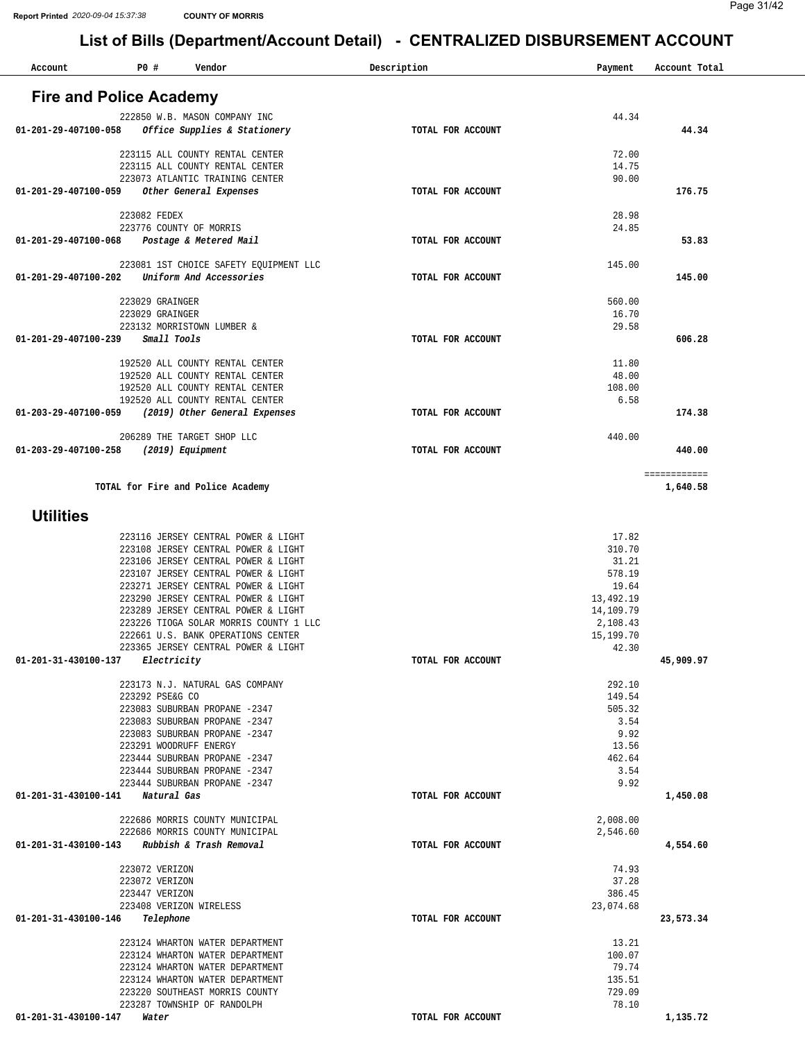Report Printed 2020-09-04 15:37:38 COUNTY OF MORRIS

# List of Bills (Department/Account Detail) - CENTRALIZED DISBURSEMENT ACCOUNT

## Fire and Police Academy

| Account | PO # | Vendor | Description | Payment | Account Total |
|---|---|---|---|---|---|
| | 222850 | W.B. MASON COMPANY INC | | 44.34 | |
| 01-201-29-407100-058 | | *Office Supplies & Stationery* | TOTAL FOR ACCOUNT | | 44.34 |
| | 223115 | ALL COUNTY RENTAL CENTER | | 72.00 | |
| | 223115 | ALL COUNTY RENTAL CENTER | | 14.75 | |
| | 223073 | ATLANTIC TRAINING CENTER | | 90.00 | |
| 01-201-29-407100-059 | | *Other General Expenses* | TOTAL FOR ACCOUNT | | 176.75 |
| | 223082 | FEDEX | | 28.98 | |
| | 223776 | COUNTY OF MORRIS | | 24.85 | |
| 01-201-29-407100-068 | | *Postage & Metered Mail* | TOTAL FOR ACCOUNT | | 53.83 |
| | 223081 | 1ST CHOICE SAFETY EQUIPMENT LLC | | 145.00 | |
| 01-201-29-407100-202 | | *Uniform And Accessories* | TOTAL FOR ACCOUNT | | 145.00 |
| | 223029 | GRAINGER | | 560.00 | |
| | 223029 | GRAINGER | | 16.70 | |
| | 223132 | MORRISTOWN LUMBER & | | 29.58 | |
| 01-201-29-407100-239 | | *Small Tools* | TOTAL FOR ACCOUNT | | 606.28 |
| | 192520 | ALL COUNTY RENTAL CENTER | | 11.80 | |
| | 192520 | ALL COUNTY RENTAL CENTER | | 48.00 | |
| | 192520 | ALL COUNTY RENTAL CENTER | | 108.00 | |
| | 192520 | ALL COUNTY RENTAL CENTER | | 6.58 | |
| 01-203-29-407100-059 | | *(2019) Other General Expenses* | TOTAL FOR ACCOUNT | | 174.38 |
| | 206289 | THE TARGET SHOP LLC | | 440.00 | |
| 01-203-29-407100-258 | | *(2019) Equipment* | TOTAL FOR ACCOUNT | | 440.00 |
| | | TOTAL for Fire and Police Academy | | | 1,640.58 |

## Utilities

| Account | PO # | Vendor | Description | Payment | Account Total |
|---|---|---|---|---|---|
| | 223116 | JERSEY CENTRAL POWER & LIGHT | | 17.82 | |
| | 223108 | JERSEY CENTRAL POWER & LIGHT | | 310.70 | |
| | 223106 | JERSEY CENTRAL POWER & LIGHT | | 31.21 | |
| | 223107 | JERSEY CENTRAL POWER & LIGHT | | 578.19 | |
| | 223271 | JERSEY CENTRAL POWER & LIGHT | | 19.64 | |
| | 223290 | JERSEY CENTRAL POWER & LIGHT | | 13,492.19 | |
| | 223289 | JERSEY CENTRAL POWER & LIGHT | | 14,109.79 | |
| | 223226 | TIOGA SOLAR MORRIS COUNTY 1 LLC | | 2,108.43 | |
| | 222661 | U.S. BANK OPERATIONS CENTER | | 15,199.70 | |
| | 223365 | JERSEY CENTRAL POWER & LIGHT | | 42.30 | |
| 01-201-31-430100-137 | | *Electricity* | TOTAL FOR ACCOUNT | | 45,909.97 |
| | 223173 | N.J. NATURAL GAS COMPANY | | 292.10 | |
| | 223292 | PSE&G CO | | 149.54 | |
| | 223083 | SUBURBAN PROPANE -2347 | | 505.32 | |
| | 223083 | SUBURBAN PROPANE -2347 | | 3.54 | |
| | 223083 | SUBURBAN PROPANE -2347 | | 9.92 | |
| | 223291 | WOODRUFF ENERGY | | 13.56 | |
| | 223444 | SUBURBAN PROPANE -2347 | | 462.64 | |
| | 223444 | SUBURBAN PROPANE -2347 | | 3.54 | |
| | 223444 | SUBURBAN PROPANE -2347 | | 9.92 | |
| 01-201-31-430100-141 | | *Natural Gas* | TOTAL FOR ACCOUNT | | 1,450.08 |
| | 222686 | MORRIS COUNTY MUNICIPAL | | 2,008.00 | |
| | 222686 | MORRIS COUNTY MUNICIPAL | | 2,546.60 | |
| 01-201-31-430100-143 | | *Rubbish & Trash Removal* | TOTAL FOR ACCOUNT | | 4,554.60 |
| | 223072 | VERIZON | | 74.93 | |
| | 223072 | VERIZON | | 37.28 | |
| | 223447 | VERIZON | | 386.45 | |
| | 223408 | VERIZON WIRELESS | | 23,074.68 | |
| 01-201-31-430100-146 | | *Telephone* | TOTAL FOR ACCOUNT | | 23,573.34 |
| | 223124 | WHARTON WATER DEPARTMENT | | 13.21 | |
| | 223124 | WHARTON WATER DEPARTMENT | | 100.07 | |
| | 223124 | WHARTON WATER DEPARTMENT | | 79.74 | |
| | 223124 | WHARTON WATER DEPARTMENT | | 135.51 | |
| | 223220 | SOUTHEAST MORRIS COUNTY | | 729.09 | |
| | 223287 | TOWNSHIP OF RANDOLPH | | 78.10 | |
| 01-201-31-430100-147 | | *Water* | TOTAL FOR ACCOUNT | | 1,135.72 |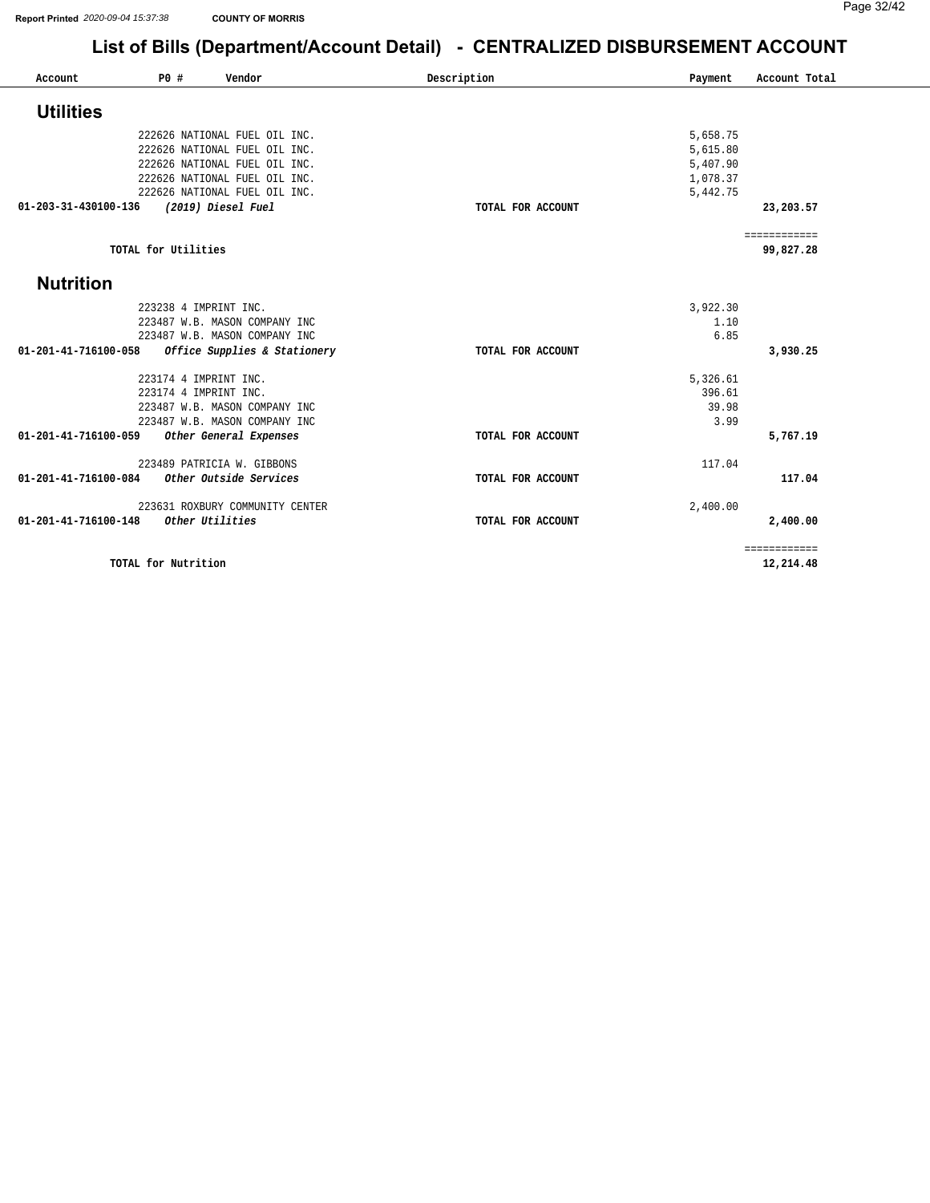# List of Bills (Department/Account Detail) - CENTRALIZED DISBURSEMENT ACCOUNT

Report Printed 2020-09-04 15:37:38 COUNTY OF MORRIS

| Account | PO # | Vendor | Description | Payment | Account Total |
|---|---|---|---|---|---|

## Utilities

| Account | PO # | Vendor | Description | Payment | Account Total |
|---|---|---|---|---|---|
| | 222626 | NATIONAL FUEL OIL INC. | | 5,658.75 | |
| | 222626 | NATIONAL FUEL OIL INC. | | 5,615.80 | |
| | 222626 | NATIONAL FUEL OIL INC. | | 5,407.90 | |
| | 222626 | NATIONAL FUEL OIL INC. | | 1,078.37 | |
| | 222626 | NATIONAL FUEL OIL INC. | | 5,442.75 | |
| **01-203-31-430100-136** | | ***(2019) Diesel Fuel*** | **TOTAL FOR ACCOUNT** | | **23,203.57** |
| | **TOTAL for Utilities** | | | | **99,827.28** |

## Nutrition

| Account | PO # | Vendor | Description | Payment | Account Total |
|---|---|---|---|---|---|
| | 223238 | 4 IMPRINT INC. | | 3,922.30 | |
| | 223487 | W.B. MASON COMPANY INC | | 1.10 | |
| | 223487 | W.B. MASON COMPANY INC | | 6.85 | |
| **01-201-41-716100-058** | | ***Office Supplies & Stationery*** | **TOTAL FOR ACCOUNT** | | **3,930.25** |
| | 223174 | 4 IMPRINT INC. | | 5,326.61 | |
| | 223174 | 4 IMPRINT INC. | | 396.61 | |
| | 223487 | W.B. MASON COMPANY INC | | 39.98 | |
| | 223487 | W.B. MASON COMPANY INC | | 3.99 | |
| **01-201-41-716100-059** | | ***Other General Expenses*** | **TOTAL FOR ACCOUNT** | | **5,767.19** |
| | 223489 | PATRICIA W. GIBBONS | | 117.04 | |
| **01-201-41-716100-084** | | ***Other Outside Services*** | **TOTAL FOR ACCOUNT** | | **117.04** |
| | 223631 | ROXBURY COMMUNITY CENTER | | 2,400.00 | |
| **01-201-41-716100-148** | | ***Other Utilities*** | **TOTAL FOR ACCOUNT** | | **2,400.00** |
| | **TOTAL for Nutrition** | | | | **12,214.48** |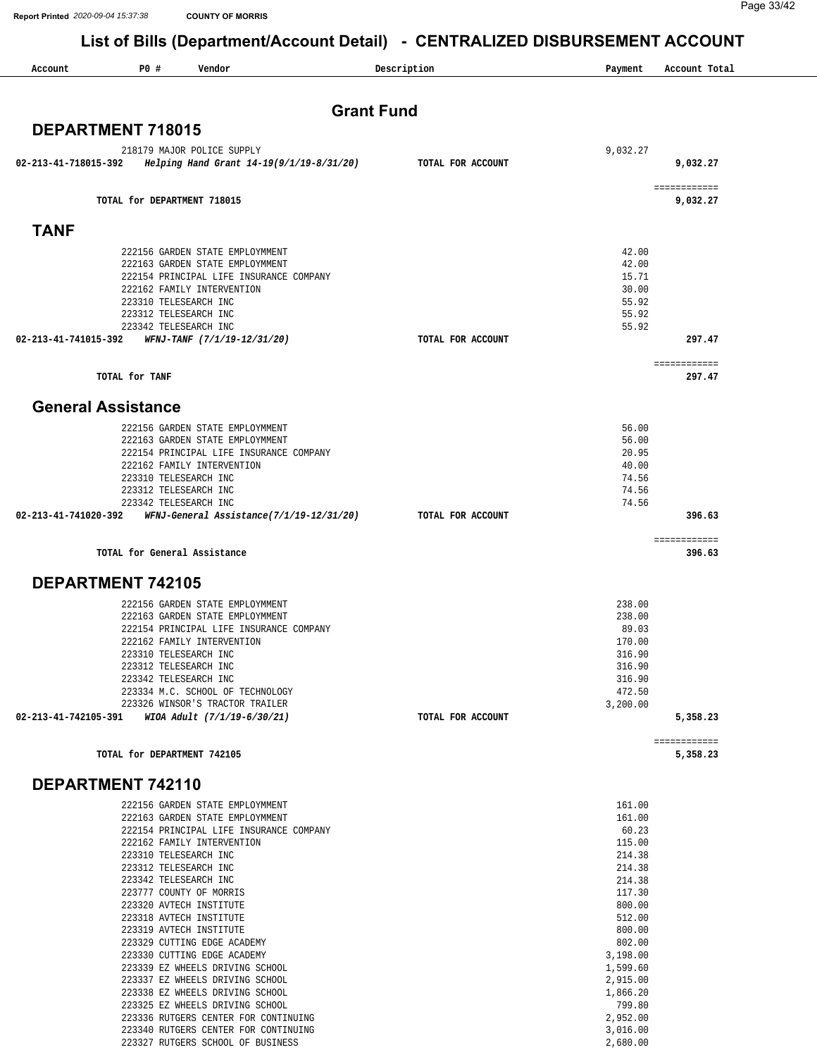# List of Bills (Department/Account Detail) - CENTRALIZED DISBURSEMENT ACCOUNT

## Grant Fund

### DEPARTMENT 718015

| Account | PO # | Vendor | Description | Payment | Account Total |
|---|---|---|---|---|---|
| | 218179 | MAJOR POLICE SUPPLY | | 9,032.27 | |
| 02-213-41-718015-392 | | *Helping Hand Grant 14-19(9/1/19-8/31/20)* | TOTAL FOR ACCOUNT | | 9,032.27 |
| | | TOTAL for DEPARTMENT 718015 | | | 9,032.27 |

### TANF

| Account | PO # | Vendor | Description | Payment | Account Total |
|---|---|---|---|---|---|
| | 222156 | GARDEN STATE EMPLOYMMENT | | 42.00 | |
| | 222163 | GARDEN STATE EMPLOYMMENT | | 42.00 | |
| | 222154 | PRINCIPAL LIFE INSURANCE COMPANY | | 15.71 | |
| | 222162 | FAMILY INTERVENTION | | 30.00 | |
| | 223310 | TELESEARCH INC | | 55.92 | |
| | 223312 | TELESEARCH INC | | 55.92 | |
| | 223342 | TELESEARCH INC | | 55.92 | |
| 02-213-41-741015-392 | | *WFNJ-TANF (7/1/19-12/31/20)* | TOTAL FOR ACCOUNT | | 297.47 |
| | | TOTAL for TANF | | | 297.47 |

### General Assistance

| Account | PO # | Vendor | Description | Payment | Account Total |
|---|---|---|---|---|---|
| | 222156 | GARDEN STATE EMPLOYMMENT | | 56.00 | |
| | 222163 | GARDEN STATE EMPLOYMMENT | | 56.00 | |
| | 222154 | PRINCIPAL LIFE INSURANCE COMPANY | | 20.95 | |
| | 222162 | FAMILY INTERVENTION | | 40.00 | |
| | 223310 | TELESEARCH INC | | 74.56 | |
| | 223312 | TELESEARCH INC | | 74.56 | |
| | 223342 | TELESEARCH INC | | 74.56 | |
| 02-213-41-741020-392 | | *WFNJ-General Assistance(7/1/19-12/31/20)* | TOTAL FOR ACCOUNT | | 396.63 |
| | | TOTAL for General Assistance | | | 396.63 |

### DEPARTMENT 742105

| Account | PO # | Vendor | Description | Payment | Account Total |
|---|---|---|---|---|---|
| | 222156 | GARDEN STATE EMPLOYMMENT | | 238.00 | |
| | 222163 | GARDEN STATE EMPLOYMMENT | | 238.00 | |
| | 222154 | PRINCIPAL LIFE INSURANCE COMPANY | | 89.03 | |
| | 222162 | FAMILY INTERVENTION | | 170.00 | |
| | 223310 | TELESEARCH INC | | 316.90 | |
| | 223312 | TELESEARCH INC | | 316.90 | |
| | 223342 | TELESEARCH INC | | 316.90 | |
| | 223334 | M.C. SCHOOL OF TECHNOLOGY | | 472.50 | |
| | 223326 | WINSOR'S TRACTOR TRAILER | | 3,200.00 | |
| 02-213-41-742105-391 | | *WIOA Adult (7/1/19-6/30/21)* | TOTAL FOR ACCOUNT | | 5,358.23 |
| | | TOTAL for DEPARTMENT 742105 | | | 5,358.23 |

### DEPARTMENT 742110

| Account | PO # | Vendor | Description | Payment | Account Total |
|---|---|---|---|---|---|
| | 222156 | GARDEN STATE EMPLOYMMENT | | 161.00 | |
| | 222163 | GARDEN STATE EMPLOYMMENT | | 161.00 | |
| | 222154 | PRINCIPAL LIFE INSURANCE COMPANY | | 60.23 | |
| | 222162 | FAMILY INTERVENTION | | 115.00 | |
| | 223310 | TELESEARCH INC | | 214.38 | |
| | 223312 | TELESEARCH INC | | 214.38 | |
| | 223342 | TELESEARCH INC | | 214.38 | |
| | 223777 | COUNTY OF MORRIS | | 117.30 | |
| | 223320 | AVTECH INSTITUTE | | 800.00 | |
| | 223318 | AVTECH INSTITUTE | | 512.00 | |
| | 223319 | AVTECH INSTITUTE | | 800.00 | |
| | 223329 | CUTTING EDGE ACADEMY | | 802.00 | |
| | 223330 | CUTTING EDGE ACADEMY | | 3,198.00 | |
| | 223339 | EZ WHEELS DRIVING SCHOOL | | 1,599.60 | |
| | 223337 | EZ WHEELS DRIVING SCHOOL | | 2,915.00 | |
| | 223338 | EZ WHEELS DRIVING SCHOOL | | 1,866.20 | |
| | 223325 | EZ WHEELS DRIVING SCHOOL | | 799.80 | |
| | 223336 | RUTGERS CENTER FOR CONTINUING | | 2,952.00 | |
| | 223340 | RUTGERS CENTER FOR CONTINUING | | 3,016.00 | |
| | 223327 | RUTGERS SCHOOL OF BUSINESS | | 2,680.00 | |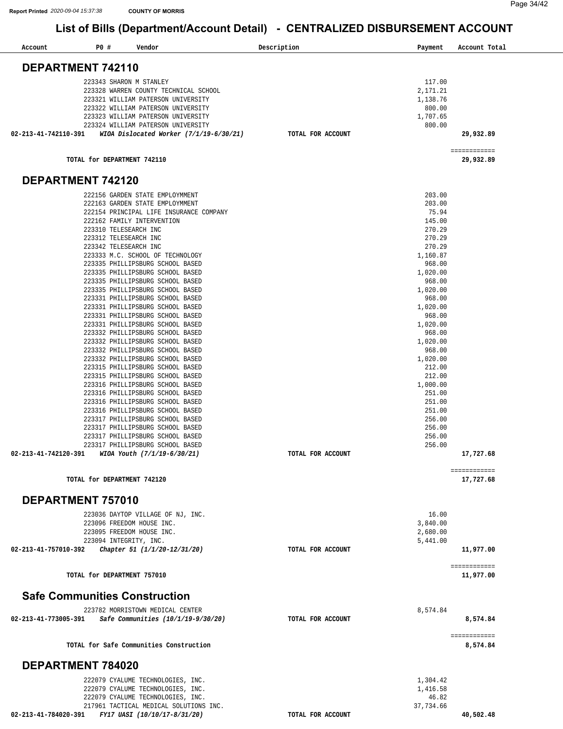Report Printed 2020-09-04 15:37:38 COUNTY OF MORRIS

# List of Bills (Department/Account Detail) - CENTRALIZED DISBURSEMENT ACCOUNT

| Account | PO # | Vendor | Description | Payment | Account Total |
|---|---|---|---|---|---|

## DEPARTMENT 742110

| Account | PO # | Vendor | Description | Payment | Account Total |
|---|---|---|---|---|---|
| | 223343 | SHARON M STANLEY | | 117.00 | |
| | 223328 | WARREN COUNTY TECHNICAL SCHOOL | | 2,171.21 | |
| | 223321 | WILLIAM PATERSON UNIVERSITY | | 1,138.76 | |
| | 223322 | WILLIAM PATERSON UNIVERSITY | | 800.00 | |
| | 223323 | WILLIAM PATERSON UNIVERSITY | | 1,707.65 | |
| | 223324 | WILLIAM PATERSON UNIVERSITY | | 800.00 | |
| **02-213-41-742110-391** | | ***WIOA Dislocated Worker (7/1/19-6/30/21)*** | **TOTAL FOR ACCOUNT** | | **29,932.89** |
| | | **TOTAL for DEPARTMENT 742110** | | | **29,932.89** |

## DEPARTMENT 742120

| Account | PO # | Vendor | Description | Payment | Account Total |
|---|---|---|---|---|---|
| | 222156 | GARDEN STATE EMPLOYMMENT | | 203.00 | |
| | 222163 | GARDEN STATE EMPLOYMMENT | | 203.00 | |
| | 222154 | PRINCIPAL LIFE INSURANCE COMPANY | | 75.94 | |
| | 222162 | FAMILY INTERVENTION | | 145.00 | |
| | 223310 | TELESEARCH INC | | 270.29 | |
| | 223312 | TELESEARCH INC | | 270.29 | |
| | 223342 | TELESEARCH INC | | 270.29 | |
| | 223333 | M.C. SCHOOL OF TECHNOLOGY | | 1,160.87 | |
| | 223335 | PHILLIPSBURG SCHOOL BASED | | 968.00 | |
| | 223335 | PHILLIPSBURG SCHOOL BASED | | 1,020.00 | |
| | 223335 | PHILLIPSBURG SCHOOL BASED | | 968.00 | |
| | 223335 | PHILLIPSBURG SCHOOL BASED | | 1,020.00 | |
| | 223331 | PHILLIPSBURG SCHOOL BASED | | 968.00 | |
| | 223331 | PHILLIPSBURG SCHOOL BASED | | 1,020.00 | |
| | 223331 | PHILLIPSBURG SCHOOL BASED | | 968.00 | |
| | 223331 | PHILLIPSBURG SCHOOL BASED | | 1,020.00 | |
| | 223332 | PHILLIPSBURG SCHOOL BASED | | 968.00 | |
| | 223332 | PHILLIPSBURG SCHOOL BASED | | 1,020.00 | |
| | 223332 | PHILLIPSBURG SCHOOL BASED | | 968.00 | |
| | 223332 | PHILLIPSBURG SCHOOL BASED | | 1,020.00 | |
| | 223315 | PHILLIPSBURG SCHOOL BASED | | 212.00 | |
| | 223315 | PHILLIPSBURG SCHOOL BASED | | 212.00 | |
| | 223316 | PHILLIPSBURG SCHOOL BASED | | 1,000.00 | |
| | 223316 | PHILLIPSBURG SCHOOL BASED | | 251.00 | |
| | 223316 | PHILLIPSBURG SCHOOL BASED | | 251.00 | |
| | 223316 | PHILLIPSBURG SCHOOL BASED | | 251.00 | |
| | 223317 | PHILLIPSBURG SCHOOL BASED | | 256.00 | |
| | 223317 | PHILLIPSBURG SCHOOL BASED | | 256.00 | |
| | 223317 | PHILLIPSBURG SCHOOL BASED | | 256.00 | |
| | 223317 | PHILLIPSBURG SCHOOL BASED | | 256.00 | |
| **02-213-41-742120-391** | | ***WIOA Youth (7/1/19-6/30/21)*** | **TOTAL FOR ACCOUNT** | | **17,727.68** |
| | | **TOTAL for DEPARTMENT 742120** | | | **17,727.68** |

## DEPARTMENT 757010

| Account | PO # | Vendor | Description | Payment | Account Total |
|---|---|---|---|---|---|
| | 223036 | DAYTOP VILLAGE OF NJ, INC. | | 16.00 | |
| | 223096 | FREEDOM HOUSE INC. | | 3,840.00 | |
| | 223095 | FREEDOM HOUSE INC. | | 2,680.00 | |
| | 223094 | INTEGRITY, INC. | | 5,441.00 | |
| **02-213-41-757010-392** | | ***Chapter 51 (1/1/20-12/31/20)*** | **TOTAL FOR ACCOUNT** | | **11,977.00** |
| | | **TOTAL for DEPARTMENT 757010** | | | **11,977.00** |

## Safe Communities Construction

| Account | PO # | Vendor | Description | Payment | Account Total |
|---|---|---|---|---|---|
| | 223782 | MORRISTOWN MEDICAL CENTER | | 8,574.84 | |
| **02-213-41-773005-391** | | ***Safe Communities (10/1/19-9/30/20)*** | **TOTAL FOR ACCOUNT** | | **8,574.84** |
| | | **TOTAL for Safe Communities Construction** | | | **8,574.84** |

## DEPARTMENT 784020

| Account | PO # | Vendor | Description | Payment | Account Total |
|---|---|---|---|---|---|
| | 222079 | CYALUME TECHNOLOGIES, INC. | | 1,304.42 | |
| | 222079 | CYALUME TECHNOLOGIES, INC. | | 1,416.58 | |
| | 222079 | CYALUME TECHNOLOGIES, INC. | | 46.82 | |
| | 217961 | TACTICAL MEDICAL SOLUTIONS INC. | | 37,734.66 | |
| **02-213-41-784020-391** | | ***FY17 UASI (10/10/17-8/31/20)*** | **TOTAL FOR ACCOUNT** | | **40,502.48** |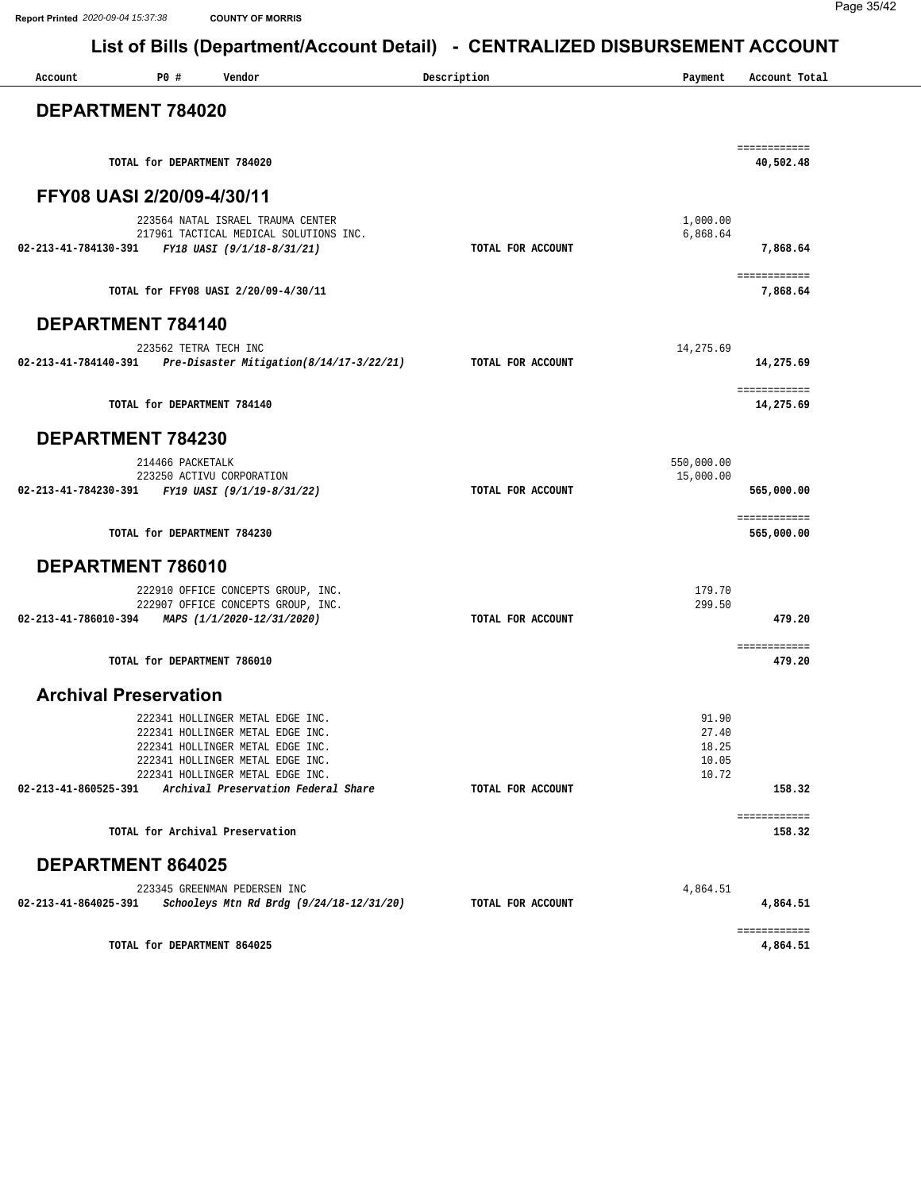# List of Bills (Department/Account Detail) - CENTRALIZED DISBURSEMENT ACCOUNT

| Account | PO # | Vendor | Description | Payment | Account Total |
|---|---|---|---|---|---|

## DEPARTMENT 784020

| | | | | | |
|---|---|---|---|---|---|
| | TOTAL for DEPARTMENT 784020 | | | | 40,502.48 |

## FFY08 UASI 2/20/09-4/30/11

| Account | PO # | Vendor | Description | Payment | Account Total |
|---|---|---|---|---|---|
| | 223564 | NATAL ISRAEL TRAUMA CENTER | | 1,000.00 | |
| | 217961 | TACTICAL MEDICAL SOLUTIONS INC. | | 6,868.64 | |
| 02-213-41-784130-391 | | *FY18 UASI (9/1/18-8/31/21)* | TOTAL FOR ACCOUNT | | 7,868.64 |
| | TOTAL for FFY08 UASI 2/20/09-4/30/11 | | | | 7,868.64 |

## DEPARTMENT 784140

| Account | PO # | Vendor | Description | Payment | Account Total |
|---|---|---|---|---|---|
| | 223562 | TETRA TECH INC | | 14,275.69 | |
| 02-213-41-784140-391 | | *Pre-Disaster Mitigation(8/14/17-3/22/21)* | TOTAL FOR ACCOUNT | | 14,275.69 |
| | TOTAL for DEPARTMENT 784140 | | | | 14,275.69 |

## DEPARTMENT 784230

| Account | PO # | Vendor | Description | Payment | Account Total |
|---|---|---|---|---|---|
| | 214466 | PACKETALK | | 550,000.00 | |
| | 223250 | ACTIVU CORPORATION | | 15,000.00 | |
| 02-213-41-784230-391 | | *FY19 UASI (9/1/19-8/31/22)* | TOTAL FOR ACCOUNT | | 565,000.00 |
| | TOTAL for DEPARTMENT 784230 | | | | 565,000.00 |

## DEPARTMENT 786010

| Account | PO # | Vendor | Description | Payment | Account Total |
|---|---|---|---|---|---|
| | 222910 | OFFICE CONCEPTS GROUP, INC. | | 179.70 | |
| | 222907 | OFFICE CONCEPTS GROUP, INC. | | 299.50 | |
| 02-213-41-786010-394 | | *MAPS (1/1/2020-12/31/2020)* | TOTAL FOR ACCOUNT | | 479.20 |
| | TOTAL for DEPARTMENT 786010 | | | | 479.20 |

## Archival Preservation

| Account | PO # | Vendor | Description | Payment | Account Total |
|---|---|---|---|---|---|
| | 222341 | HOLLINGER METAL EDGE INC. | | 91.90 | |
| | 222341 | HOLLINGER METAL EDGE INC. | | 27.40 | |
| | 222341 | HOLLINGER METAL EDGE INC. | | 18.25 | |
| | 222341 | HOLLINGER METAL EDGE INC. | | 10.05 | |
| | 222341 | HOLLINGER METAL EDGE INC. | | 10.72 | |
| 02-213-41-860525-391 | | *Archival Preservation Federal Share* | TOTAL FOR ACCOUNT | | 158.32 |
| | TOTAL for Archival Preservation | | | | 158.32 |

## DEPARTMENT 864025

| Account | PO # | Vendor | Description | Payment | Account Total |
|---|---|---|---|---|---|
| | 223345 | GREENMAN PEDERSEN INC | | 4,864.51 | |
| 02-213-41-864025-391 | | *Schooleys Mtn Rd Brdg (9/24/18-12/31/20)* | TOTAL FOR ACCOUNT | | 4,864.51 |
| | TOTAL for DEPARTMENT 864025 | | | | 4,864.51 |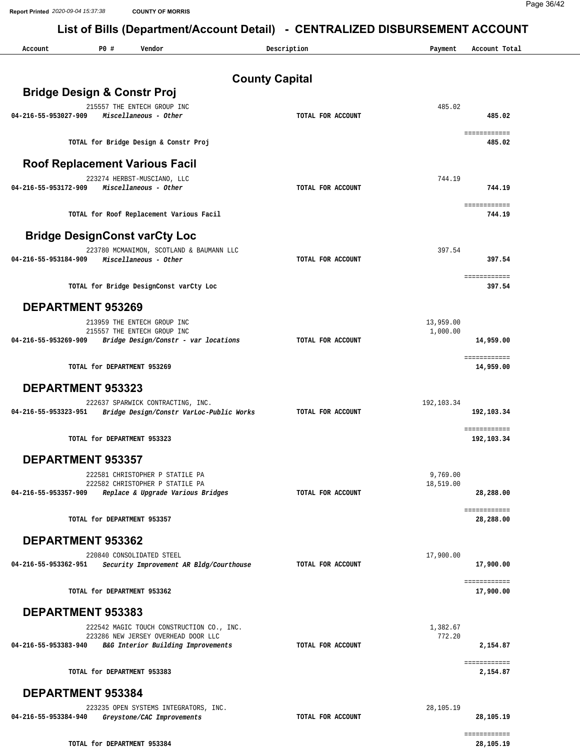# List of Bills (Department/Account Detail) - CENTRALIZED DISBURSEMENT ACCOUNT

| Account | PO # | Vendor | Description | Payment | Account Total |
|---|---|---|---|---|---|

## County Capital

### Bridge Design & Constr Proj

| Account | PO # | Vendor / Description | | Payment | Account Total |
|---|---|---|---|---|---|
| | 215557 | THE ENTECH GROUP INC | | 485.02 | |
| **04-216-55-953027-909** | | ***Miscellaneous - Other*** | **TOTAL FOR ACCOUNT** | | **485.02** |
| | | **TOTAL for Bridge Design & Constr Proj** | | | **485.02** |

### Roof Replacement Various Facil

| Account | PO # | Vendor / Description | | Payment | Account Total |
|---|---|---|---|---|---|
| | 223274 | HERBST-MUSCIANO, LLC | | 744.19 | |
| **04-216-55-953172-909** | | ***Miscellaneous - Other*** | **TOTAL FOR ACCOUNT** | | **744.19** |
| | | **TOTAL for Roof Replacement Various Facil** | | | **744.19** |

### Bridge DesignConst varCty Loc

| Account | PO # | Vendor / Description | | Payment | Account Total |
|---|---|---|---|---|---|
| | 223780 | MCMANIMON, SCOTLAND & BAUMANN LLC | | 397.54 | |
| **04-216-55-953184-909** | | ***Miscellaneous - Other*** | **TOTAL FOR ACCOUNT** | | **397.54** |
| | | **TOTAL for Bridge DesignConst varCty Loc** | | | **397.54** |

### DEPARTMENT 953269

| Account | PO # | Vendor / Description | | Payment | Account Total |
|---|---|---|---|---|---|
| | 213959 | THE ENTECH GROUP INC | | 13,959.00 | |
| | 215557 | THE ENTECH GROUP INC | | 1,000.00 | |
| **04-216-55-953269-909** | | ***Bridge Design/Constr - var locations*** | **TOTAL FOR ACCOUNT** | | **14,959.00** |
| | | **TOTAL for DEPARTMENT 953269** | | | **14,959.00** |

### DEPARTMENT 953323

| Account | PO # | Vendor / Description | | Payment | Account Total |
|---|---|---|---|---|---|
| | 222637 | SPARWICK CONTRACTING, INC. | | 192,103.34 | |
| **04-216-55-953323-951** | | ***Bridge Design/Constr VarLoc-Public Works*** | **TOTAL FOR ACCOUNT** | | **192,103.34** |
| | | **TOTAL for DEPARTMENT 953323** | | | **192,103.34** |

### DEPARTMENT 953357

| Account | PO # | Vendor / Description | | Payment | Account Total |
|---|---|---|---|---|---|
| | 222581 | CHRISTOPHER P STATILE PA | | 9,769.00 | |
| | 222582 | CHRISTOPHER P STATILE PA | | 18,519.00 | |
| **04-216-55-953357-909** | | ***Replace & Upgrade Various Bridges*** | **TOTAL FOR ACCOUNT** | | **28,288.00** |
| | | **TOTAL for DEPARTMENT 953357** | | | **28,288.00** |

### DEPARTMENT 953362

| Account | PO # | Vendor / Description | | Payment | Account Total |
|---|---|---|---|---|---|
| | 220840 | CONSOLIDATED STEEL | | 17,900.00 | |
| **04-216-55-953362-951** | | ***Security Improvement AR Bldg/Courthouse*** | **TOTAL FOR ACCOUNT** | | **17,900.00** |
| | | **TOTAL for DEPARTMENT 953362** | | | **17,900.00** |

### DEPARTMENT 953383

| Account | PO # | Vendor / Description | | Payment | Account Total |
|---|---|---|---|---|---|
| | 222542 | MAGIC TOUCH CONSTRUCTION CO., INC. | | 1,382.67 | |
| | 223286 | NEW JERSEY OVERHEAD DOOR LLC | | 772.20 | |
| **04-216-55-953383-940** | | ***B&G Interior Building Improvements*** | **TOTAL FOR ACCOUNT** | | **2,154.87** |
| | | **TOTAL for DEPARTMENT 953383** | | | **2,154.87** |

### DEPARTMENT 953384

| Account | PO # | Vendor / Description | | Payment | Account Total |
|---|---|---|---|---|---|
| | 223235 | OPEN SYSTEMS INTEGRATORS, INC. | | 28,105.19 | |
| **04-216-55-953384-940** | | ***Greystone/CAC Improvements*** | **TOTAL FOR ACCOUNT** | | **28,105.19** |
| | | **TOTAL for DEPARTMENT 953384** | | | **28,105.19** |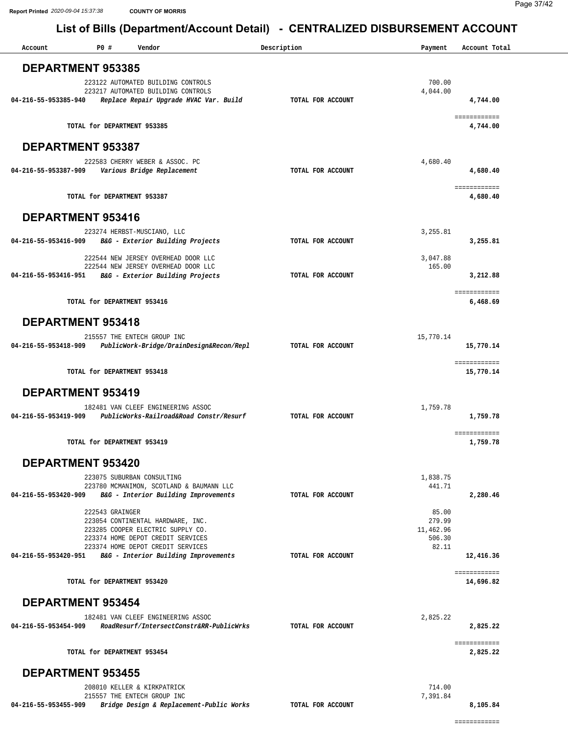**Report Printed** *2020-09-04 15:37:38* **COUNTY OF MORRIS**

# List of Bills (Department/Account Detail) - CENTRALIZED DISBURSEMENT ACCOUNT

| Account | PO # | Vendor | Description | Payment | Account Total |
|---|---|---|---|---|---|

## DEPARTMENT 953385

| Account | PO # | Vendor | Description | Payment | Account Total |
|---|---|---|---|---|---|
| | 223122 | AUTOMATED BUILDING CONTROLS | | 700.00 | |
| | 223217 | AUTOMATED BUILDING CONTROLS | | 4,044.00 | |
| **04-216-55-953385-940** | | ***Replace Repair Upgrade HVAC Var. Build*** | **TOTAL FOR ACCOUNT** | | **4,744.00** |
| | | | | | ============ |
| | **TOTAL for DEPARTMENT 953385** | | | | **4,744.00** |

## DEPARTMENT 953387

| Account | PO # | Vendor | Description | Payment | Account Total |
|---|---|---|---|---|---|
| | 222583 | CHERRY WEBER & ASSOC. PC | | 4,680.40 | |
| **04-216-55-953387-909** | | ***Various Bridge Replacement*** | **TOTAL FOR ACCOUNT** | | **4,680.40** |
| | | | | | ============ |
| | **TOTAL for DEPARTMENT 953387** | | | | **4,680.40** |

## DEPARTMENT 953416

| Account | PO # | Vendor | Description | Payment | Account Total |
|---|---|---|---|---|---|
| | 223274 | HERBST-MUSCIANO, LLC | | 3,255.81 | |
| **04-216-55-953416-909** | | ***B&G - Exterior Building Projects*** | **TOTAL FOR ACCOUNT** | | **3,255.81** |
| | 222544 | NEW JERSEY OVERHEAD DOOR LLC | | 3,047.88 | |
| | 222544 | NEW JERSEY OVERHEAD DOOR LLC | | 165.00 | |
| **04-216-55-953416-951** | | ***B&G - Exterior Building Projects*** | **TOTAL FOR ACCOUNT** | | **3,212.88** |
| | | | | | ============ |
| | **TOTAL for DEPARTMENT 953416** | | | | **6,468.69** |

## DEPARTMENT 953418

| Account | PO # | Vendor | Description | Payment | Account Total |
|---|---|---|---|---|---|
| | 215557 | THE ENTECH GROUP INC | | 15,770.14 | |
| **04-216-55-953418-909** | | ***PublicWork-Bridge/DrainDesign&Recon/Repl*** | **TOTAL FOR ACCOUNT** | | **15,770.14** |
| | | | | | ============ |
| | **TOTAL for DEPARTMENT 953418** | | | | **15,770.14** |

## DEPARTMENT 953419

| Account | PO # | Vendor | Description | Payment | Account Total |
|---|---|---|---|---|---|
| | 182481 | VAN CLEEF ENGINEERING ASSOC | | 1,759.78 | |
| **04-216-55-953419-909** | | ***PublicWorks-Railroad&Road Constr/Resurf*** | **TOTAL FOR ACCOUNT** | | **1,759.78** |
| | | | | | ============ |
| | **TOTAL for DEPARTMENT 953419** | | | | **1,759.78** |

## DEPARTMENT 953420

| Account | PO # | Vendor | Description | Payment | Account Total |
|---|---|---|---|---|---|
| | 223075 | SUBURBAN CONSULTING | | 1,838.75 | |
| | 223780 | MCMANIMON, SCOTLAND & BAUMANN LLC | | 441.71 | |
| **04-216-55-953420-909** | | ***B&G - Interior Building Improvements*** | **TOTAL FOR ACCOUNT** | | **2,280.46** |
| | 222543 | GRAINGER | | 85.00 | |
| | 223054 | CONTINENTAL HARDWARE, INC. | | 279.99 | |
| | 223285 | COOPER ELECTRIC SUPPLY CO. | | 11,462.96 | |
| | 223374 | HOME DEPOT CREDIT SERVICES | | 506.30 | |
| | 223374 | HOME DEPOT CREDIT SERVICES | | 82.11 | |
| **04-216-55-953420-951** | | ***B&G - Interior Building Improvements*** | **TOTAL FOR ACCOUNT** | | **12,416.36** |
| | | | | | ============ |
| | **TOTAL for DEPARTMENT 953420** | | | | **14,696.82** |

## DEPARTMENT 953454

| Account | PO # | Vendor | Description | Payment | Account Total |
|---|---|---|---|---|---|
| | 182481 | VAN CLEEF ENGINEERING ASSOC | | 2,825.22 | |
| **04-216-55-953454-909** | | ***RoadResurf/IntersectConstr&RR-PublicWrks*** | **TOTAL FOR ACCOUNT** | | **2,825.22** |
| | | | | | ============ |
| | **TOTAL for DEPARTMENT 953454** | | | | **2,825.22** |

## DEPARTMENT 953455

| Account | PO # | Vendor | Description | Payment | Account Total |
|---|---|---|---|---|---|
| | 208010 | KELLER & KIRKPATRICK | | 714.00 | |
| | 215557 | THE ENTECH GROUP INC | | 7,391.84 | |
| **04-216-55-953455-909** | | ***Bridge Design & Replacement-Public Works*** | **TOTAL FOR ACCOUNT** | | **8,105.84** |
| | | | | | ============ |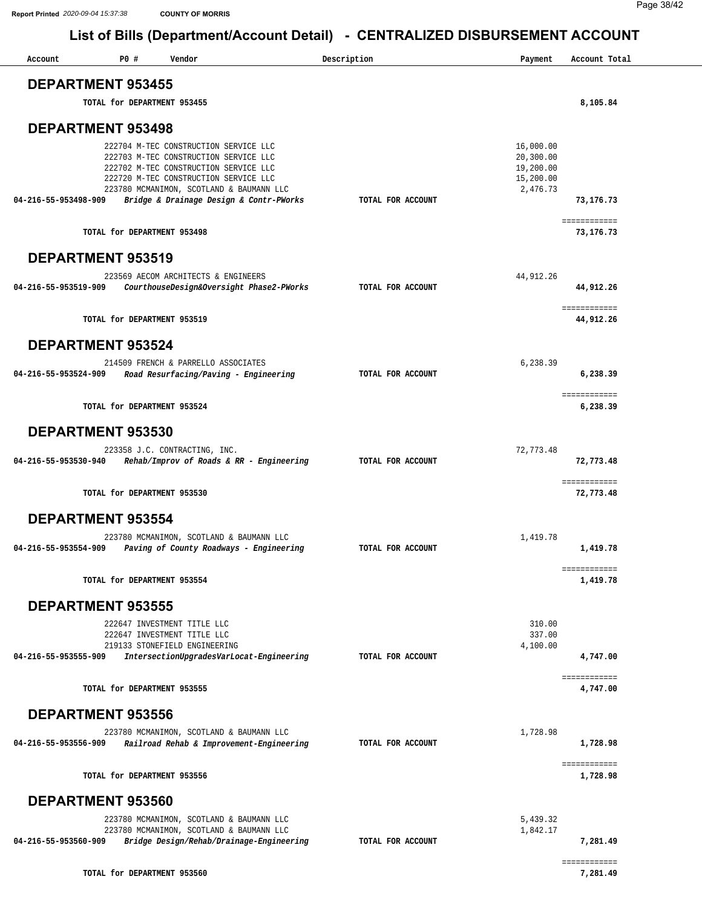**Report Printed** *2020-09-04 15:37:38* **COUNTY OF MORRIS**

# List of Bills (Department/Account Detail) - CENTRALIZED DISBURSEMENT ACCOUNT

| Account | PO # | Vendor | Description | Payment | Account Total |
|---|---|---|---|---|---|

## DEPARTMENT 953455

| | | | | | |
|---|---|---|---|---|---|
| | TOTAL for DEPARTMENT 953455 | | | | 8,105.84 |

## DEPARTMENT 953498

| Account | PO # | Vendor | Description | Payment | Account Total |
|---|---|---|---|---|---|
| | 222704 | M-TEC CONSTRUCTION SERVICE LLC | | 16,000.00 | |
| | 222703 | M-TEC CONSTRUCTION SERVICE LLC | | 20,300.00 | |
| | 222702 | M-TEC CONSTRUCTION SERVICE LLC | | 19,200.00 | |
| | 222720 | M-TEC CONSTRUCTION SERVICE LLC | | 15,200.00 | |
| | 223780 | MCMANIMON, SCOTLAND & BAUMANN LLC | | 2,476.73 | |
| **04-216-55-953498-909** | | *Bridge & Drainage Design & Contr-PWorks* | TOTAL FOR ACCOUNT | | 73,176.73 |
| | TOTAL for DEPARTMENT 953498 | | | | 73,176.73 |

## DEPARTMENT 953519

| Account | PO # | Vendor | Description | Payment | Account Total |
|---|---|---|---|---|---|
| | 223569 | AECOM ARCHITECTS & ENGINEERS | | 44,912.26 | |
| **04-216-55-953519-909** | | *CourthouseDesign&Oversight Phase2-PWorks* | TOTAL FOR ACCOUNT | | 44,912.26 |
| | TOTAL for DEPARTMENT 953519 | | | | 44,912.26 |

## DEPARTMENT 953524

| Account | PO # | Vendor | Description | Payment | Account Total |
|---|---|---|---|---|---|
| | 214509 | FRENCH & PARRELLO ASSOCIATES | | 6,238.39 | |
| **04-216-55-953524-909** | | *Road Resurfacing/Paving - Engineering* | TOTAL FOR ACCOUNT | | 6,238.39 |
| | TOTAL for DEPARTMENT 953524 | | | | 6,238.39 |

## DEPARTMENT 953530

| Account | PO # | Vendor | Description | Payment | Account Total |
|---|---|---|---|---|---|
| | 223358 | J.C. CONTRACTING, INC. | | 72,773.48 | |
| **04-216-55-953530-940** | | *Rehab/Improv of Roads & RR - Engineering* | TOTAL FOR ACCOUNT | | 72,773.48 |
| | TOTAL for DEPARTMENT 953530 | | | | 72,773.48 |

## DEPARTMENT 953554

| Account | PO # | Vendor | Description | Payment | Account Total |
|---|---|---|---|---|---|
| | 223780 | MCMANIMON, SCOTLAND & BAUMANN LLC | | 1,419.78 | |
| **04-216-55-953554-909** | | *Paving of County Roadways - Engineering* | TOTAL FOR ACCOUNT | | 1,419.78 |
| | TOTAL for DEPARTMENT 953554 | | | | 1,419.78 |

## DEPARTMENT 953555

| Account | PO # | Vendor | Description | Payment | Account Total |
|---|---|---|---|---|---|
| | 222647 | INVESTMENT TITLE LLC | | 310.00 | |
| | 222647 | INVESTMENT TITLE LLC | | 337.00 | |
| | 219133 | STONEFIELD ENGINEERING | | 4,100.00 | |
| **04-216-55-953555-909** | | *IntersectionUpgradesVarLocat-Engineering* | TOTAL FOR ACCOUNT | | 4,747.00 |
| | TOTAL for DEPARTMENT 953555 | | | | 4,747.00 |

## DEPARTMENT 953556

| Account | PO # | Vendor | Description | Payment | Account Total |
|---|---|---|---|---|---|
| | 223780 | MCMANIMON, SCOTLAND & BAUMANN LLC | | 1,728.98 | |
| **04-216-55-953556-909** | | *Railroad Rehab & Improvement-Engineering* | TOTAL FOR ACCOUNT | | 1,728.98 |
| | TOTAL for DEPARTMENT 953556 | | | | 1,728.98 |

## DEPARTMENT 953560

| Account | PO # | Vendor | Description | Payment | Account Total |
|---|---|---|---|---|---|
| | 223780 | MCMANIMON, SCOTLAND & BAUMANN LLC | | 5,439.32 | |
| | 223780 | MCMANIMON, SCOTLAND & BAUMANN LLC | | 1,842.17 | |
| **04-216-55-953560-909** | | *Bridge Design/Rehab/Drainage-Engineering* | TOTAL FOR ACCOUNT | | 7,281.49 |
| | TOTAL for DEPARTMENT 953560 | | | | 7,281.49 |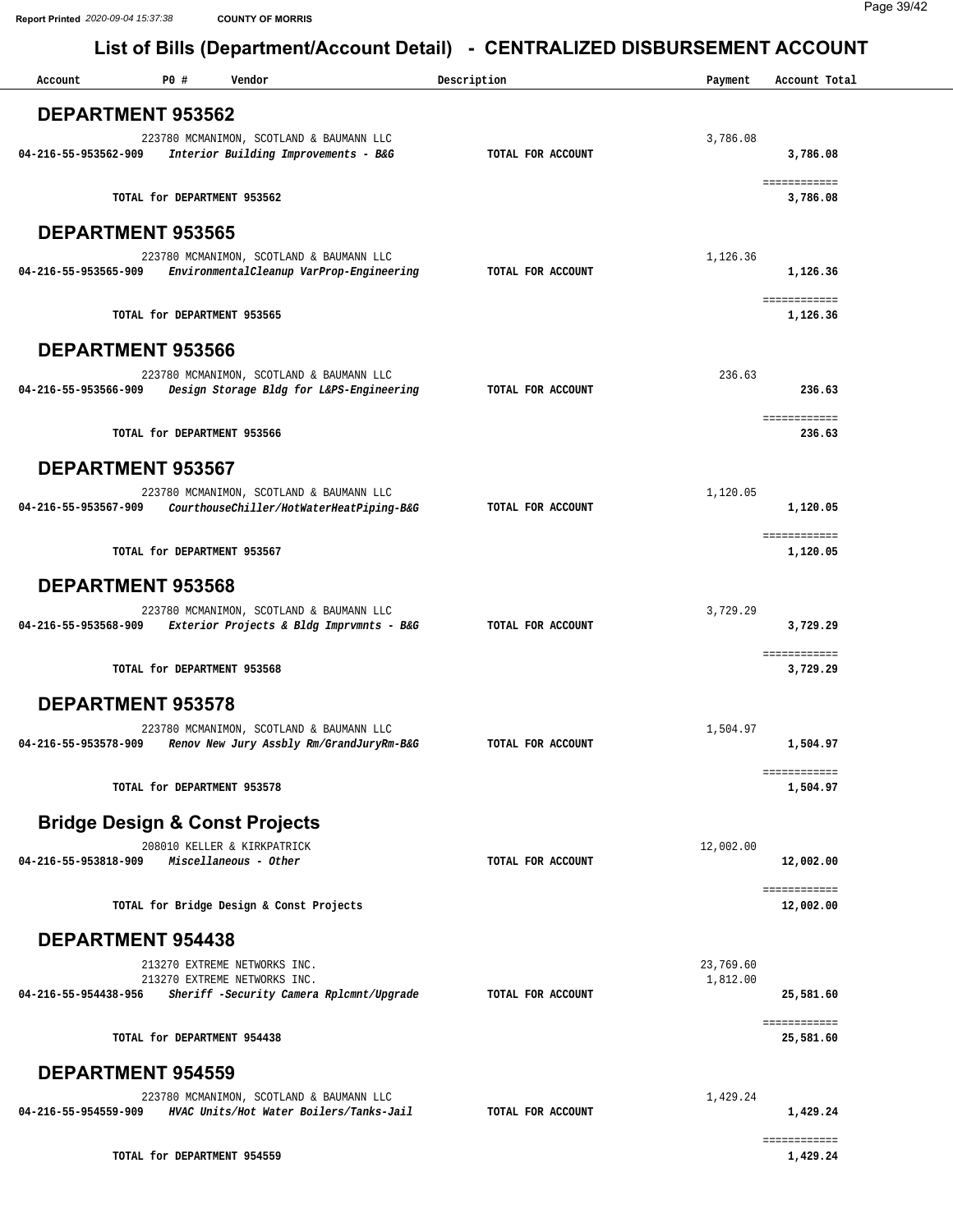## List of Bills (Department/Account Detail) - CENTRALIZED DISBURSEMENT ACCOUNT

| Account | PO # | Vendor | Description | Payment | Account Total |
|---|---|---|---|---|---|

### DEPARTMENT 953562

| Account | PO # | Vendor | Description | Payment | Account Total |
|---|---|---|---|---|---|
| | 223780 | MCMANIMON, SCOTLAND & BAUMANN LLC | | 3,786.08 | |
| **04-216-55-953562-909** | | ***Interior Building Improvements - B&G*** | **TOTAL FOR ACCOUNT** | | **3,786.08** |
| | | **TOTAL for DEPARTMENT 953562** | | | **3,786.08** |

### DEPARTMENT 953565

| Account | PO # | Vendor | Description | Payment | Account Total |
|---|---|---|---|---|---|
| | 223780 | MCMANIMON, SCOTLAND & BAUMANN LLC | | 1,126.36 | |
| **04-216-55-953565-909** | | ***EnvironmentalCleanup VarProp-Engineering*** | **TOTAL FOR ACCOUNT** | | **1,126.36** |
| | | **TOTAL for DEPARTMENT 953565** | | | **1,126.36** |

### DEPARTMENT 953566

| Account | PO # | Vendor | Description | Payment | Account Total |
|---|---|---|---|---|---|
| | 223780 | MCMANIMON, SCOTLAND & BAUMANN LLC | | 236.63 | |
| **04-216-55-953566-909** | | ***Design Storage Bldg for L&PS-Engineering*** | **TOTAL FOR ACCOUNT** | | **236.63** |
| | | **TOTAL for DEPARTMENT 953566** | | | **236.63** |

### DEPARTMENT 953567

| Account | PO # | Vendor | Description | Payment | Account Total |
|---|---|---|---|---|---|
| | 223780 | MCMANIMON, SCOTLAND & BAUMANN LLC | | 1,120.05 | |
| **04-216-55-953567-909** | | ***CourthouseChiller/HotWaterHeatPiping-B&G*** | **TOTAL FOR ACCOUNT** | | **1,120.05** |
| | | **TOTAL for DEPARTMENT 953567** | | | **1,120.05** |

### DEPARTMENT 953568

| Account | PO # | Vendor | Description | Payment | Account Total |
|---|---|---|---|---|---|
| | 223780 | MCMANIMON, SCOTLAND & BAUMANN LLC | | 3,729.29 | |
| **04-216-55-953568-909** | | ***Exterior Projects & Bldg Imprvmnts - B&G*** | **TOTAL FOR ACCOUNT** | | **3,729.29** |
| | | **TOTAL for DEPARTMENT 953568** | | | **3,729.29** |

### DEPARTMENT 953578

| Account | PO # | Vendor | Description | Payment | Account Total |
|---|---|---|---|---|---|
| | 223780 | MCMANIMON, SCOTLAND & BAUMANN LLC | | 1,504.97 | |
| **04-216-55-953578-909** | | ***Renov New Jury Assbly Rm/GrandJuryRm-B&G*** | **TOTAL FOR ACCOUNT** | | **1,504.97** |
| | | **TOTAL for DEPARTMENT 953578** | | | **1,504.97** |

### Bridge Design & Const Projects

| Account | PO # | Vendor | Description | Payment | Account Total |
|---|---|---|---|---|---|
| | 208010 | KELLER & KIRKPATRICK | | 12,002.00 | |
| **04-216-55-953818-909** | | ***Miscellaneous - Other*** | **TOTAL FOR ACCOUNT** | | **12,002.00** |
| | | **TOTAL for Bridge Design & Const Projects** | | | **12,002.00** |

### DEPARTMENT 954438

| Account | PO # | Vendor | Description | Payment | Account Total |
|---|---|---|---|---|---|
| | 213270 | EXTREME NETWORKS INC. | | 23,769.60 | |
| | 213270 | EXTREME NETWORKS INC. | | 1,812.00 | |
| **04-216-55-954438-956** | | ***Sheriff -Security Camera Rplcmnt/Upgrade*** | **TOTAL FOR ACCOUNT** | | **25,581.60** |
| | | **TOTAL for DEPARTMENT 954438** | | | **25,581.60** |

### DEPARTMENT 954559

| Account | PO # | Vendor | Description | Payment | Account Total |
|---|---|---|---|---|---|
| | 223780 | MCMANIMON, SCOTLAND & BAUMANN LLC | | 1,429.24 | |
| **04-216-55-954559-909** | | ***HVAC Units/Hot Water Boilers/Tanks-Jail*** | **TOTAL FOR ACCOUNT** | | **1,429.24** |
| | | **TOTAL for DEPARTMENT 954559** | | | **1,429.24** |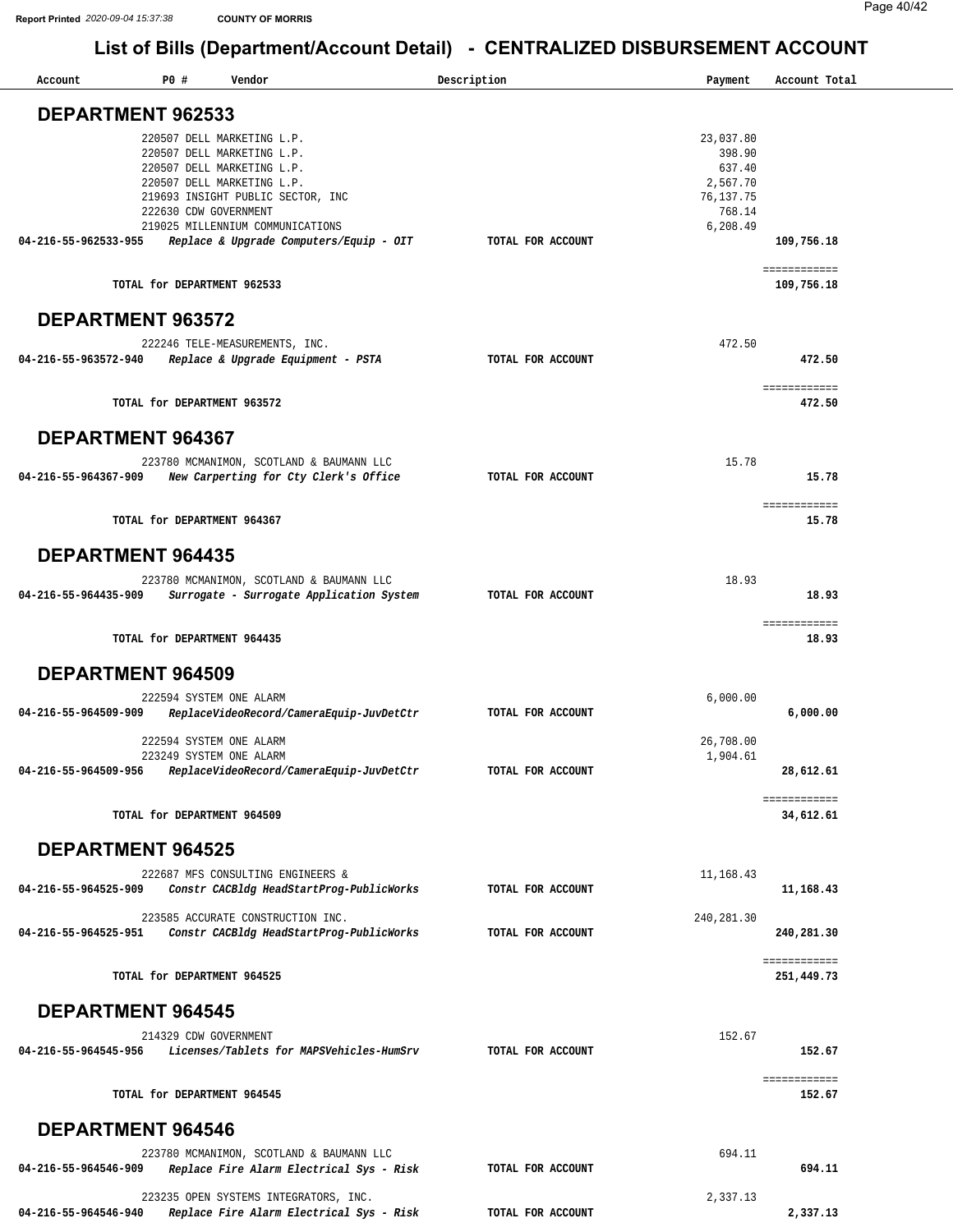Report Printed 2020-09-04 15:37:38 COUNTY OF MORRIS

# List of Bills (Department/Account Detail) - CENTRALIZED DISBURSEMENT ACCOUNT

| Account | PO # | Vendor | Description | Payment | Account Total |
|---|---|---|---|---|---|

## DEPARTMENT 962533

| Account | PO # | Vendor | Description | Payment | Account Total |
|---|---|---|---|---|---|
| | 220507 | DELL MARKETING L.P. | | 23,037.80 | |
| | 220507 | DELL MARKETING L.P. | | 398.90 | |
| | 220507 | DELL MARKETING L.P. | | 637.40 | |
| | 220507 | DELL MARKETING L.P. | | 2,567.70 | |
| | 219693 | INSIGHT PUBLIC SECTOR, INC | | 76,137.75 | |
| | 222630 | CDW GOVERNMENT | | 768.14 | |
| | 219025 | MILLENNIUM COMMUNICATIONS | | 6,208.49 | |
| **04-216-55-962533-955** | | ***Replace & Upgrade Computers/Equip - OIT*** | **TOTAL FOR ACCOUNT** | | **109,756.18** |
| | | **TOTAL for DEPARTMENT 962533** | | | **109,756.18** |

## DEPARTMENT 963572

| Account | PO # | Vendor | Description | Payment | Account Total |
|---|---|---|---|---|---|
| | 222246 | TELE-MEASUREMENTS, INC. | | 472.50 | |
| **04-216-55-963572-940** | | ***Replace & Upgrade Equipment - PSTA*** | **TOTAL FOR ACCOUNT** | | **472.50** |
| | | **TOTAL for DEPARTMENT 963572** | | | **472.50** |

## DEPARTMENT 964367

| Account | PO # | Vendor | Description | Payment | Account Total |
|---|---|---|---|---|---|
| | 223780 | MCMANIMON, SCOTLAND & BAUMANN LLC | | 15.78 | |
| **04-216-55-964367-909** | | ***New Carperting for Cty Clerk's Office*** | **TOTAL FOR ACCOUNT** | | **15.78** |
| | | **TOTAL for DEPARTMENT 964367** | | | **15.78** |

## DEPARTMENT 964435

| Account | PO # | Vendor | Description | Payment | Account Total |
|---|---|---|---|---|---|
| | 223780 | MCMANIMON, SCOTLAND & BAUMANN LLC | | 18.93 | |
| **04-216-55-964435-909** | | ***Surrogate - Surrogate Application System*** | **TOTAL FOR ACCOUNT** | | **18.93** |
| | | **TOTAL for DEPARTMENT 964435** | | | **18.93** |

## DEPARTMENT 964509

| Account | PO # | Vendor | Description | Payment | Account Total |
|---|---|---|---|---|---|
| | 222594 | SYSTEM ONE ALARM | | 6,000.00 | |
| **04-216-55-964509-909** | | ***ReplaceVideoRecord/CameraEquip-JuvDetCtr*** | **TOTAL FOR ACCOUNT** | | **6,000.00** |
| | 222594 | SYSTEM ONE ALARM | | 26,708.00 | |
| | 223249 | SYSTEM ONE ALARM | | 1,904.61 | |
| **04-216-55-964509-956** | | ***ReplaceVideoRecord/CameraEquip-JuvDetCtr*** | **TOTAL FOR ACCOUNT** | | **28,612.61** |
| | | **TOTAL for DEPARTMENT 964509** | | | **34,612.61** |

## DEPARTMENT 964525

| Account | PO # | Vendor | Description | Payment | Account Total |
|---|---|---|---|---|---|
| | 222687 | MFS CONSULTING ENGINEERS & | | 11,168.43 | |
| **04-216-55-964525-909** | | ***Constr CACBldg HeadStartProg-PublicWorks*** | **TOTAL FOR ACCOUNT** | | **11,168.43** |
| | 223585 | ACCURATE CONSTRUCTION INC. | | 240,281.30 | |
| **04-216-55-964525-951** | | ***Constr CACBldg HeadStartProg-PublicWorks*** | **TOTAL FOR ACCOUNT** | | **240,281.30** |
| | | **TOTAL for DEPARTMENT 964525** | | | **251,449.73** |

## DEPARTMENT 964545

| Account | PO # | Vendor | Description | Payment | Account Total |
|---|---|---|---|---|---|
| | 214329 | CDW GOVERNMENT | | 152.67 | |
| **04-216-55-964545-956** | | ***Licenses/Tablets for MAPSVehicles-HumSrv*** | **TOTAL FOR ACCOUNT** | | **152.67** |
| | | **TOTAL for DEPARTMENT 964545** | | | **152.67** |

## DEPARTMENT 964546

| Account | PO # | Vendor | Description | Payment | Account Total |
|---|---|---|---|---|---|
| | 223780 | MCMANIMON, SCOTLAND & BAUMANN LLC | | 694.11 | |
| **04-216-55-964546-909** | | ***Replace Fire Alarm Electrical Sys - Risk*** | **TOTAL FOR ACCOUNT** | | **694.11** |
| | 223235 | OPEN SYSTEMS INTEGRATORS, INC. | | 2,337.13 | |
| **04-216-55-964546-940** | | ***Replace Fire Alarm Electrical Sys - Risk*** | **TOTAL FOR ACCOUNT** | | **2,337.13** |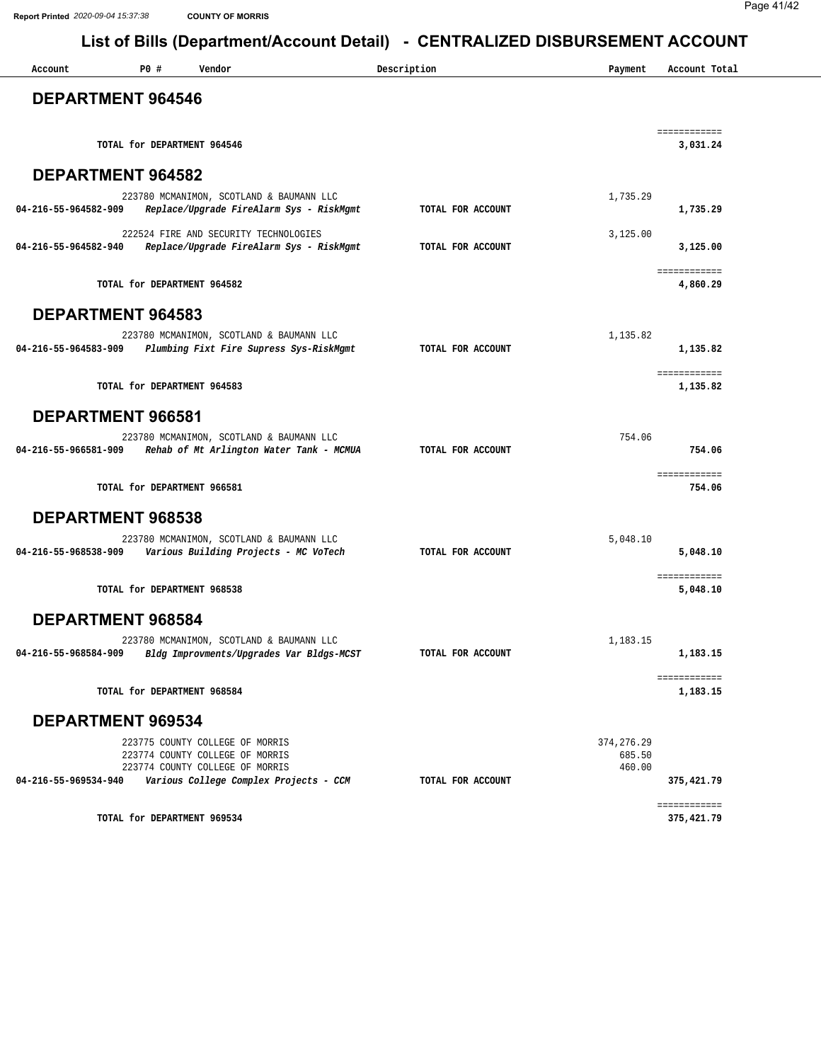# List of Bills (Department/Account Detail) - CENTRALIZED DISBURSEMENT ACCOUNT

| Account | PO # | Vendor | Description | Payment | Account Total |
|---|---|---|---|---|---|

## DEPARTMENT 964546

| Account | PO # | Vendor | Description | Payment | Account Total |
|---|---|---|---|---|---|
| | | TOTAL for DEPARTMENT 964546 | | | 3,031.24 |

## DEPARTMENT 964582

| Account | PO # | Vendor | Description | Payment | Account Total |
|---|---|---|---|---|---|
| | 223780 | MCMANIMON, SCOTLAND & BAUMANN LLC | | 1,735.29 | |
| 04-216-55-964582-909 | | *Replace/Upgrade FireAlarm Sys - RiskMgmt* | TOTAL FOR ACCOUNT | | 1,735.29 |
| | 222524 | FIRE AND SECURITY TECHNOLOGIES | | 3,125.00 | |
| 04-216-55-964582-940 | | *Replace/Upgrade FireAlarm Sys - RiskMgmt* | TOTAL FOR ACCOUNT | | 3,125.00 |
| | | TOTAL for DEPARTMENT 964582 | | | 4,860.29 |

## DEPARTMENT 964583

| Account | PO # | Vendor | Description | Payment | Account Total |
|---|---|---|---|---|---|
| | 223780 | MCMANIMON, SCOTLAND & BAUMANN LLC | | 1,135.82 | |
| 04-216-55-964583-909 | | *Plumbing Fixt Fire Supress Sys-RiskMgmt* | TOTAL FOR ACCOUNT | | 1,135.82 |
| | | TOTAL for DEPARTMENT 964583 | | | 1,135.82 |

## DEPARTMENT 966581

| Account | PO # | Vendor | Description | Payment | Account Total |
|---|---|---|---|---|---|
| | 223780 | MCMANIMON, SCOTLAND & BAUMANN LLC | | 754.06 | |
| 04-216-55-966581-909 | | *Rehab of Mt Arlington Water Tank - MCMUA* | TOTAL FOR ACCOUNT | | 754.06 |
| | | TOTAL for DEPARTMENT 966581 | | | 754.06 |

## DEPARTMENT 968538

| Account | PO # | Vendor | Description | Payment | Account Total |
|---|---|---|---|---|---|
| | 223780 | MCMANIMON, SCOTLAND & BAUMANN LLC | | 5,048.10 | |
| 04-216-55-968538-909 | | *Various Building Projects - MC VoTech* | TOTAL FOR ACCOUNT | | 5,048.10 |
| | | TOTAL for DEPARTMENT 968538 | | | 5,048.10 |

## DEPARTMENT 968584

| Account | PO # | Vendor | Description | Payment | Account Total |
|---|---|---|---|---|---|
| | 223780 | MCMANIMON, SCOTLAND & BAUMANN LLC | | 1,183.15 | |
| 04-216-55-968584-909 | | *Bldg Improvments/Upgrades Var Bldgs-MCST* | TOTAL FOR ACCOUNT | | 1,183.15 |
| | | TOTAL for DEPARTMENT 968584 | | | 1,183.15 |

## DEPARTMENT 969534

| Account | PO # | Vendor | Description | Payment | Account Total |
|---|---|---|---|---|---|
| | 223775 | COUNTY COLLEGE OF MORRIS | | 374,276.29 | |
| | 223774 | COUNTY COLLEGE OF MORRIS | | 685.50 | |
| | 223774 | COUNTY COLLEGE OF MORRIS | | 460.00 | |
| 04-216-55-969534-940 | | *Various College Complex Projects - CCM* | TOTAL FOR ACCOUNT | | 375,421.79 |
| | | TOTAL for DEPARTMENT 969534 | | | 375,421.79 |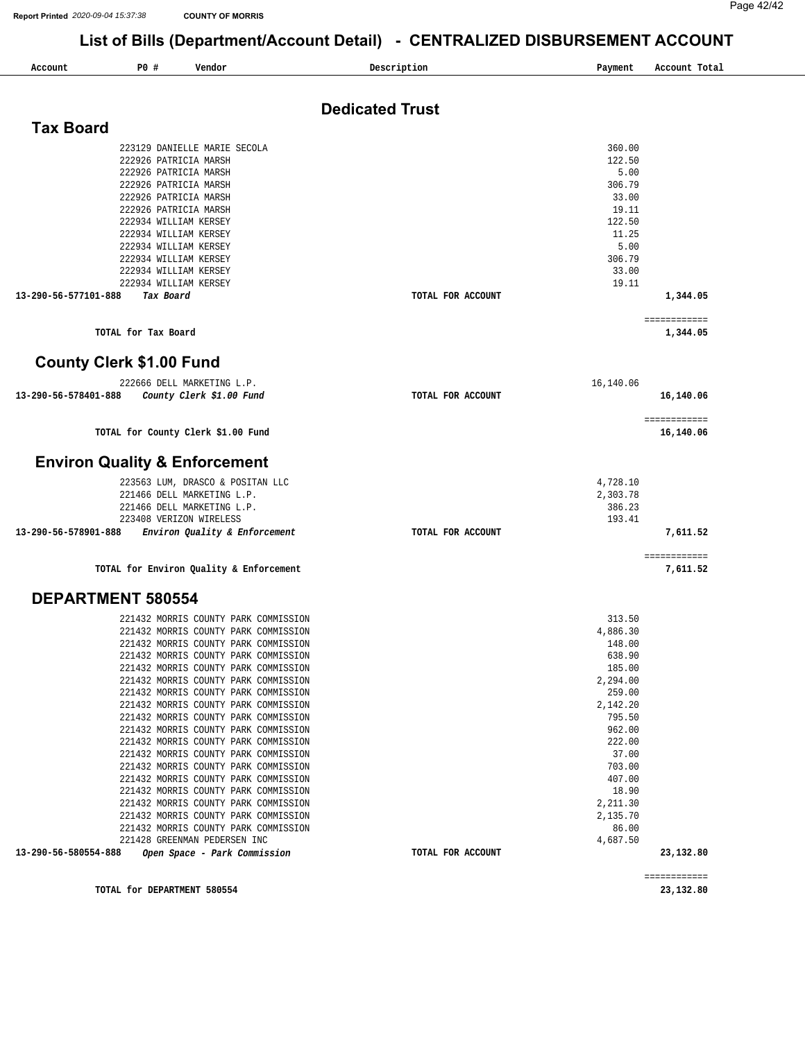# List of Bills (Department/Account Detail) - CENTRALIZED DISBURSEMENT ACCOUNT

## Dedicated Trust

### Tax Board

| Account | PO # | Vendor | Description | Payment | Account Total |
|---|---|---|---|---|---|
| | 223129 | DANIELLE MARIE SECOLA | | 360.00 | |
| | 222926 | PATRICIA MARSH | | 122.50 | |
| | 222926 | PATRICIA MARSH | | 5.00 | |
| | 222926 | PATRICIA MARSH | | 306.79 | |
| | 222926 | PATRICIA MARSH | | 33.00 | |
| | 222926 | PATRICIA MARSH | | 19.11 | |
| | 222934 | WILLIAM KERSEY | | 122.50 | |
| | 222934 | WILLIAM KERSEY | | 11.25 | |
| | 222934 | WILLIAM KERSEY | | 5.00 | |
| | 222934 | WILLIAM KERSEY | | 306.79 | |
| | 222934 | WILLIAM KERSEY | | 33.00 | |
| | 222934 | WILLIAM KERSEY | | 19.11 | |
| 13-290-56-577101-888 | | *Tax Board* | TOTAL FOR ACCOUNT | | 1,344.05 |

TOTAL for Tax Board — 1,344.05

### County Clerk $1.00 Fund

| Account | PO # | Vendor | Description | Payment | Account Total |
|---|---|---|---|---|---|
| | 222666 | DELL MARKETING L.P. | | 16,140.06 | |
| 13-290-56-578401-888 | | *County Clerk $1.00 Fund* | TOTAL FOR ACCOUNT | | 16,140.06 |

TOTAL for County Clerk $1.00 Fund — 16,140.06

### Environ Quality & Enforcement

| Account | PO # | Vendor | Description | Payment | Account Total |
|---|---|---|---|---|---|
| | 223563 | LUM, DRASCO & POSITAN LLC | | 4,728.10 | |
| | 221466 | DELL MARKETING L.P. | | 2,303.78 | |
| | 221466 | DELL MARKETING L.P. | | 386.23 | |
| | 223408 | VERIZON WIRELESS | | 193.41 | |
| 13-290-56-578901-888 | | *Environ Quality & Enforcement* | TOTAL FOR ACCOUNT | | 7,611.52 |

TOTAL for Environ Quality & Enforcement — 7,611.52

### DEPARTMENT 580554

| Account | PO # | Vendor | Description | Payment | Account Total |
|---|---|---|---|---|---|
| | 221432 | MORRIS COUNTY PARK COMMISSION | | 313.50 | |
| | 221432 | MORRIS COUNTY PARK COMMISSION | | 4,886.30 | |
| | 221432 | MORRIS COUNTY PARK COMMISSION | | 148.00 | |
| | 221432 | MORRIS COUNTY PARK COMMISSION | | 638.90 | |
| | 221432 | MORRIS COUNTY PARK COMMISSION | | 185.00 | |
| | 221432 | MORRIS COUNTY PARK COMMISSION | | 2,294.00 | |
| | 221432 | MORRIS COUNTY PARK COMMISSION | | 259.00 | |
| | 221432 | MORRIS COUNTY PARK COMMISSION | | 2,142.20 | |
| | 221432 | MORRIS COUNTY PARK COMMISSION | | 795.50 | |
| | 221432 | MORRIS COUNTY PARK COMMISSION | | 962.00 | |
| | 221432 | MORRIS COUNTY PARK COMMISSION | | 222.00 | |
| | 221432 | MORRIS COUNTY PARK COMMISSION | | 37.00 | |
| | 221432 | MORRIS COUNTY PARK COMMISSION | | 703.00 | |
| | 221432 | MORRIS COUNTY PARK COMMISSION | | 407.00 | |
| | 221432 | MORRIS COUNTY PARK COMMISSION | | 18.90 | |
| | 221432 | MORRIS COUNTY PARK COMMISSION | | 2,211.30 | |
| | 221432 | MORRIS COUNTY PARK COMMISSION | | 2,135.70 | |
| | 221432 | MORRIS COUNTY PARK COMMISSION | | 86.00 | |
| | 221428 | GREENMAN PEDERSEN INC | | 4,687.50 | |
| 13-290-56-580554-888 | | *Open Space - Park Commission* | TOTAL FOR ACCOUNT | | 23,132.80 |

TOTAL for DEPARTMENT 580554 — 23,132.80